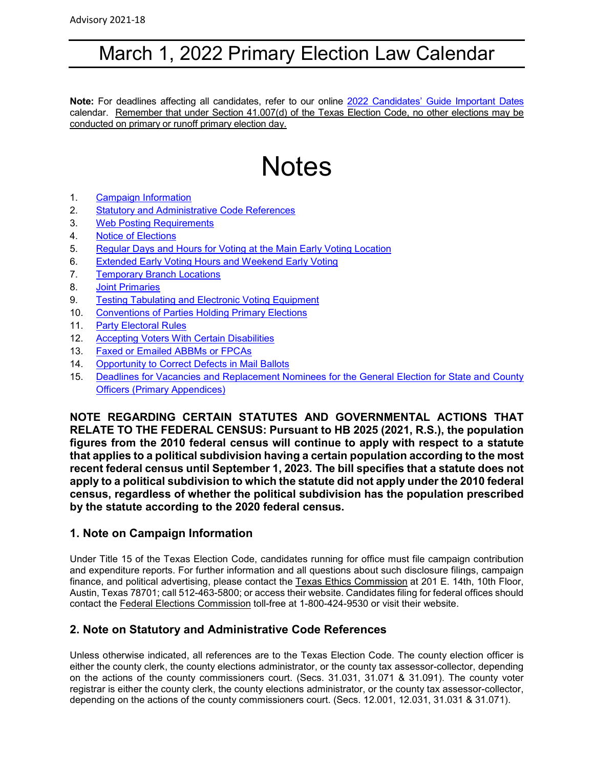Advisory 2021-18

# March 1, 2022 Primary Election Law Calendar

**Note:** For deadlines affecting all candidates, refer to our online 2022 Candidates' Guide Important Dates calendar. Remember that under Section 41.007(d) of the Texas Election Code, no other elections may be conducted on primary or runoff primary election day.

# Notes

1. Campaign Information
2. Statutory and Administrative Code References
3. Web Posting Requirements
4. Notice of Elections
5. Regular Days and Hours for Voting at the Main Early Voting Location
6. Extended Early Voting Hours and Weekend Early Voting
7. Temporary Branch Locations
8. Joint Primaries
9. Testing Tabulating and Electronic Voting Equipment
10. Conventions of Parties Holding Primary Elections
11. Party Electoral Rules
12. Accepting Voters With Certain Disabilities
13. Faxed or Emailed ABBMs or FPCAs
14. Opportunity to Correct Defects in Mail Ballots
15. Deadlines for Vacancies and Replacement Nominees for the General Election for State and County Officers (Primary Appendices)

**NOTE REGARDING CERTAIN STATUTES AND GOVERNMENTAL ACTIONS THAT RELATE TO THE FEDERAL CENSUS: Pursuant to HB 2025 (2021, R.S.), the population figures from the 2010 federal census will continue to apply with respect to a statute that applies to a political subdivision having a certain population according to the most recent federal census until September 1, 2023. The bill specifies that a statute does not apply to a political subdivision to which the statute did not apply under the 2010 federal census, regardless of whether the political subdivision has the population prescribed by the statute according to the 2020 federal census.**

## 1. Note on Campaign Information

Under Title 15 of the Texas Election Code, candidates running for office must file campaign contribution and expenditure reports. For further information and all questions about such disclosure filings, campaign finance, and political advertising, please contact the Texas Ethics Commission at 201 E. 14th, 10th Floor, Austin, Texas 78701; call 512-463-5800; or access their website. Candidates filing for federal offices should contact the Federal Elections Commission toll-free at 1-800-424-9530 or visit their website.

## 2. Note on Statutory and Administrative Code References

Unless otherwise indicated, all references are to the Texas Election Code. The county election officer is either the county clerk, the county elections administrator, or the county tax assessor-collector, depending on the actions of the county commissioners court. (Secs. 31.031, 31.071 & 31.091). The county voter registrar is either the county clerk, the county elections administrator, or the county tax assessor-collector, depending on the actions of the county commissioners court. (Secs. 12.001, 12.031, 31.031 & 31.071).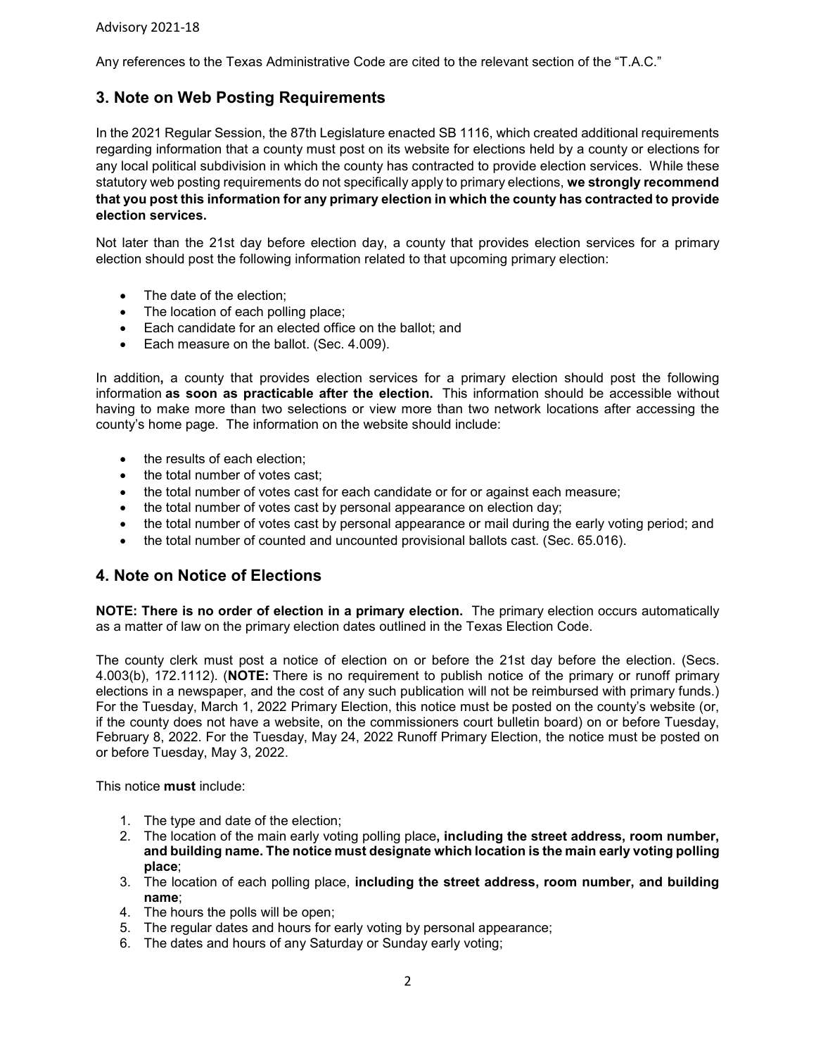Any references to the Texas Administrative Code are cited to the relevant section of the "T.A.C."

## 3. Note on Web Posting Requirements

In the 2021 Regular Session, the 87th Legislature enacted SB 1116, which created additional requirements regarding information that a county must post on its website for elections held by a county or elections for any local political subdivision in which the county has contracted to provide election services. While these statutory web posting requirements do not specifically apply to primary elections, **we strongly recommend that you post this information for any primary election in which the county has contracted to provide election services.**

Not later than the 21st day before election day, a county that provides election services for a primary election should post the following information related to that upcoming primary election:

- The date of the election;
- The location of each polling place;
- Each candidate for an elected office on the ballot; and
- Each measure on the ballot. (Sec. 4.009).

In addition**,** a county that provides election services for a primary election should post the following information **as soon as practicable after the election.** This information should be accessible without having to make more than two selections or view more than two network locations after accessing the county's home page. The information on the website should include:

- the results of each election;
- the total number of votes cast;
- the total number of votes cast for each candidate or for or against each measure;
- the total number of votes cast by personal appearance on election day;
- the total number of votes cast by personal appearance or mail during the early voting period; and
- the total number of counted and uncounted provisional ballots cast. (Sec. 65.016).

## 4. Note on Notice of Elections

**NOTE: There is no order of election in a primary election.** The primary election occurs automatically as a matter of law on the primary election dates outlined in the Texas Election Code.

The county clerk must post a notice of election on or before the 21st day before the election. (Secs. 4.003(b), 172.1112). (**NOTE:** There is no requirement to publish notice of the primary or runoff primary elections in a newspaper, and the cost of any such publication will not be reimbursed with primary funds.) For the Tuesday, March 1, 2022 Primary Election, this notice must be posted on the county's website (or, if the county does not have a website, on the commissioners court bulletin board) on or before Tuesday, February 8, 2022. For the Tuesday, May 24, 2022 Runoff Primary Election, the notice must be posted on or before Tuesday, May 3, 2022.

This notice **must** include:

1. The type and date of the election;
2. The location of the main early voting polling place**, including the street address, room number, and building name. The notice must designate which location is the main early voting polling place**;
3. The location of each polling place, **including the street address, room number, and building name**;
4. The hours the polls will be open;
5. The regular dates and hours for early voting by personal appearance;
6. The dates and hours of any Saturday or Sunday early voting;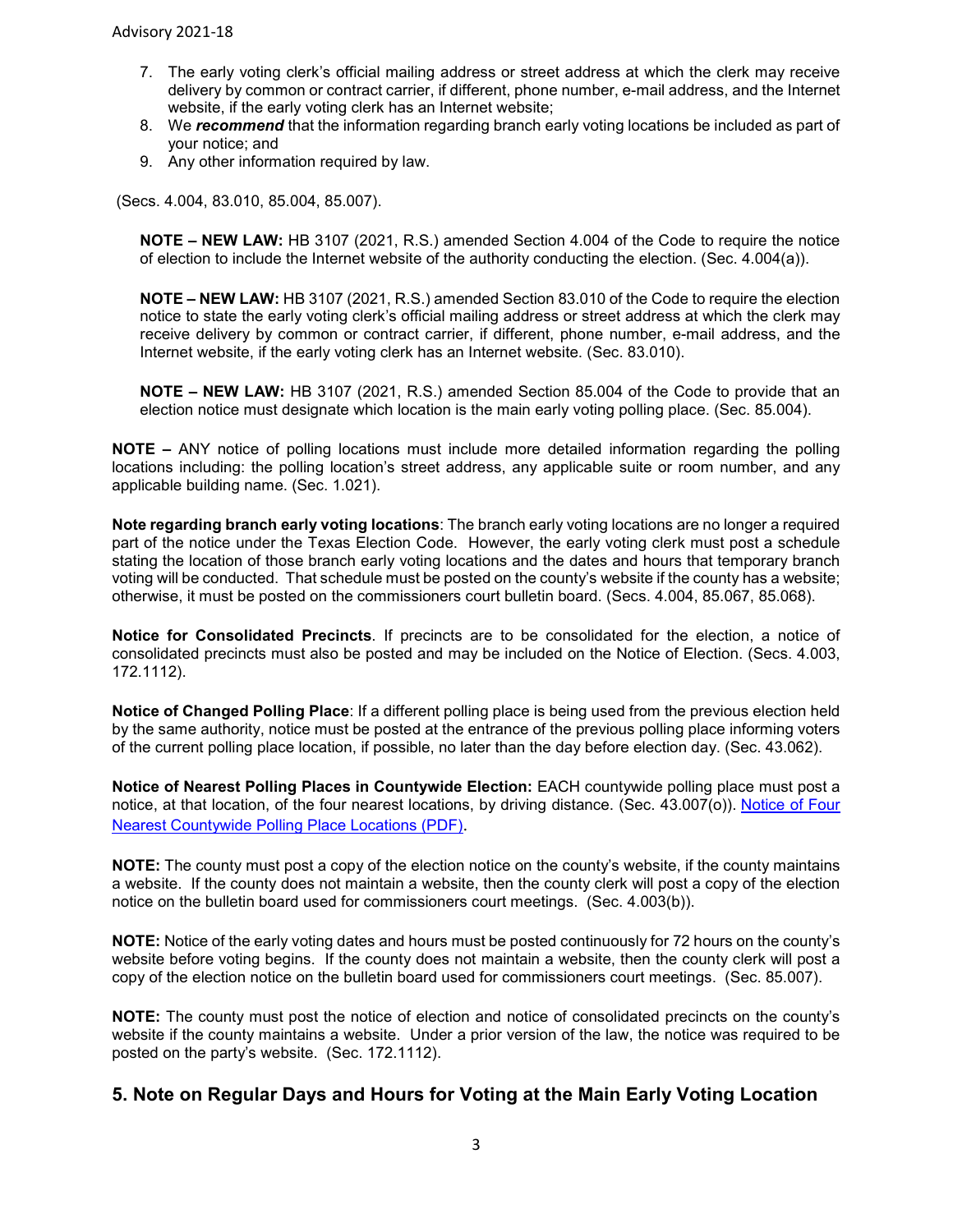7. The early voting clerk's official mailing address or street address at which the clerk may receive delivery by common or contract carrier, if different, phone number, e-mail address, and the Internet website, if the early voting clerk has an Internet website;
8. We ***recommend*** that the information regarding branch early voting locations be included as part of your notice; and
9. Any other information required by law.

(Secs. 4.004, 83.010, 85.004, 85.007).

> **NOTE – NEW LAW:** HB 3107 (2021, R.S.) amended Section 4.004 of the Code to require the notice of election to include the Internet website of the authority conducting the election. (Sec. 4.004(a)).
>
> **NOTE – NEW LAW:** HB 3107 (2021, R.S.) amended Section 83.010 of the Code to require the election notice to state the early voting clerk's official mailing address or street address at which the clerk may receive delivery by common or contract carrier, if different, phone number, e-mail address, and the Internet website, if the early voting clerk has an Internet website. (Sec. 83.010).
>
> **NOTE – NEW LAW:** HB 3107 (2021, R.S.) amended Section 85.004 of the Code to provide that an election notice must designate which location is the main early voting polling place. (Sec. 85.004).

**NOTE –** ANY notice of polling locations must include more detailed information regarding the polling locations including: the polling location's street address, any applicable suite or room number, and any applicable building name. (Sec. 1.021).

**Note regarding branch early voting locations**: The branch early voting locations are no longer a required part of the notice under the Texas Election Code. However, the early voting clerk must post a schedule stating the location of those branch early voting locations and the dates and hours that temporary branch voting will be conducted. That schedule must be posted on the county's website if the county has a website; otherwise, it must be posted on the commissioners court bulletin board. (Secs. 4.004, 85.067, 85.068).

**Notice for Consolidated Precincts**. If precincts are to be consolidated for the election, a notice of consolidated precincts must also be posted and may be included on the Notice of Election. (Secs. 4.003, 172.1112).

**Notice of Changed Polling Place**: If a different polling place is being used from the previous election held by the same authority, notice must be posted at the entrance of the previous polling place informing voters of the current polling place location, if possible, no later than the day before election day. (Sec. 43.062).

**Notice of Nearest Polling Places in Countywide Election:** EACH countywide polling place must post a notice, at that location, of the four nearest locations, by driving distance. (Sec. 43.007(o)). Notice of Four Nearest Countywide Polling Place Locations (PDF).

**NOTE:** The county must post a copy of the election notice on the county's website, if the county maintains a website. If the county does not maintain a website, then the county clerk will post a copy of the election notice on the bulletin board used for commissioners court meetings. (Sec. 4.003(b)).

**NOTE:** Notice of the early voting dates and hours must be posted continuously for 72 hours on the county's website before voting begins. If the county does not maintain a website, then the county clerk will post a copy of the election notice on the bulletin board used for commissioners court meetings. (Sec. 85.007).

**NOTE:** The county must post the notice of election and notice of consolidated precincts on the county's website if the county maintains a website. Under a prior version of the law, the notice was required to be posted on the party's website. (Sec. 172.1112).

## 5. Note on Regular Days and Hours for Voting at the Main Early Voting Location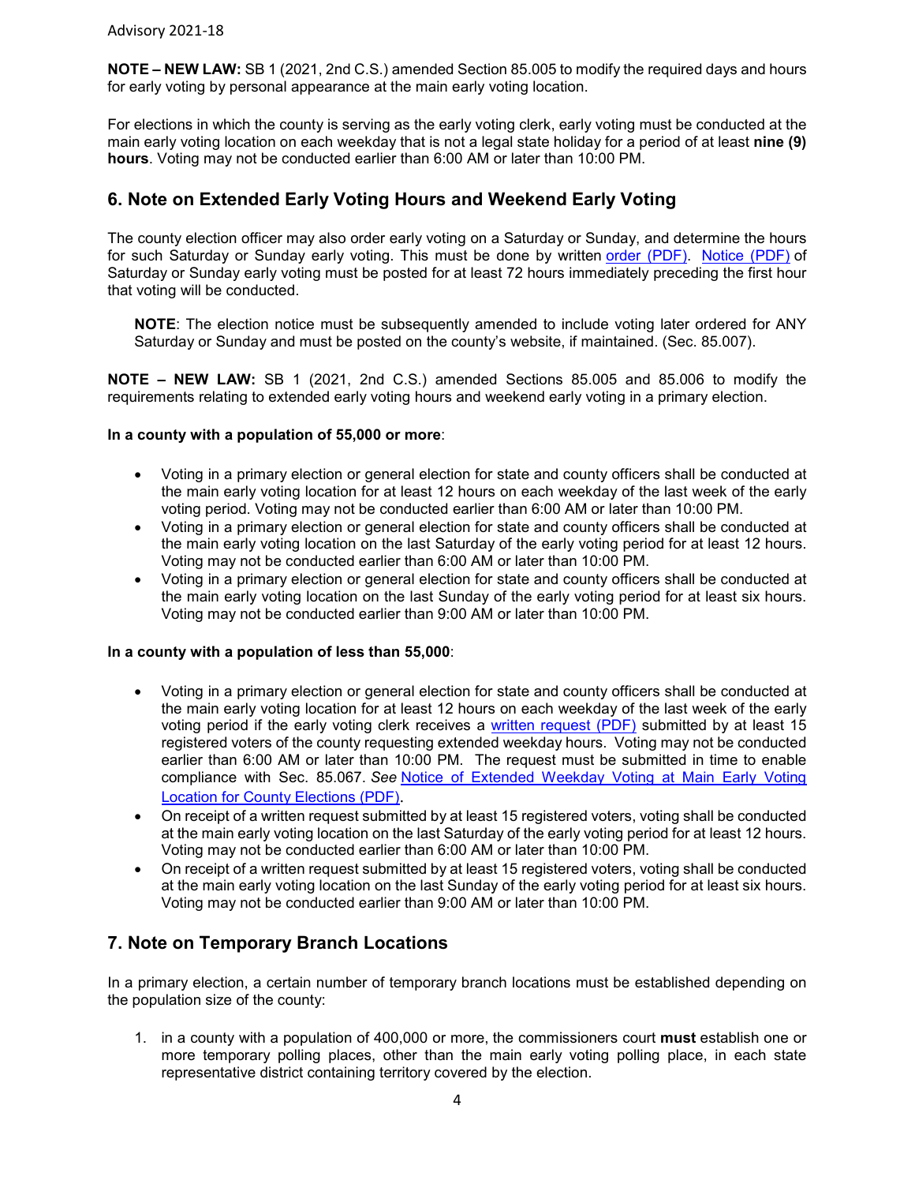**NOTE – NEW LAW:** SB 1 (2021, 2nd C.S.) amended Section 85.005 to modify the required days and hours for early voting by personal appearance at the main early voting location.

For elections in which the county is serving as the early voting clerk, early voting must be conducted at the main early voting location on each weekday that is not a legal state holiday for a period of at least **nine (9) hours**. Voting may not be conducted earlier than 6:00 AM or later than 10:00 PM.

## 6. Note on Extended Early Voting Hours and Weekend Early Voting

The county election officer may also order early voting on a Saturday or Sunday, and determine the hours for such Saturday or Sunday early voting. This must be done by written order (PDF). Notice (PDF) of Saturday or Sunday early voting must be posted for at least 72 hours immediately preceding the first hour that voting will be conducted.

> **NOTE**: The election notice must be subsequently amended to include voting later ordered for ANY Saturday or Sunday and must be posted on the county's website, if maintained. (Sec. 85.007).

**NOTE – NEW LAW:** SB 1 (2021, 2nd C.S.) amended Sections 85.005 and 85.006 to modify the requirements relating to extended early voting hours and weekend early voting in a primary election.

**In a county with a population of 55,000 or more**:

- Voting in a primary election or general election for state and county officers shall be conducted at the main early voting location for at least 12 hours on each weekday of the last week of the early voting period. Voting may not be conducted earlier than 6:00 AM or later than 10:00 PM.
- Voting in a primary election or general election for state and county officers shall be conducted at the main early voting location on the last Saturday of the early voting period for at least 12 hours. Voting may not be conducted earlier than 6:00 AM or later than 10:00 PM.
- Voting in a primary election or general election for state and county officers shall be conducted at the main early voting location on the last Sunday of the early voting period for at least six hours. Voting may not be conducted earlier than 9:00 AM or later than 10:00 PM.

**In a county with a population of less than 55,000**:

- Voting in a primary election or general election for state and county officers shall be conducted at the main early voting location for at least 12 hours on each weekday of the last week of the early voting period if the early voting clerk receives a written request (PDF) submitted by at least 15 registered voters of the county requesting extended weekday hours. Voting may not be conducted earlier than 6:00 AM or later than 10:00 PM. The request must be submitted in time to enable compliance with Sec. 85.067. *See* Notice of Extended Weekday Voting at Main Early Voting Location for County Elections (PDF).
- On receipt of a written request submitted by at least 15 registered voters, voting shall be conducted at the main early voting location on the last Saturday of the early voting period for at least 12 hours. Voting may not be conducted earlier than 6:00 AM or later than 10:00 PM.
- On receipt of a written request submitted by at least 15 registered voters, voting shall be conducted at the main early voting location on the last Sunday of the early voting period for at least six hours. Voting may not be conducted earlier than 9:00 AM or later than 10:00 PM.

## 7. Note on Temporary Branch Locations

In a primary election, a certain number of temporary branch locations must be established depending on the population size of the county:

1. in a county with a population of 400,000 or more, the commissioners court **must** establish one or more temporary polling places, other than the main early voting polling place, in each state representative district containing territory covered by the election.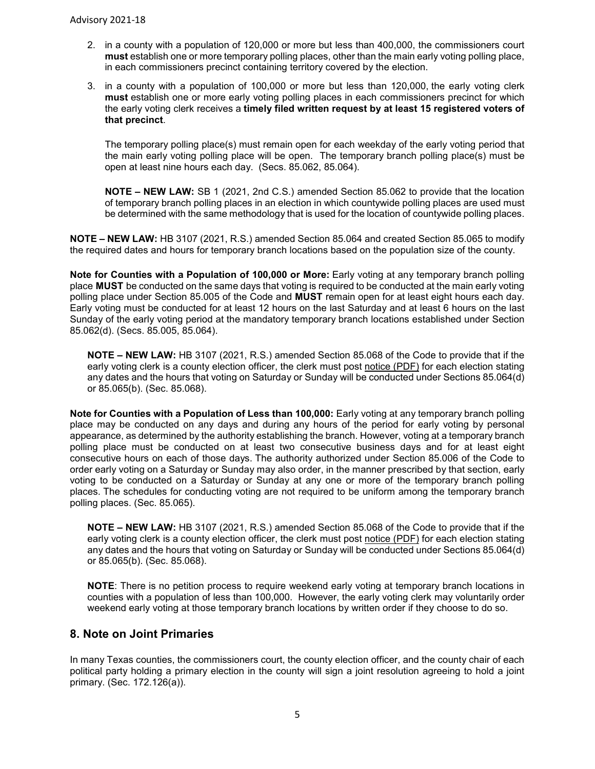2. in a county with a population of 120,000 or more but less than 400,000, the commissioners court **must** establish one or more temporary polling places, other than the main early voting polling place, in each commissioners precinct containing territory covered by the election.

3. in a county with a population of 100,000 or more but less than 120,000, the early voting clerk **must** establish one or more early voting polling places in each commissioners precinct for which the early voting clerk receives a **timely filed written request by at least 15 registered voters of that precinct**.

   The temporary polling place(s) must remain open for each weekday of the early voting period that the main early voting polling place will be open. The temporary branch polling place(s) must be open at least nine hours each day. (Secs. 85.062, 85.064).

   **NOTE – NEW LAW:** SB 1 (2021, 2nd C.S.) amended Section 85.062 to provide that the location of temporary branch polling places in an election in which countywide polling places are used must be determined with the same methodology that is used for the location of countywide polling places.

**NOTE – NEW LAW:** HB 3107 (2021, R.S.) amended Section 85.064 and created Section 85.065 to modify the required dates and hours for temporary branch locations based on the population size of the county.

**Note for Counties with a Population of 100,000 or More:** Early voting at any temporary branch polling place **MUST** be conducted on the same days that voting is required to be conducted at the main early voting polling place under Section 85.005 of the Code and **MUST** remain open for at least eight hours each day. Early voting must be conducted for at least 12 hours on the last Saturday and at least 6 hours on the last Sunday of the early voting period at the mandatory temporary branch locations established under Section 85.062(d). (Secs. 85.005, 85.064).

> **NOTE – NEW LAW:** HB 3107 (2021, R.S.) amended Section 85.068 of the Code to provide that if the early voting clerk is a county election officer, the clerk must post notice (PDF) for each election stating any dates and the hours that voting on Saturday or Sunday will be conducted under Sections 85.064(d) or 85.065(b). (Sec. 85.068).

**Note for Counties with a Population of Less than 100,000:** Early voting at any temporary branch polling place may be conducted on any days and during any hours of the period for early voting by personal appearance, as determined by the authority establishing the branch. However, voting at a temporary branch polling place must be conducted on at least two consecutive business days and for at least eight consecutive hours on each of those days. The authority authorized under Section 85.006 of the Code to order early voting on a Saturday or Sunday may also order, in the manner prescribed by that section, early voting to be conducted on a Saturday or Sunday at any one or more of the temporary branch polling places. The schedules for conducting voting are not required to be uniform among the temporary branch polling places. (Sec. 85.065).

> **NOTE – NEW LAW:** HB 3107 (2021, R.S.) amended Section 85.068 of the Code to provide that if the early voting clerk is a county election officer, the clerk must post notice (PDF) for each election stating any dates and the hours that voting on Saturday or Sunday will be conducted under Sections 85.064(d) or 85.065(b). (Sec. 85.068).
>
> **NOTE**: There is no petition process to require weekend early voting at temporary branch locations in counties with a population of less than 100,000. However, the early voting clerk may voluntarily order weekend early voting at those temporary branch locations by written order if they choose to do so.

## 8. Note on Joint Primaries

In many Texas counties, the commissioners court, the county election officer, and the county chair of each political party holding a primary election in the county will sign a joint resolution agreeing to hold a joint primary. (Sec. 172.126(a)).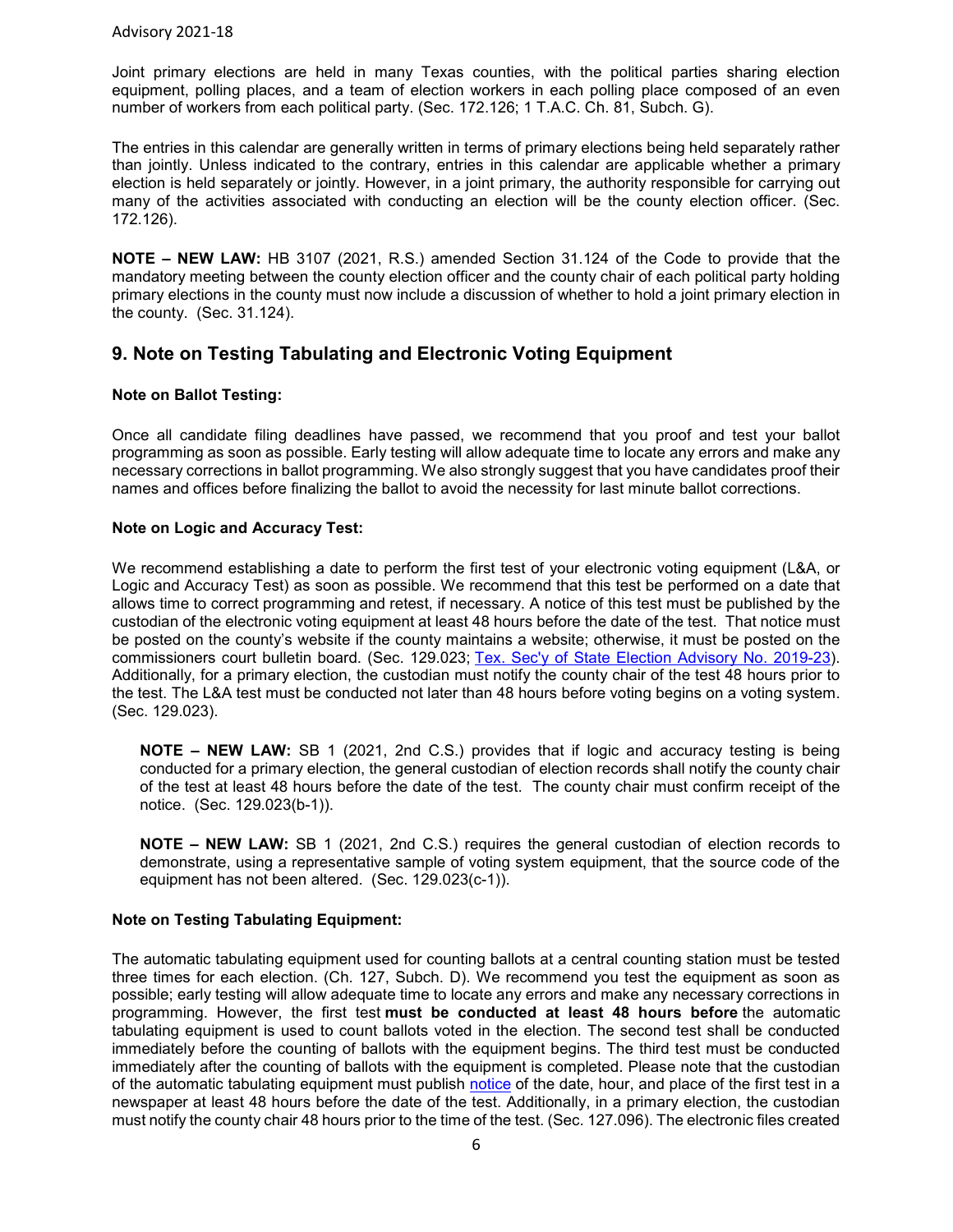Joint primary elections are held in many Texas counties, with the political parties sharing election equipment, polling places, and a team of election workers in each polling place composed of an even number of workers from each political party. (Sec. 172.126; 1 T.A.C. Ch. 81, Subch. G).

The entries in this calendar are generally written in terms of primary elections being held separately rather than jointly. Unless indicated to the contrary, entries in this calendar are applicable whether a primary election is held separately or jointly. However, in a joint primary, the authority responsible for carrying out many of the activities associated with conducting an election will be the county election officer. (Sec. 172.126).

**NOTE – NEW LAW:** HB 3107 (2021, R.S.) amended Section 31.124 of the Code to provide that the mandatory meeting between the county election officer and the county chair of each political party holding primary elections in the county must now include a discussion of whether to hold a joint primary election in the county. (Sec. 31.124).

## 9. Note on Testing Tabulating and Electronic Voting Equipment

**Note on Ballot Testing:**

Once all candidate filing deadlines have passed, we recommend that you proof and test your ballot programming as soon as possible. Early testing will allow adequate time to locate any errors and make any necessary corrections in ballot programming. We also strongly suggest that you have candidates proof their names and offices before finalizing the ballot to avoid the necessity for last minute ballot corrections.

**Note on Logic and Accuracy Test:**

We recommend establishing a date to perform the first test of your electronic voting equipment (L&A, or Logic and Accuracy Test) as soon as possible. We recommend that this test be performed on a date that allows time to correct programming and retest, if necessary. A notice of this test must be published by the custodian of the electronic voting equipment at least 48 hours before the date of the test. That notice must be posted on the county's website if the county maintains a website; otherwise, it must be posted on the commissioners court bulletin board. (Sec. 129.023; Tex. Sec'y of State Election Advisory No. 2019-23). Additionally, for a primary election, the custodian must notify the county chair of the test 48 hours prior to the test. The L&A test must be conducted not later than 48 hours before voting begins on a voting system. (Sec. 129.023).

> **NOTE – NEW LAW:** SB 1 (2021, 2nd C.S.) provides that if logic and accuracy testing is being conducted for a primary election, the general custodian of election records shall notify the county chair of the test at least 48 hours before the date of the test. The county chair must confirm receipt of the notice. (Sec. 129.023(b-1)).
>
> **NOTE – NEW LAW:** SB 1 (2021, 2nd C.S.) requires the general custodian of election records to demonstrate, using a representative sample of voting system equipment, that the source code of the equipment has not been altered. (Sec. 129.023(c-1)).

**Note on Testing Tabulating Equipment:**

The automatic tabulating equipment used for counting ballots at a central counting station must be tested three times for each election. (Ch. 127, Subch. D). We recommend you test the equipment as soon as possible; early testing will allow adequate time to locate any errors and make any necessary corrections in programming. However, the first test **must be conducted at least 48 hours before** the automatic tabulating equipment is used to count ballots voted in the election. The second test shall be conducted immediately before the counting of ballots with the equipment begins. The third test must be conducted immediately after the counting of ballots with the equipment is completed. Please note that the custodian of the automatic tabulating equipment must publish notice of the date, hour, and place of the first test in a newspaper at least 48 hours before the date of the test. Additionally, in a primary election, the custodian must notify the county chair 48 hours prior to the time of the test. (Sec. 127.096). The electronic files created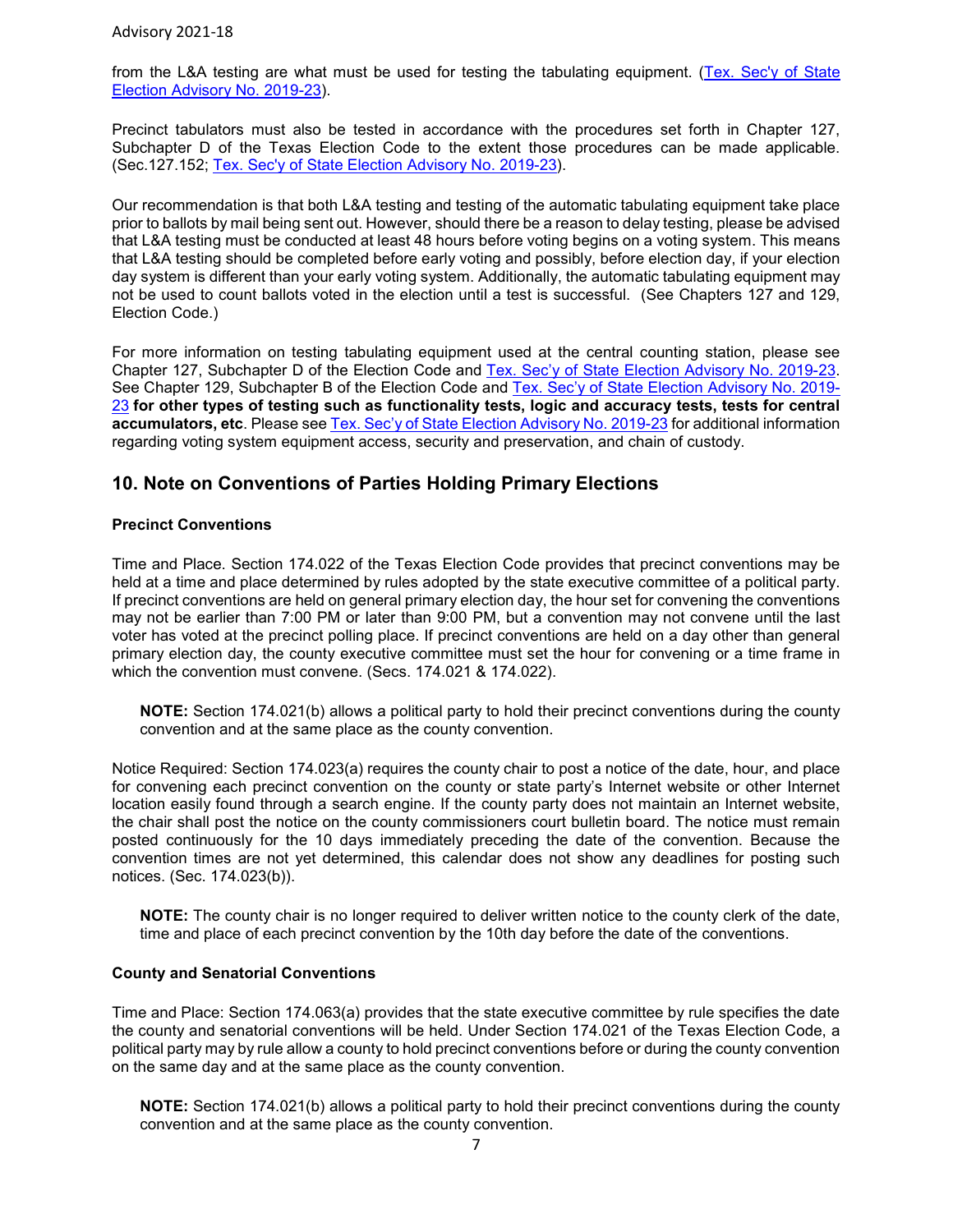from the L&A testing are what must be used for testing the tabulating equipment. ([Tex. Sec'y of State Election Advisory No. 2019-23](#)).

Precinct tabulators must also be tested in accordance with the procedures set forth in Chapter 127, Subchapter D of the Texas Election Code to the extent those procedures can be made applicable. (Sec.127.152; [Tex. Sec'y of State Election Advisory No. 2019-23](#)).

Our recommendation is that both L&A testing and testing of the automatic tabulating equipment take place prior to ballots by mail being sent out. However, should there be a reason to delay testing, please be advised that L&A testing must be conducted at least 48 hours before voting begins on a voting system. This means that L&A testing should be completed before early voting and possibly, before election day, if your election day system is different than your early voting system. Additionally, the automatic tabulating equipment may not be used to count ballots voted in the election until a test is successful. (See Chapters 127 and 129, Election Code.)

For more information on testing tabulating equipment used at the central counting station, please see Chapter 127, Subchapter D of the Election Code and [Tex. Sec'y of State Election Advisory No. 2019-23](#). See Chapter 129, Subchapter B of the Election Code and [Tex. Sec'y of State Election Advisory No. 2019-23](#) **for other types of testing such as functionality tests, logic and accuracy tests, tests for central accumulators, etc**. Please see [Tex. Sec'y of State Election Advisory No. 2019-23](#) for additional information regarding voting system equipment access, security and preservation, and chain of custody.

## 10. Note on Conventions of Parties Holding Primary Elections

### Precinct Conventions

Time and Place. Section 174.022 of the Texas Election Code provides that precinct conventions may be held at a time and place determined by rules adopted by the state executive committee of a political party. If precinct conventions are held on general primary election day, the hour set for convening the conventions may not be earlier than 7:00 PM or later than 9:00 PM, but a convention may not convene until the last voter has voted at the precinct polling place. If precinct conventions are held on a day other than general primary election day, the county executive committee must set the hour for convening or a time frame in which the convention must convene. (Secs. 174.021 & 174.022).

> **NOTE:** Section 174.021(b) allows a political party to hold their precinct conventions during the county convention and at the same place as the county convention.

Notice Required: Section 174.023(a) requires the county chair to post a notice of the date, hour, and place for convening each precinct convention on the county or state party's Internet website or other Internet location easily found through a search engine. If the county party does not maintain an Internet website, the chair shall post the notice on the county commissioners court bulletin board. The notice must remain posted continuously for the 10 days immediately preceding the date of the convention. Because the convention times are not yet determined, this calendar does not show any deadlines for posting such notices. (Sec. 174.023(b)).

> **NOTE:** The county chair is no longer required to deliver written notice to the county clerk of the date, time and place of each precinct convention by the 10th day before the date of the conventions.

### County and Senatorial Conventions

Time and Place: Section 174.063(a) provides that the state executive committee by rule specifies the date the county and senatorial conventions will be held. Under Section 174.021 of the Texas Election Code, a political party may by rule allow a county to hold precinct conventions before or during the county convention on the same day and at the same place as the county convention.

> **NOTE:** Section 174.021(b) allows a political party to hold their precinct conventions during the county convention and at the same place as the county convention.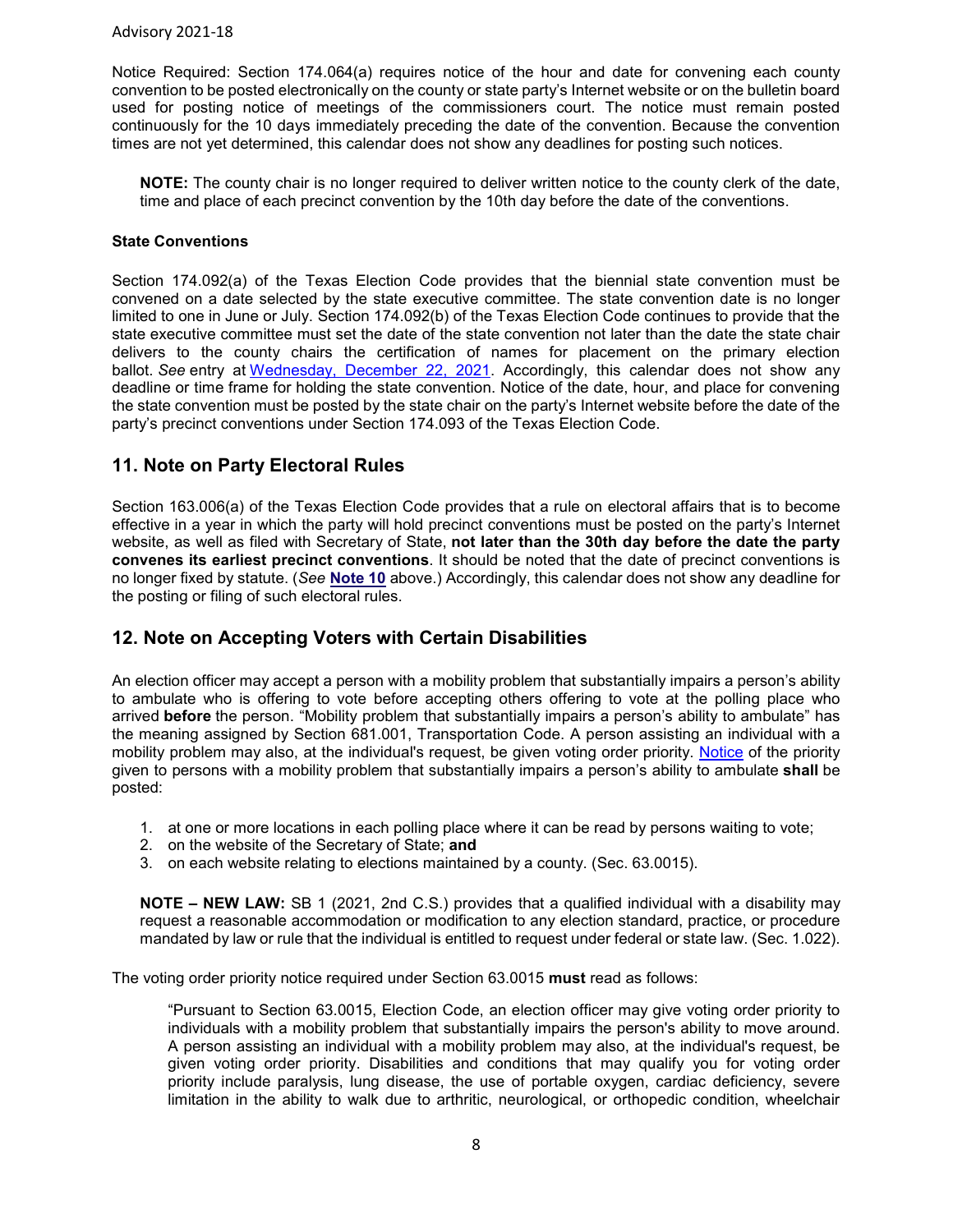Notice Required: Section 174.064(a) requires notice of the hour and date for convening each county convention to be posted electronically on the county or state party's Internet website or on the bulletin board used for posting notice of meetings of the commissioners court. The notice must remain posted continuously for the 10 days immediately preceding the date of the convention. Because the convention times are not yet determined, this calendar does not show any deadlines for posting such notices.

> **NOTE:** The county chair is no longer required to deliver written notice to the county clerk of the date, time and place of each precinct convention by the 10th day before the date of the conventions.

**State Conventions**

Section 174.092(a) of the Texas Election Code provides that the biennial state convention must be convened on a date selected by the state executive committee. The state convention date is no longer limited to one in June or July. Section 174.092(b) of the Texas Election Code continues to provide that the state executive committee must set the date of the state convention not later than the date the state chair delivers to the county chairs the certification of names for placement on the primary election ballot. *See* entry at [Wednesday, December 22, 2021](). Accordingly, this calendar does not show any deadline or time frame for holding the state convention. Notice of the date, hour, and place for convening the state convention must be posted by the state chair on the party's Internet website before the date of the party's precinct conventions under Section 174.093 of the Texas Election Code.

## 11. Note on Party Electoral Rules

Section 163.006(a) of the Texas Election Code provides that a rule on electoral affairs that is to become effective in a year in which the party will hold precinct conventions must be posted on the party's Internet website, as well as filed with Secretary of State, **not later than the 30th day before the date the party convenes its earliest precinct conventions**. It should be noted that the date of precinct conventions is no longer fixed by statute. (*See* **Note 10** above.) Accordingly, this calendar does not show any deadline for the posting or filing of such electoral rules.

## 12. Note on Accepting Voters with Certain Disabilities

An election officer may accept a person with a mobility problem that substantially impairs a person's ability to ambulate who is offering to vote before accepting others offering to vote at the polling place who arrived **before** the person. "Mobility problem that substantially impairs a person's ability to ambulate" has the meaning assigned by Section 681.001, Transportation Code. A person assisting an individual with a mobility problem may also, at the individual's request, be given voting order priority. [Notice]() of the priority given to persons with a mobility problem that substantially impairs a person's ability to ambulate **shall** be posted:

1. at one or more locations in each polling place where it can be read by persons waiting to vote;
2. on the website of the Secretary of State; **and**
3. on each website relating to elections maintained by a county. (Sec. 63.0015).

> **NOTE – NEW LAW:** SB 1 (2021, 2nd C.S.) provides that a qualified individual with a disability may request a reasonable accommodation or modification to any election standard, practice, or procedure mandated by law or rule that the individual is entitled to request under federal or state law. (Sec. 1.022).

The voting order priority notice required under Section 63.0015 **must** read as follows:

> "Pursuant to Section 63.0015, Election Code, an election officer may give voting order priority to individuals with a mobility problem that substantially impairs the person's ability to move around. A person assisting an individual with a mobility problem may also, at the individual's request, be given voting order priority. Disabilities and conditions that may qualify you for voting order priority include paralysis, lung disease, the use of portable oxygen, cardiac deficiency, severe limitation in the ability to walk due to arthritic, neurological, or orthopedic condition, wheelchair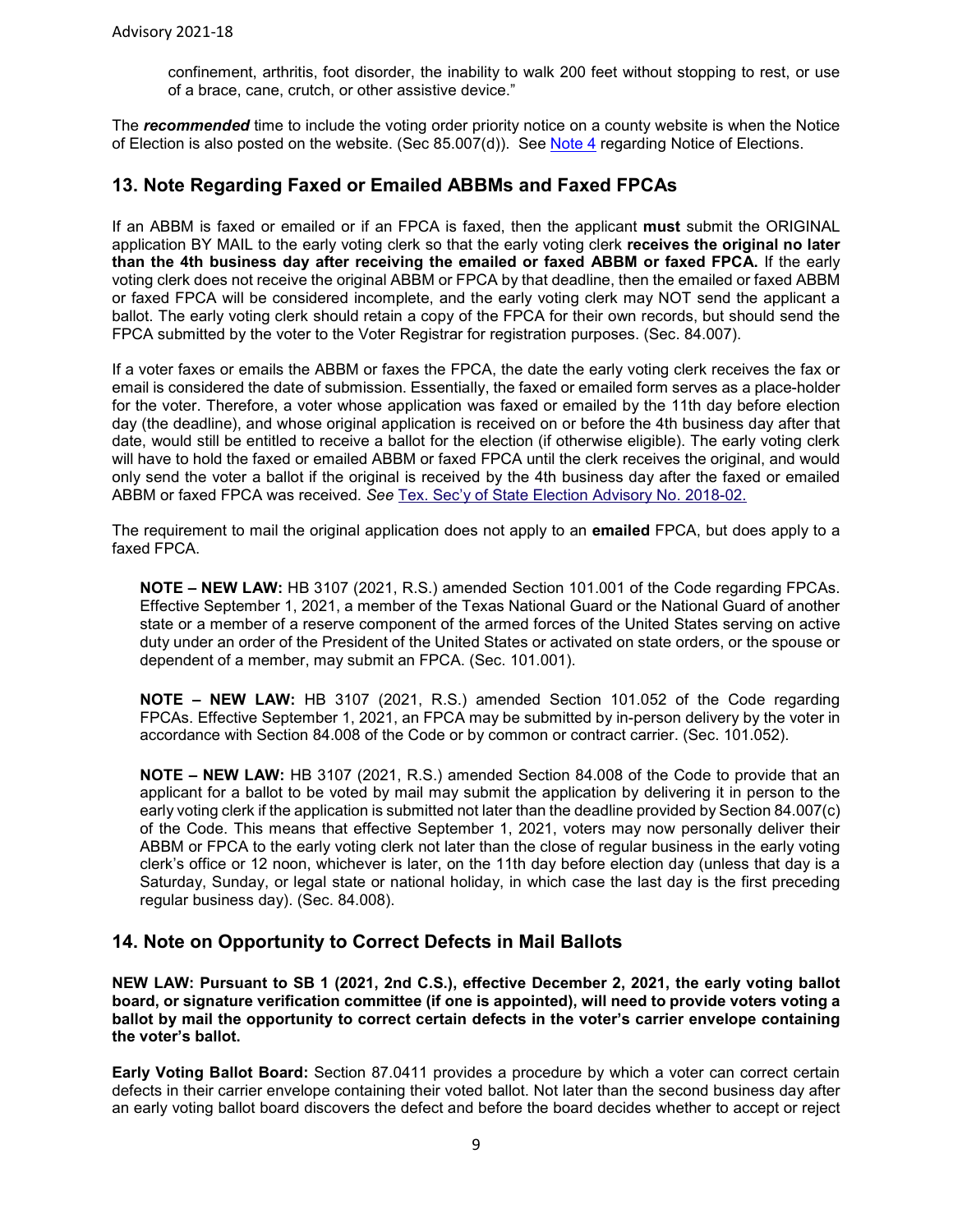confinement, arthritis, foot disorder, the inability to walk 200 feet without stopping to rest, or use of a brace, cane, crutch, or other assistive device."

The ***recommended*** time to include the voting order priority notice on a county website is when the Notice of Election is also posted on the website. (Sec 85.007(d)). See Note 4 regarding Notice of Elections.

## 13. Note Regarding Faxed or Emailed ABBMs and Faxed FPCAs

If an ABBM is faxed or emailed or if an FPCA is faxed, then the applicant **must** submit the ORIGINAL application BY MAIL to the early voting clerk so that the early voting clerk **receives the original no later than the 4th business day after receiving the emailed or faxed ABBM or faxed FPCA.** If the early voting clerk does not receive the original ABBM or FPCA by that deadline, then the emailed or faxed ABBM or faxed FPCA will be considered incomplete, and the early voting clerk may NOT send the applicant a ballot. The early voting clerk should retain a copy of the FPCA for their own records, but should send the FPCA submitted by the voter to the Voter Registrar for registration purposes. (Sec. 84.007).

If a voter faxes or emails the ABBM or faxes the FPCA, the date the early voting clerk receives the fax or email is considered the date of submission. Essentially, the faxed or emailed form serves as a place-holder for the voter. Therefore, a voter whose application was faxed or emailed by the 11th day before election day (the deadline), and whose original application is received on or before the 4th business day after that date, would still be entitled to receive a ballot for the election (if otherwise eligible). The early voting clerk will have to hold the faxed or emailed ABBM or faxed FPCA until the clerk receives the original, and would only send the voter a ballot if the original is received by the 4th business day after the faxed or emailed ABBM or faxed FPCA was received. *See* Tex. Sec'y of State Election Advisory No. 2018-02.

The requirement to mail the original application does not apply to an **emailed** FPCA, but does apply to a faxed FPCA.

> **NOTE – NEW LAW:** HB 3107 (2021, R.S.) amended Section 101.001 of the Code regarding FPCAs. Effective September 1, 2021, a member of the Texas National Guard or the National Guard of another state or a member of a reserve component of the armed forces of the United States serving on active duty under an order of the President of the United States or activated on state orders, or the spouse or dependent of a member, may submit an FPCA. (Sec. 101.001).
>
> **NOTE – NEW LAW:** HB 3107 (2021, R.S.) amended Section 101.052 of the Code regarding FPCAs. Effective September 1, 2021, an FPCA may be submitted by in-person delivery by the voter in accordance with Section 84.008 of the Code or by common or contract carrier. (Sec. 101.052).
>
> **NOTE – NEW LAW:** HB 3107 (2021, R.S.) amended Section 84.008 of the Code to provide that an applicant for a ballot to be voted by mail may submit the application by delivering it in person to the early voting clerk if the application is submitted not later than the deadline provided by Section 84.007(c) of the Code. This means that effective September 1, 2021, voters may now personally deliver their ABBM or FPCA to the early voting clerk not later than the close of regular business in the early voting clerk's office or 12 noon, whichever is later, on the 11th day before election day (unless that day is a Saturday, Sunday, or legal state or national holiday, in which case the last day is the first preceding regular business day). (Sec. 84.008).

## 14. Note on Opportunity to Correct Defects in Mail Ballots

**NEW LAW: Pursuant to SB 1 (2021, 2nd C.S.), effective December 2, 2021, the early voting ballot board, or signature verification committee (if one is appointed), will need to provide voters voting a ballot by mail the opportunity to correct certain defects in the voter's carrier envelope containing the voter's ballot.**

**Early Voting Ballot Board:** Section 87.0411 provides a procedure by which a voter can correct certain defects in their carrier envelope containing their voted ballot. Not later than the second business day after an early voting ballot board discovers the defect and before the board decides whether to accept or reject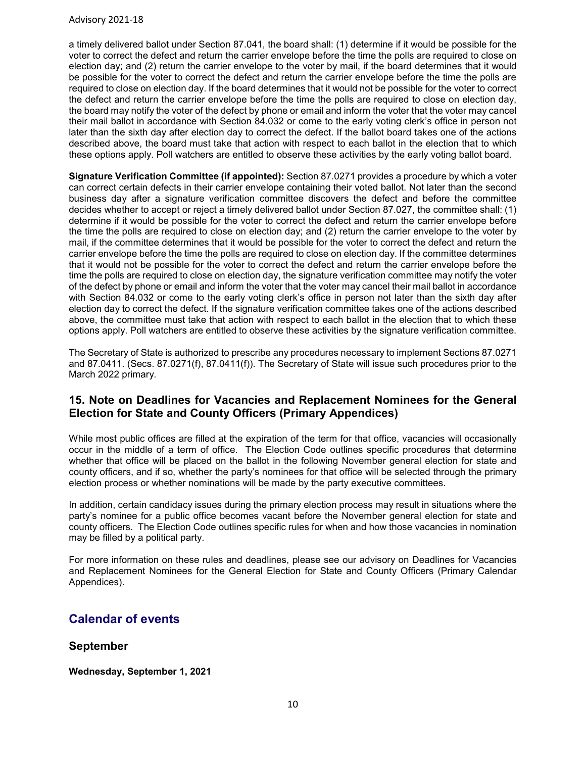a timely delivered ballot under Section 87.041, the board shall: (1) determine if it would be possible for the voter to correct the defect and return the carrier envelope before the time the polls are required to close on election day; and (2) return the carrier envelope to the voter by mail, if the board determines that it would be possible for the voter to correct the defect and return the carrier envelope before the time the polls are required to close on election day. If the board determines that it would not be possible for the voter to correct the defect and return the carrier envelope before the time the polls are required to close on election day, the board may notify the voter of the defect by phone or email and inform the voter that the voter may cancel their mail ballot in accordance with Section 84.032 or come to the early voting clerk's office in person not later than the sixth day after election day to correct the defect. If the ballot board takes one of the actions described above, the board must take that action with respect to each ballot in the election that to which these options apply. Poll watchers are entitled to observe these activities by the early voting ballot board.

**Signature Verification Committee (if appointed):** Section 87.0271 provides a procedure by which a voter can correct certain defects in their carrier envelope containing their voted ballot. Not later than the second business day after a signature verification committee discovers the defect and before the committee decides whether to accept or reject a timely delivered ballot under Section 87.027, the committee shall: (1) determine if it would be possible for the voter to correct the defect and return the carrier envelope before the time the polls are required to close on election day; and (2) return the carrier envelope to the voter by mail, if the committee determines that it would be possible for the voter to correct the defect and return the carrier envelope before the time the polls are required to close on election day. If the committee determines that it would not be possible for the voter to correct the defect and return the carrier envelope before the time the polls are required to close on election day, the signature verification committee may notify the voter of the defect by phone or email and inform the voter that the voter may cancel their mail ballot in accordance with Section 84.032 or come to the early voting clerk's office in person not later than the sixth day after election day to correct the defect. If the signature verification committee takes one of the actions described above, the committee must take that action with respect to each ballot in the election that to which these options apply. Poll watchers are entitled to observe these activities by the signature verification committee.

The Secretary of State is authorized to prescribe any procedures necessary to implement Sections 87.0271 and 87.0411. (Secs. 87.0271(f), 87.0411(f)). The Secretary of State will issue such procedures prior to the March 2022 primary.

## 15. Note on Deadlines for Vacancies and Replacement Nominees for the General Election for State and County Officers (Primary Appendices)

While most public offices are filled at the expiration of the term for that office, vacancies will occasionally occur in the middle of a term of office. The Election Code outlines specific procedures that determine whether that office will be placed on the ballot in the following November general election for state and county officers, and if so, whether the party's nominees for that office will be selected through the primary election process or whether nominations will be made by the party executive committees.

In addition, certain candidacy issues during the primary election process may result in situations where the party's nominee for a public office becomes vacant before the November general election for state and county officers. The Election Code outlines specific rules for when and how those vacancies in nomination may be filled by a political party.

For more information on these rules and deadlines, please see our advisory on Deadlines for Vacancies and Replacement Nominees for the General Election for State and County Officers (Primary Calendar Appendices).

# Calendar of events

## September

**Wednesday, September 1, 2021**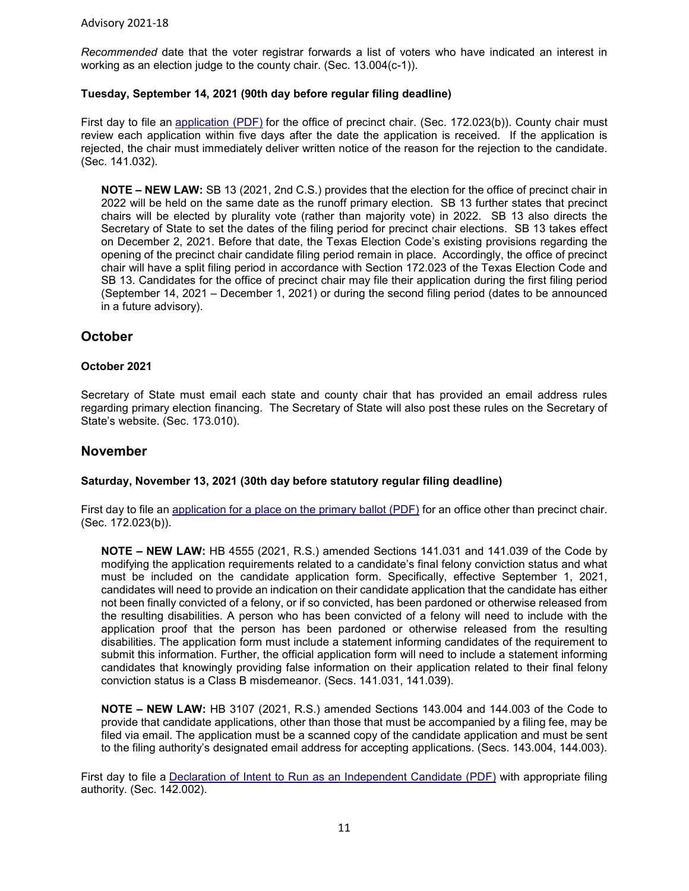*Recommended* date that the voter registrar forwards a list of voters who have indicated an interest in working as an election judge to the county chair. (Sec. 13.004(c-1)).

**Tuesday, September 14, 2021 (90th day before regular filing deadline)**

First day to file an application (PDF) for the office of precinct chair. (Sec. 172.023(b)). County chair must review each application within five days after the date the application is received. If the application is rejected, the chair must immediately deliver written notice of the reason for the rejection to the candidate. (Sec. 141.032).

> **NOTE – NEW LAW:** SB 13 (2021, 2nd C.S.) provides that the election for the office of precinct chair in 2022 will be held on the same date as the runoff primary election. SB 13 further states that precinct chairs will be elected by plurality vote (rather than majority vote) in 2022. SB 13 also directs the Secretary of State to set the dates of the filing period for precinct chair elections. SB 13 takes effect on December 2, 2021. Before that date, the Texas Election Code's existing provisions regarding the opening of the precinct chair candidate filing period remain in place. Accordingly, the office of precinct chair will have a split filing period in accordance with Section 172.023 of the Texas Election Code and SB 13. Candidates for the office of precinct chair may file their application during the first filing period (September 14, 2021 – December 1, 2021) or during the second filing period (dates to be announced in a future advisory).

## October

**October 2021**

Secretary of State must email each state and county chair that has provided an email address rules regarding primary election financing. The Secretary of State will also post these rules on the Secretary of State's website. (Sec. 173.010).

## November

**Saturday, November 13, 2021 (30th day before statutory regular filing deadline)**

First day to file an application for a place on the primary ballot (PDF) for an office other than precinct chair. (Sec. 172.023(b)).

> **NOTE – NEW LAW:** HB 4555 (2021, R.S.) amended Sections 141.031 and 141.039 of the Code by modifying the application requirements related to a candidate's final felony conviction status and what must be included on the candidate application form. Specifically, effective September 1, 2021, candidates will need to provide an indication on their candidate application that the candidate has either not been finally convicted of a felony, or if so convicted, has been pardoned or otherwise released from the resulting disabilities. A person who has been convicted of a felony will need to include with the application proof that the person has been pardoned or otherwise released from the resulting disabilities. The application form must include a statement informing candidates of the requirement to submit this information. Further, the official application form will need to include a statement informing candidates that knowingly providing false information on their application related to their final felony conviction status is a Class B misdemeanor. (Secs. 141.031, 141.039).

> **NOTE – NEW LAW:** HB 3107 (2021, R.S.) amended Sections 143.004 and 144.003 of the Code to provide that candidate applications, other than those that must be accompanied by a filing fee, may be filed via email. The application must be a scanned copy of the candidate application and must be sent to the filing authority's designated email address for accepting applications. (Secs. 143.004, 144.003).

First day to file a Declaration of Intent to Run as an Independent Candidate (PDF) with appropriate filing authority. (Sec. 142.002).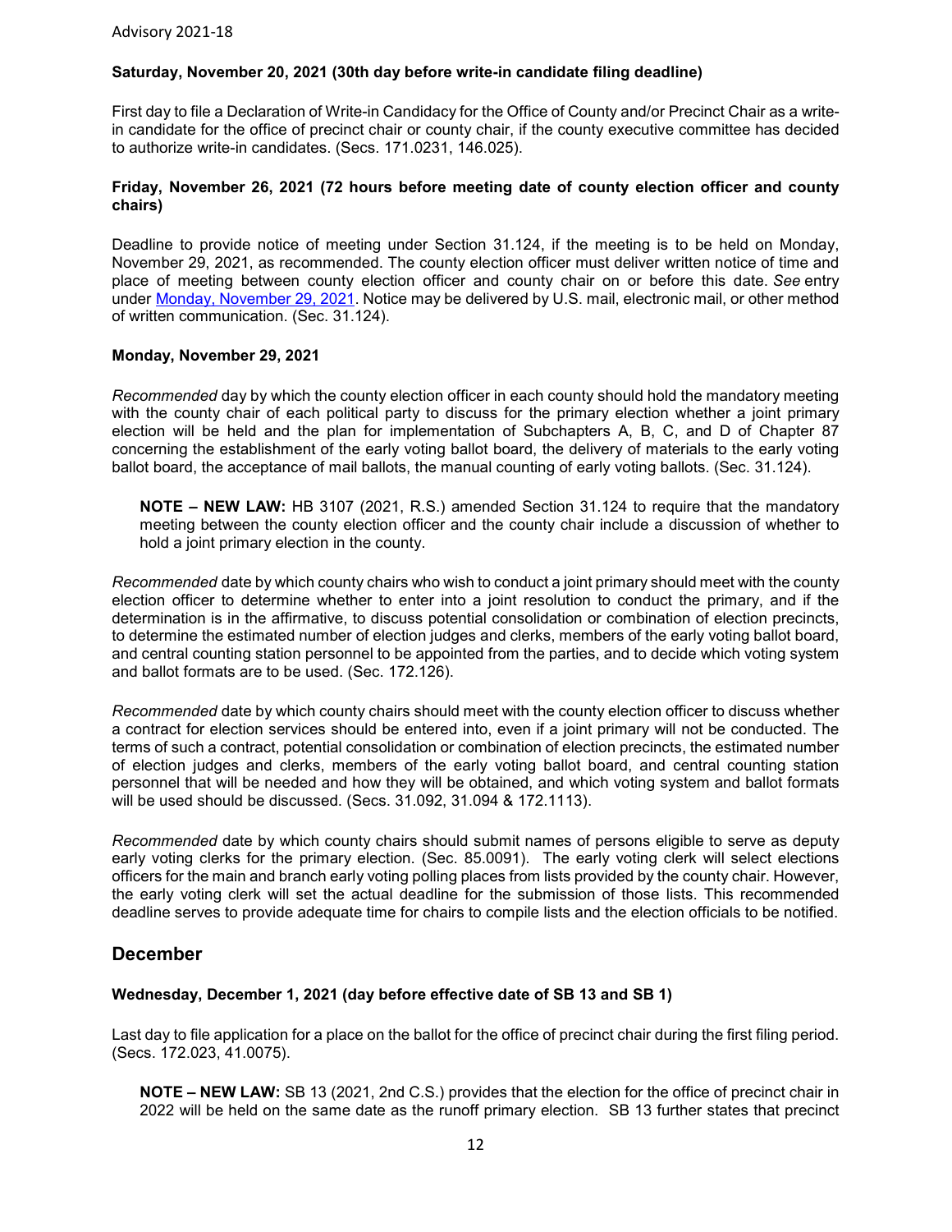**Saturday, November 20, 2021 (30th day before write-in candidate filing deadline)**

First day to file a Declaration of Write-in Candidacy for the Office of County and/or Precinct Chair as a write-in candidate for the office of precinct chair or county chair, if the county executive committee has decided to authorize write-in candidates. (Secs. 171.0231, 146.025).

**Friday, November 26, 2021 (72 hours before meeting date of county election officer and county chairs)**

Deadline to provide notice of meeting under Section 31.124, if the meeting is to be held on Monday, November 29, 2021, as recommended. The county election officer must deliver written notice of time and place of meeting between county election officer and county chair on or before this date. *See* entry under Monday, November 29, 2021. Notice may be delivered by U.S. mail, electronic mail, or other method of written communication. (Sec. 31.124).

**Monday, November 29, 2021**

*Recommended* day by which the county election officer in each county should hold the mandatory meeting with the county chair of each political party to discuss for the primary election whether a joint primary election will be held and the plan for implementation of Subchapters A, B, C, and D of Chapter 87 concerning the establishment of the early voting ballot board, the delivery of materials to the early voting ballot board, the acceptance of mail ballots, the manual counting of early voting ballots. (Sec. 31.124).

> **NOTE – NEW LAW:** HB 3107 (2021, R.S.) amended Section 31.124 to require that the mandatory meeting between the county election officer and the county chair include a discussion of whether to hold a joint primary election in the county.

*Recommended* date by which county chairs who wish to conduct a joint primary should meet with the county election officer to determine whether to enter into a joint resolution to conduct the primary, and if the determination is in the affirmative, to discuss potential consolidation or combination of election precincts, to determine the estimated number of election judges and clerks, members of the early voting ballot board, and central counting station personnel to be appointed from the parties, and to decide which voting system and ballot formats are to be used. (Sec. 172.126).

*Recommended* date by which county chairs should meet with the county election officer to discuss whether a contract for election services should be entered into, even if a joint primary will not be conducted. The terms of such a contract, potential consolidation or combination of election precincts, the estimated number of election judges and clerks, members of the early voting ballot board, and central counting station personnel that will be needed and how they will be obtained, and which voting system and ballot formats will be used should be discussed. (Secs. 31.092, 31.094 & 172.1113).

*Recommended* date by which county chairs should submit names of persons eligible to serve as deputy early voting clerks for the primary election. (Sec. 85.0091). The early voting clerk will select elections officers for the main and branch early voting polling places from lists provided by the county chair. However, the early voting clerk will set the actual deadline for the submission of those lists. This recommended deadline serves to provide adequate time for chairs to compile lists and the election officials to be notified.

## December

**Wednesday, December 1, 2021 (day before effective date of SB 13 and SB 1)**

Last day to file application for a place on the ballot for the office of precinct chair during the first filing period. (Secs. 172.023, 41.0075).

> **NOTE – NEW LAW:** SB 13 (2021, 2nd C.S.) provides that the election for the office of precinct chair in 2022 will be held on the same date as the runoff primary election. SB 13 further states that precinct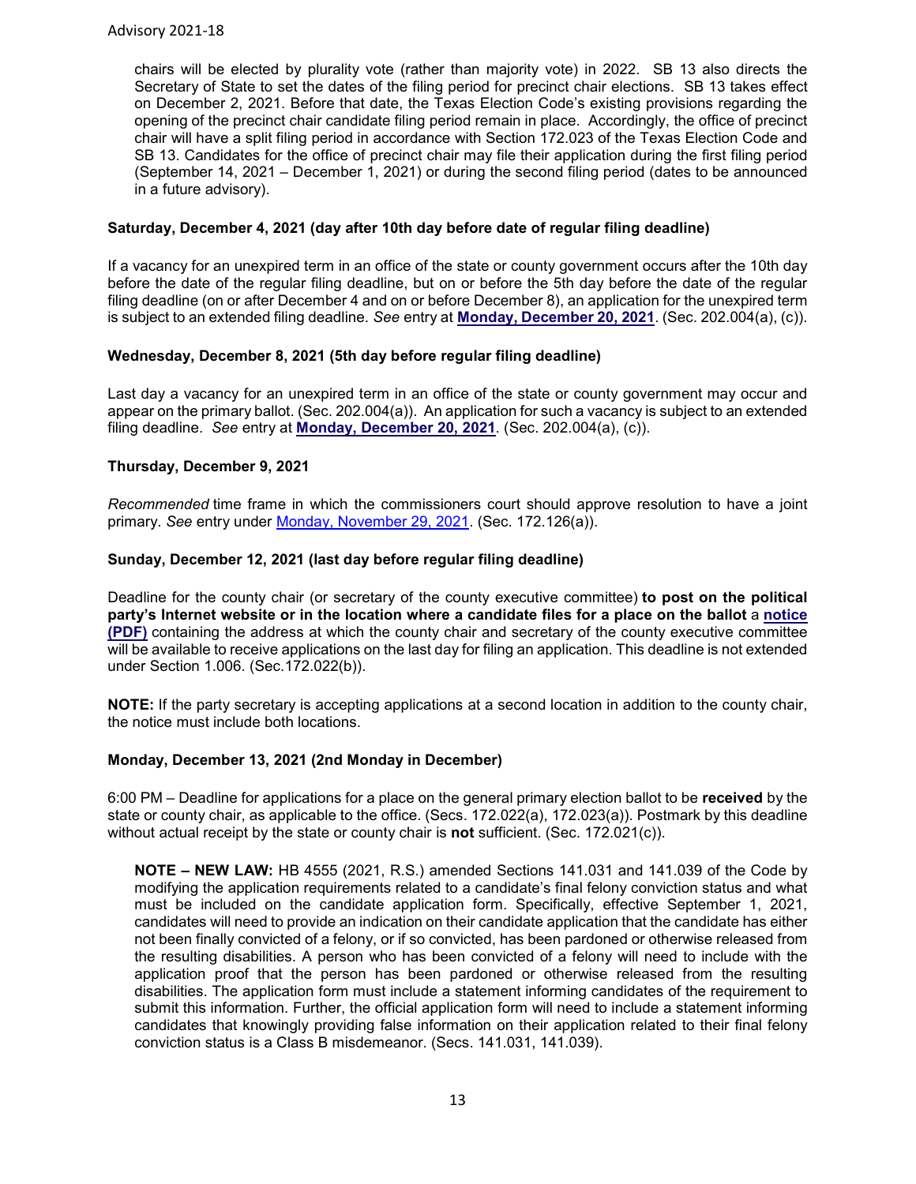chairs will be elected by plurality vote (rather than majority vote) in 2022. SB 13 also directs the Secretary of State to set the dates of the filing period for precinct chair elections. SB 13 takes effect on December 2, 2021. Before that date, the Texas Election Code's existing provisions regarding the opening of the precinct chair candidate filing period remain in place. Accordingly, the office of precinct chair will have a split filing period in accordance with Section 172.023 of the Texas Election Code and SB 13. Candidates for the office of precinct chair may file their application during the first filing period (September 14, 2021 – December 1, 2021) or during the second filing period (dates to be announced in a future advisory).

**Saturday, December 4, 2021 (day after 10th day before date of regular filing deadline)**

If a vacancy for an unexpired term in an office of the state or county government occurs after the 10th day before the date of the regular filing deadline, but on or before the 5th day before the date of the regular filing deadline (on or after December 4 and on or before December 8), an application for the unexpired term is subject to an extended filing deadline. *See* entry at **Monday, December 20, 2021**. (Sec. 202.004(a), (c)).

**Wednesday, December 8, 2021 (5th day before regular filing deadline)**

Last day a vacancy for an unexpired term in an office of the state or county government may occur and appear on the primary ballot. (Sec. 202.004(a)). An application for such a vacancy is subject to an extended filing deadline. *See* entry at **Monday, December 20, 2021**. (Sec. 202.004(a), (c)).

**Thursday, December 9, 2021**

*Recommended* time frame in which the commissioners court should approve resolution to have a joint primary. *See* entry under Monday, November 29, 2021. (Sec. 172.126(a)).

**Sunday, December 12, 2021 (last day before regular filing deadline)**

Deadline for the county chair (or secretary of the county executive committee) **to post on the political party's Internet website or in the location where a candidate files for a place on the ballot** a **notice (PDF)** containing the address at which the county chair and secretary of the county executive committee will be available to receive applications on the last day for filing an application. This deadline is not extended under Section 1.006. (Sec.172.022(b)).

**NOTE:** If the party secretary is accepting applications at a second location in addition to the county chair, the notice must include both locations.

**Monday, December 13, 2021 (2nd Monday in December)**

6:00 PM – Deadline for applications for a place on the general primary election ballot to be **received** by the state or county chair, as applicable to the office. (Secs. 172.022(a), 172.023(a)). Postmark by this deadline without actual receipt by the state or county chair is **not** sufficient. (Sec. 172.021(c)).

**NOTE – NEW LAW:** HB 4555 (2021, R.S.) amended Sections 141.031 and 141.039 of the Code by modifying the application requirements related to a candidate's final felony conviction status and what must be included on the candidate application form. Specifically, effective September 1, 2021, candidates will need to provide an indication on their candidate application that the candidate has either not been finally convicted of a felony, or if so convicted, has been pardoned or otherwise released from the resulting disabilities. A person who has been convicted of a felony will need to include with the application proof that the person has been pardoned or otherwise released from the resulting disabilities. The application form must include a statement informing candidates of the requirement to submit this information. Further, the official application form will need to include a statement informing candidates that knowingly providing false information on their application related to their final felony conviction status is a Class B misdemeanor. (Secs. 141.031, 141.039).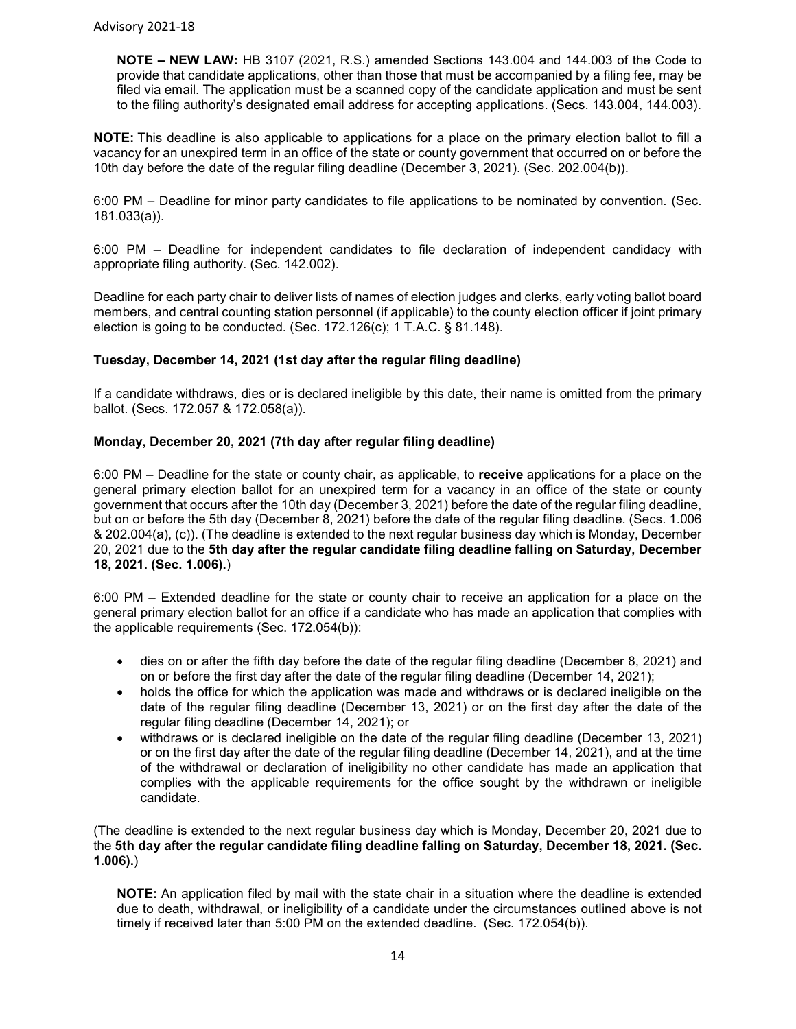**NOTE – NEW LAW:** HB 3107 (2021, R.S.) amended Sections 143.004 and 144.003 of the Code to provide that candidate applications, other than those that must be accompanied by a filing fee, may be filed via email. The application must be a scanned copy of the candidate application and must be sent to the filing authority's designated email address for accepting applications. (Secs. 143.004, 144.003).

**NOTE:** This deadline is also applicable to applications for a place on the primary election ballot to fill a vacancy for an unexpired term in an office of the state or county government that occurred on or before the 10th day before the date of the regular filing deadline (December 3, 2021). (Sec. 202.004(b)).

6:00 PM – Deadline for minor party candidates to file applications to be nominated by convention. (Sec. 181.033(a)).

6:00 PM – Deadline for independent candidates to file declaration of independent candidacy with appropriate filing authority. (Sec. 142.002).

Deadline for each party chair to deliver lists of names of election judges and clerks, early voting ballot board members, and central counting station personnel (if applicable) to the county election officer if joint primary election is going to be conducted. (Sec. 172.126(c); 1 T.A.C. § 81.148).

**Tuesday, December 14, 2021 (1st day after the regular filing deadline)**

If a candidate withdraws, dies or is declared ineligible by this date, their name is omitted from the primary ballot. (Secs. 172.057 & 172.058(a)).

**Monday, December 20, 2021 (7th day after regular filing deadline)**

6:00 PM – Deadline for the state or county chair, as applicable, to **receive** applications for a place on the general primary election ballot for an unexpired term for a vacancy in an office of the state or county government that occurs after the 10th day (December 3, 2021) before the date of the regular filing deadline, but on or before the 5th day (December 8, 2021) before the date of the regular filing deadline. (Secs. 1.006 & 202.004(a), (c)). (The deadline is extended to the next regular business day which is Monday, December 20, 2021 due to the **5th day after the regular candidate filing deadline falling on Saturday, December 18, 2021. (Sec. 1.006).**)

6:00 PM – Extended deadline for the state or county chair to receive an application for a place on the general primary election ballot for an office if a candidate who has made an application that complies with the applicable requirements (Sec. 172.054(b)):

- dies on or after the fifth day before the date of the regular filing deadline (December 8, 2021) and on or before the first day after the date of the regular filing deadline (December 14, 2021);
- holds the office for which the application was made and withdraws or is declared ineligible on the date of the regular filing deadline (December 13, 2021) or on the first day after the date of the regular filing deadline (December 14, 2021); or
- withdraws or is declared ineligible on the date of the regular filing deadline (December 13, 2021) or on the first day after the date of the regular filing deadline (December 14, 2021), and at the time of the withdrawal or declaration of ineligibility no other candidate has made an application that complies with the applicable requirements for the office sought by the withdrawn or ineligible candidate.

(The deadline is extended to the next regular business day which is Monday, December 20, 2021 due to the **5th day after the regular candidate filing deadline falling on Saturday, December 18, 2021. (Sec. 1.006).**)

**NOTE:** An application filed by mail with the state chair in a situation where the deadline is extended due to death, withdrawal, or ineligibility of a candidate under the circumstances outlined above is not timely if received later than 5:00 PM on the extended deadline. (Sec. 172.054(b)).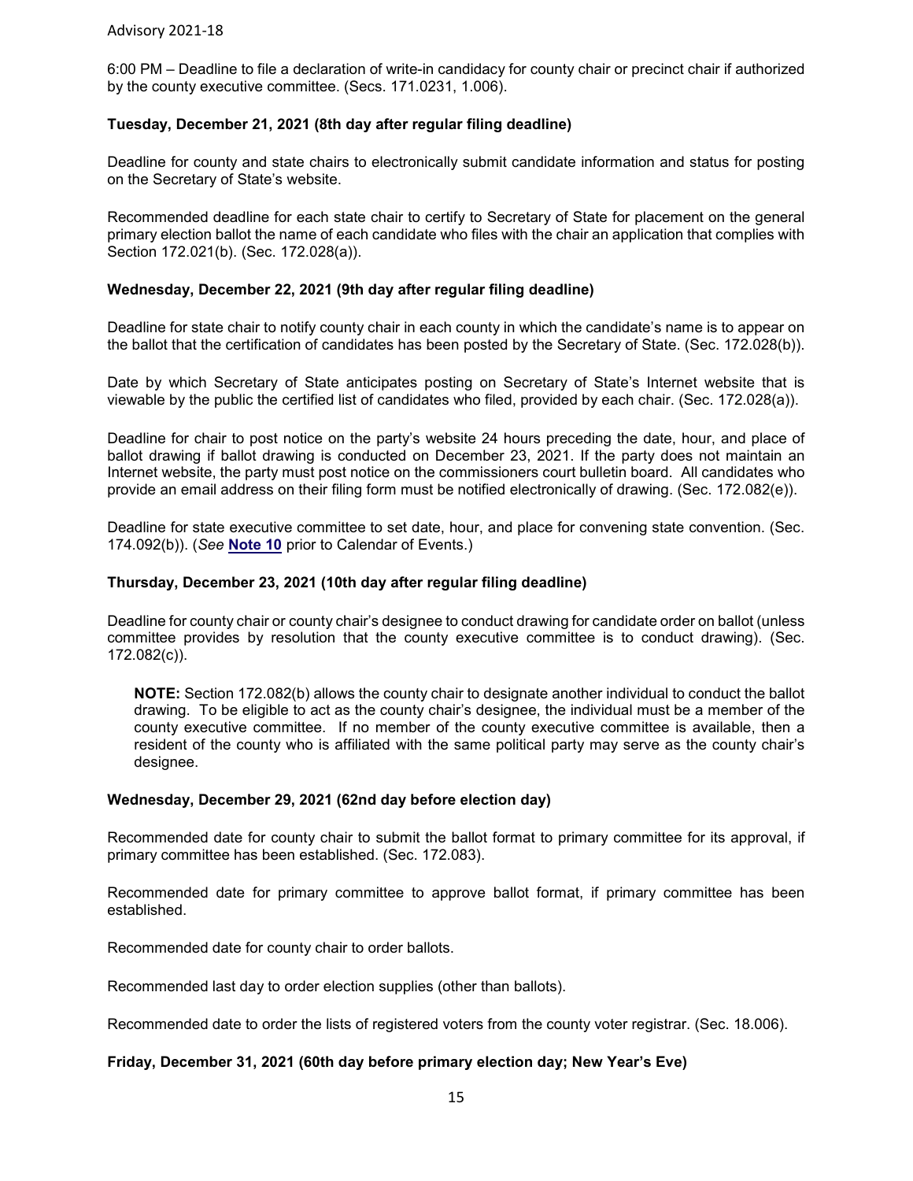6:00 PM – Deadline to file a declaration of write-in candidacy for county chair or precinct chair if authorized by the county executive committee. (Secs. 171.0231, 1.006).

**Tuesday, December 21, 2021 (8th day after regular filing deadline)**

Deadline for county and state chairs to electronically submit candidate information and status for posting on the Secretary of State's website.

Recommended deadline for each state chair to certify to Secretary of State for placement on the general primary election ballot the name of each candidate who files with the chair an application that complies with Section 172.021(b). (Sec. 172.028(a)).

**Wednesday, December 22, 2021 (9th day after regular filing deadline)**

Deadline for state chair to notify county chair in each county in which the candidate's name is to appear on the ballot that the certification of candidates has been posted by the Secretary of State. (Sec. 172.028(b)).

Date by which Secretary of State anticipates posting on Secretary of State's Internet website that is viewable by the public the certified list of candidates who filed, provided by each chair. (Sec. 172.028(a)).

Deadline for chair to post notice on the party's website 24 hours preceding the date, hour, and place of ballot drawing if ballot drawing is conducted on December 23, 2021. If the party does not maintain an Internet website, the party must post notice on the commissioners court bulletin board. All candidates who provide an email address on their filing form must be notified electronically of drawing. (Sec. 172.082(e)).

Deadline for state executive committee to set date, hour, and place for convening state convention. (Sec. 174.092(b)). (*See* **Note 10** prior to Calendar of Events.)

**Thursday, December 23, 2021 (10th day after regular filing deadline)**

Deadline for county chair or county chair's designee to conduct drawing for candidate order on ballot (unless committee provides by resolution that the county executive committee is to conduct drawing). (Sec. 172.082(c)).

> **NOTE:** Section 172.082(b) allows the county chair to designate another individual to conduct the ballot drawing. To be eligible to act as the county chair's designee, the individual must be a member of the county executive committee. If no member of the county executive committee is available, then a resident of the county who is affiliated with the same political party may serve as the county chair's designee.

**Wednesday, December 29, 2021 (62nd day before election day)**

Recommended date for county chair to submit the ballot format to primary committee for its approval, if primary committee has been established. (Sec. 172.083).

Recommended date for primary committee to approve ballot format, if primary committee has been established.

Recommended date for county chair to order ballots.

Recommended last day to order election supplies (other than ballots).

Recommended date to order the lists of registered voters from the county voter registrar. (Sec. 18.006).

**Friday, December 31, 2021 (60th day before primary election day; New Year's Eve)**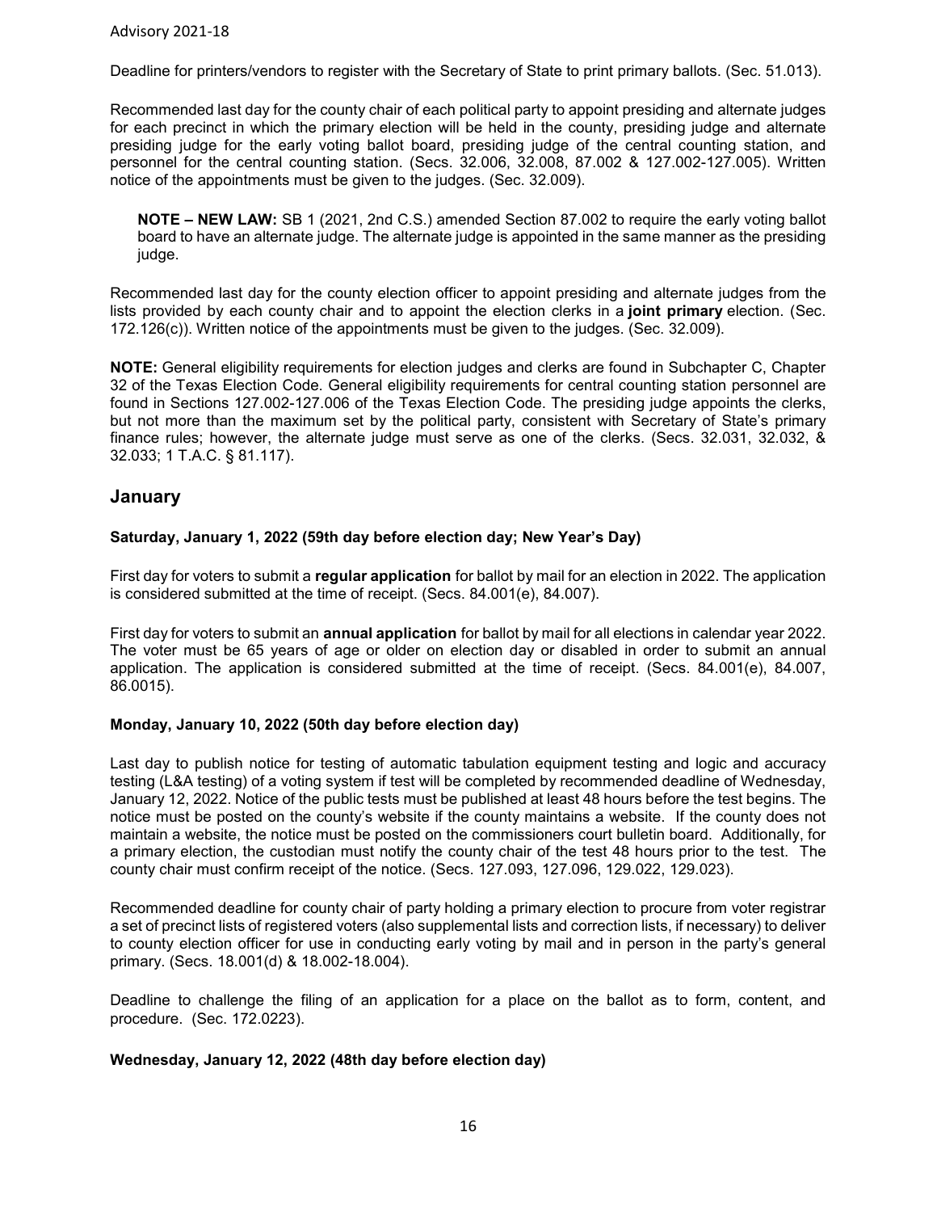Deadline for printers/vendors to register with the Secretary of State to print primary ballots. (Sec. 51.013).

Recommended last day for the county chair of each political party to appoint presiding and alternate judges for each precinct in which the primary election will be held in the county, presiding judge and alternate presiding judge for the early voting ballot board, presiding judge of the central counting station, and personnel for the central counting station. (Secs. 32.006, 32.008, 87.002 & 127.002-127.005). Written notice of the appointments must be given to the judges. (Sec. 32.009).

> **NOTE – NEW LAW:** SB 1 (2021, 2nd C.S.) amended Section 87.002 to require the early voting ballot board to have an alternate judge. The alternate judge is appointed in the same manner as the presiding judge.

Recommended last day for the county election officer to appoint presiding and alternate judges from the lists provided by each county chair and to appoint the election clerks in a **joint primary** election. (Sec. 172.126(c)). Written notice of the appointments must be given to the judges. (Sec. 32.009).

**NOTE:** General eligibility requirements for election judges and clerks are found in Subchapter C, Chapter 32 of the Texas Election Code. General eligibility requirements for central counting station personnel are found in Sections 127.002-127.006 of the Texas Election Code. The presiding judge appoints the clerks, but not more than the maximum set by the political party, consistent with Secretary of State's primary finance rules; however, the alternate judge must serve as one of the clerks. (Secs. 32.031, 32.032, & 32.033; 1 T.A.C. § 81.117).

## January

### Saturday, January 1, 2022 (59th day before election day; New Year's Day)

First day for voters to submit a **regular application** for ballot by mail for an election in 2022. The application is considered submitted at the time of receipt. (Secs. 84.001(e), 84.007).

First day for voters to submit an **annual application** for ballot by mail for all elections in calendar year 2022. The voter must be 65 years of age or older on election day or disabled in order to submit an annual application. The application is considered submitted at the time of receipt. (Secs. 84.001(e), 84.007, 86.0015).

### Monday, January 10, 2022 (50th day before election day)

Last day to publish notice for testing of automatic tabulation equipment testing and logic and accuracy testing (L&A testing) of a voting system if test will be completed by recommended deadline of Wednesday, January 12, 2022. Notice of the public tests must be published at least 48 hours before the test begins. The notice must be posted on the county's website if the county maintains a website. If the county does not maintain a website, the notice must be posted on the commissioners court bulletin board. Additionally, for a primary election, the custodian must notify the county chair of the test 48 hours prior to the test. The county chair must confirm receipt of the notice. (Secs. 127.093, 127.096, 129.022, 129.023).

Recommended deadline for county chair of party holding a primary election to procure from voter registrar a set of precinct lists of registered voters (also supplemental lists and correction lists, if necessary) to deliver to county election officer for use in conducting early voting by mail and in person in the party's general primary. (Secs. 18.001(d) & 18.002-18.004).

Deadline to challenge the filing of an application for a place on the ballot as to form, content, and procedure. (Sec. 172.0223).

### Wednesday, January 12, 2022 (48th day before election day)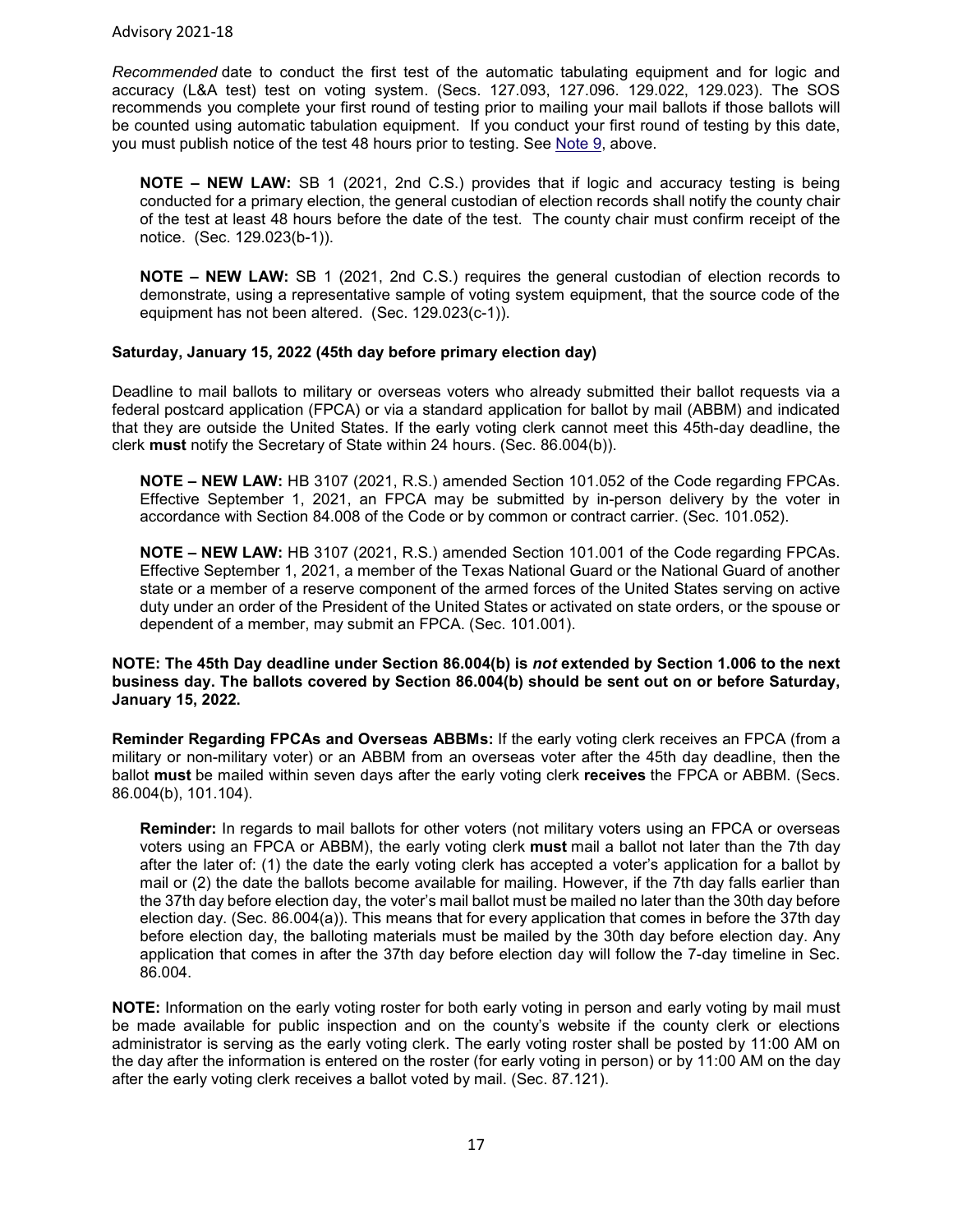*Recommended* date to conduct the first test of the automatic tabulating equipment and for logic and accuracy (L&A test) test on voting system. (Secs. 127.093, 127.096. 129.022, 129.023). The SOS recommends you complete your first round of testing prior to mailing your mail ballots if those ballots will be counted using automatic tabulation equipment. If you conduct your first round of testing by this date, you must publish notice of the test 48 hours prior to testing. See Note 9, above.

> **NOTE – NEW LAW:** SB 1 (2021, 2nd C.S.) provides that if logic and accuracy testing is being conducted for a primary election, the general custodian of election records shall notify the county chair of the test at least 48 hours before the date of the test. The county chair must confirm receipt of the notice. (Sec. 129.023(b-1)).

> **NOTE – NEW LAW:** SB 1 (2021, 2nd C.S.) requires the general custodian of election records to demonstrate, using a representative sample of voting system equipment, that the source code of the equipment has not been altered. (Sec. 129.023(c-1)).

**Saturday, January 15, 2022 (45th day before primary election day)**

Deadline to mail ballots to military or overseas voters who already submitted their ballot requests via a federal postcard application (FPCA) or via a standard application for ballot by mail (ABBM) and indicated that they are outside the United States. If the early voting clerk cannot meet this 45th-day deadline, the clerk **must** notify the Secretary of State within 24 hours. (Sec. 86.004(b)).

> **NOTE – NEW LAW:** HB 3107 (2021, R.S.) amended Section 101.052 of the Code regarding FPCAs. Effective September 1, 2021, an FPCA may be submitted by in-person delivery by the voter in accordance with Section 84.008 of the Code or by common or contract carrier. (Sec. 101.052).

> **NOTE – NEW LAW:** HB 3107 (2021, R.S.) amended Section 101.001 of the Code regarding FPCAs. Effective September 1, 2021, a member of the Texas National Guard or the National Guard of another state or a member of a reserve component of the armed forces of the United States serving on active duty under an order of the President of the United States or activated on state orders, or the spouse or dependent of a member, may submit an FPCA. (Sec. 101.001).

**NOTE: The 45th Day deadline under Section 86.004(b) is *not* extended by Section 1.006 to the next business day. The ballots covered by Section 86.004(b) should be sent out on or before Saturday, January 15, 2022.**

**Reminder Regarding FPCAs and Overseas ABBMs:** If the early voting clerk receives an FPCA (from a military or non-military voter) or an ABBM from an overseas voter after the 45th day deadline, then the ballot **must** be mailed within seven days after the early voting clerk **receives** the FPCA or ABBM. (Secs. 86.004(b), 101.104).

> **Reminder:** In regards to mail ballots for other voters (not military voters using an FPCA or overseas voters using an FPCA or ABBM), the early voting clerk **must** mail a ballot not later than the 7th day after the later of: (1) the date the early voting clerk has accepted a voter's application for a ballot by mail or (2) the date the ballots become available for mailing. However, if the 7th day falls earlier than the 37th day before election day, the voter's mail ballot must be mailed no later than the 30th day before election day. (Sec. 86.004(a)). This means that for every application that comes in before the 37th day before election day, the balloting materials must be mailed by the 30th day before election day. Any application that comes in after the 37th day before election day will follow the 7-day timeline in Sec. 86.004.

**NOTE:** Information on the early voting roster for both early voting in person and early voting by mail must be made available for public inspection and on the county's website if the county clerk or elections administrator is serving as the early voting clerk. The early voting roster shall be posted by 11:00 AM on the day after the information is entered on the roster (for early voting in person) or by 11:00 AM on the day after the early voting clerk receives a ballot voted by mail. (Sec. 87.121).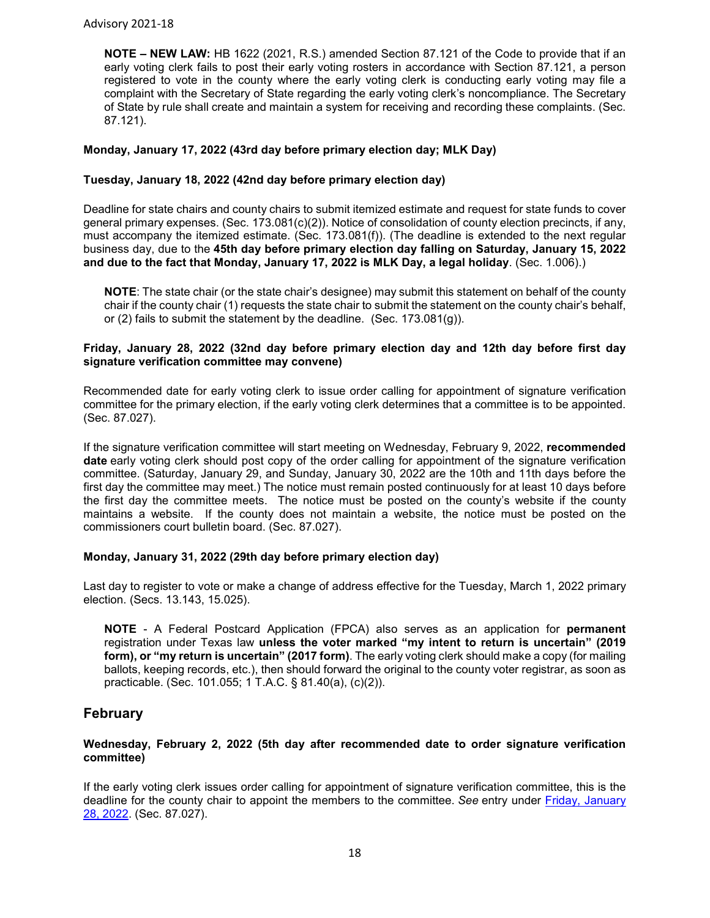> **NOTE – NEW LAW:** HB 1622 (2021, R.S.) amended Section 87.121 of the Code to provide that if an early voting clerk fails to post their early voting rosters in accordance with Section 87.121, a person registered to vote in the county where the early voting clerk is conducting early voting may file a complaint with the Secretary of State regarding the early voting clerk's noncompliance. The Secretary of State by rule shall create and maintain a system for receiving and recording these complaints. (Sec. 87.121).

#### Monday, January 17, 2022 (43rd day before primary election day; MLK Day)

#### Tuesday, January 18, 2022 (42nd day before primary election day)

Deadline for state chairs and county chairs to submit itemized estimate and request for state funds to cover general primary expenses. (Sec. 173.081(c)(2)). Notice of consolidation of county election precincts, if any, must accompany the itemized estimate. (Sec. 173.081(f)). (The deadline is extended to the next regular business day, due to the **45th day before primary election day falling on Saturday, January 15, 2022 and due to the fact that Monday, January 17, 2022 is MLK Day, a legal holiday**. (Sec. 1.006).)

> **NOTE**: The state chair (or the state chair's designee) may submit this statement on behalf of the county chair if the county chair (1) requests the state chair to submit the statement on the county chair's behalf, or (2) fails to submit the statement by the deadline. (Sec. 173.081(g)).

#### Friday, January 28, 2022 (32nd day before primary election day and 12th day before first day signature verification committee may convene)

Recommended date for early voting clerk to issue order calling for appointment of signature verification committee for the primary election, if the early voting clerk determines that a committee is to be appointed. (Sec. 87.027).

If the signature verification committee will start meeting on Wednesday, February 9, 2022, **recommended date** early voting clerk should post copy of the order calling for appointment of the signature verification committee. (Saturday, January 29, and Sunday, January 30, 2022 are the 10th and 11th days before the first day the committee may meet.) The notice must remain posted continuously for at least 10 days before the first day the committee meets. The notice must be posted on the county's website if the county maintains a website. If the county does not maintain a website, the notice must be posted on the commissioners court bulletin board. (Sec. 87.027).

#### Monday, January 31, 2022 (29th day before primary election day)

Last day to register to vote or make a change of address effective for the Tuesday, March 1, 2022 primary election. (Secs. 13.143, 15.025).

> **NOTE** - A Federal Postcard Application (FPCA) also serves as an application for **permanent** registration under Texas law **unless the voter marked "my intent to return is uncertain" (2019 form), or "my return is uncertain" (2017 form)**. The early voting clerk should make a copy (for mailing ballots, keeping records, etc.), then should forward the original to the county voter registrar, as soon as practicable. (Sec. 101.055; 1 T.A.C. § 81.40(a), (c)(2)).

## February

#### Wednesday, February 2, 2022 (5th day after recommended date to order signature verification committee)

If the early voting clerk issues order calling for appointment of signature verification committee, this is the deadline for the county chair to appoint the members to the committee. *See* entry under Friday, January 28, 2022. (Sec. 87.027).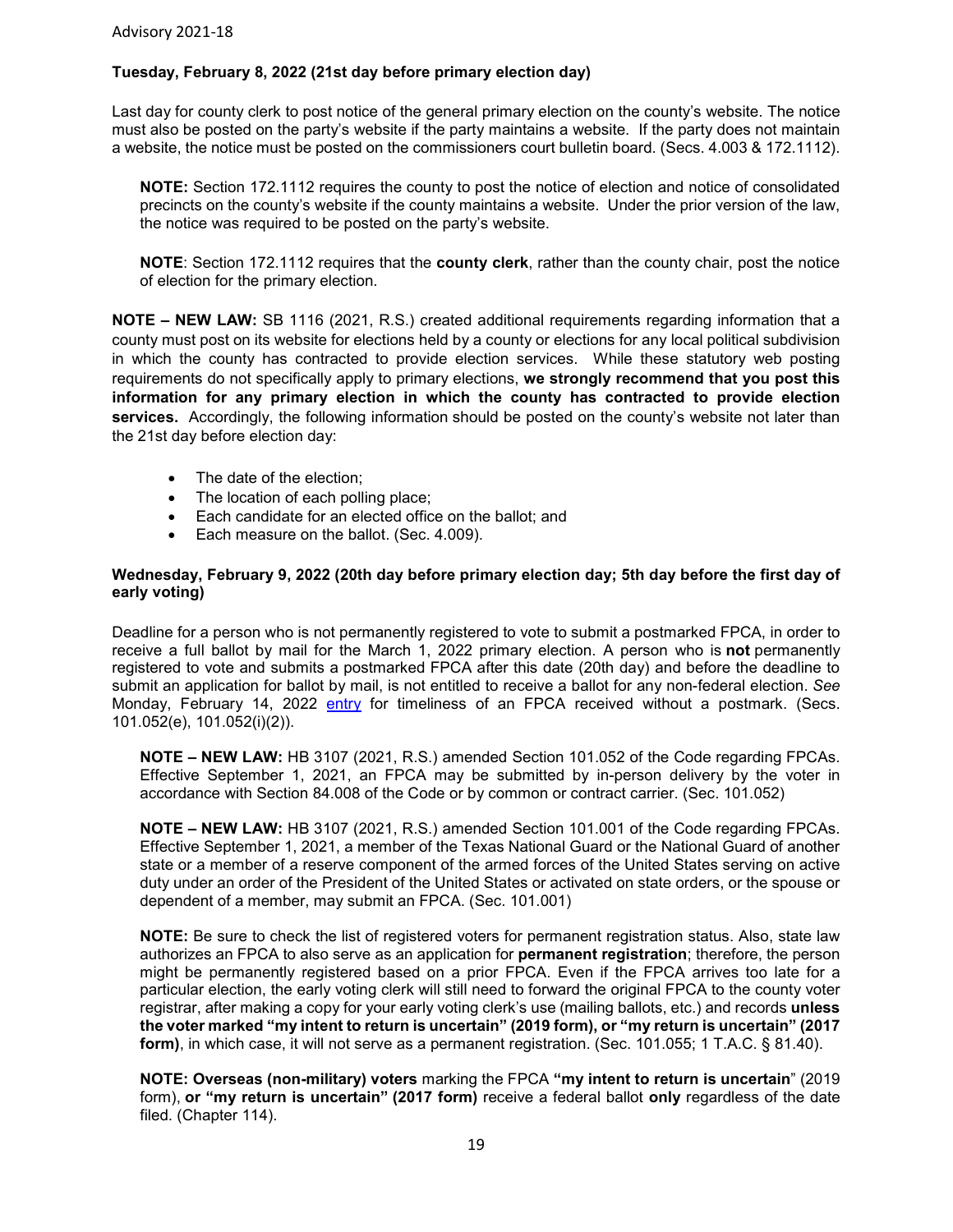**Tuesday, February 8, 2022 (21st day before primary election day)**

Last day for county clerk to post notice of the general primary election on the county's website. The notice must also be posted on the party's website if the party maintains a website. If the party does not maintain a website, the notice must be posted on the commissioners court bulletin board. (Secs. 4.003 & 172.1112).

> **NOTE:** Section 172.1112 requires the county to post the notice of election and notice of consolidated precincts on the county's website if the county maintains a website. Under the prior version of the law, the notice was required to be posted on the party's website.
>
> **NOTE**: Section 172.1112 requires that the **county clerk**, rather than the county chair, post the notice of election for the primary election.

**NOTE – NEW LAW:** SB 1116 (2021, R.S.) created additional requirements regarding information that a county must post on its website for elections held by a county or elections for any local political subdivision in which the county has contracted to provide election services. While these statutory web posting requirements do not specifically apply to primary elections, **we strongly recommend that you post this information for any primary election in which the county has contracted to provide election services.** Accordingly, the following information should be posted on the county's website not later than the 21st day before election day:

- The date of the election;
- The location of each polling place;
- Each candidate for an elected office on the ballot; and
- Each measure on the ballot. (Sec. 4.009).

**Wednesday, February 9, 2022 (20th day before primary election day; 5th day before the first day of early voting)**

Deadline for a person who is not permanently registered to vote to submit a postmarked FPCA, in order to receive a full ballot by mail for the March 1, 2022 primary election. A person who is **not** permanently registered to vote and submits a postmarked FPCA after this date (20th day) and before the deadline to submit an application for ballot by mail, is not entitled to receive a ballot for any non-federal election. *See* Monday, February 14, 2022 entry for timeliness of an FPCA received without a postmark. (Secs. 101.052(e), 101.052(i)(2)).

> **NOTE – NEW LAW:** HB 3107 (2021, R.S.) amended Section 101.052 of the Code regarding FPCAs. Effective September 1, 2021, an FPCA may be submitted by in-person delivery by the voter in accordance with Section 84.008 of the Code or by common or contract carrier. (Sec. 101.052)
>
> **NOTE – NEW LAW:** HB 3107 (2021, R.S.) amended Section 101.001 of the Code regarding FPCAs. Effective September 1, 2021, a member of the Texas National Guard or the National Guard of another state or a member of a reserve component of the armed forces of the United States serving on active duty under an order of the President of the United States or activated on state orders, or the spouse or dependent of a member, may submit an FPCA. (Sec. 101.001)
>
> **NOTE:** Be sure to check the list of registered voters for permanent registration status. Also, state law authorizes an FPCA to also serve as an application for **permanent registration**; therefore, the person might be permanently registered based on a prior FPCA. Even if the FPCA arrives too late for a particular election, the early voting clerk will still need to forward the original FPCA to the county voter registrar, after making a copy for your early voting clerk's use (mailing ballots, etc.) and records **unless the voter marked "my intent to return is uncertain" (2019 form), or "my return is uncertain" (2017 form)**, in which case, it will not serve as a permanent registration. (Sec. 101.055; 1 T.A.C. § 81.40).
>
> **NOTE: Overseas (non-military) voters** marking the FPCA **"my intent to return is uncertain**" (2019 form), **or "my return is uncertain" (2017 form)** receive a federal ballot **only** regardless of the date filed. (Chapter 114).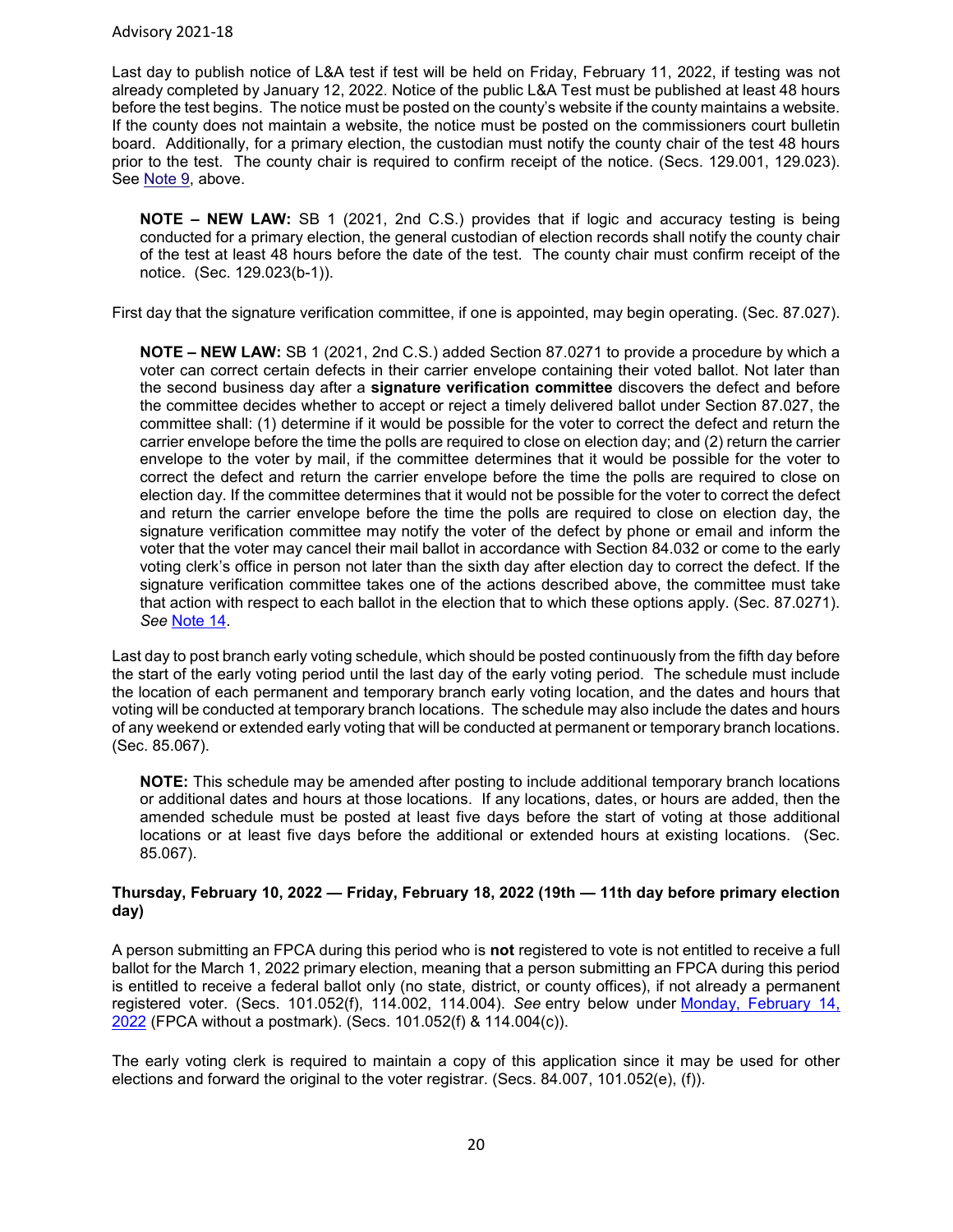Last day to publish notice of L&A test if test will be held on Friday, February 11, 2022, if testing was not already completed by January 12, 2022. Notice of the public L&A Test must be published at least 48 hours before the test begins. The notice must be posted on the county's website if the county maintains a website. If the county does not maintain a website, the notice must be posted on the commissioners court bulletin board. Additionally, for a primary election, the custodian must notify the county chair of the test 48 hours prior to the test. The county chair is required to confirm receipt of the notice. (Secs. 129.001, 129.023). See Note 9, above.

> **NOTE – NEW LAW:** SB 1 (2021, 2nd C.S.) provides that if logic and accuracy testing is being conducted for a primary election, the general custodian of election records shall notify the county chair of the test at least 48 hours before the date of the test. The county chair must confirm receipt of the notice. (Sec. 129.023(b-1)).

First day that the signature verification committee, if one is appointed, may begin operating. (Sec. 87.027).

> **NOTE – NEW LAW:** SB 1 (2021, 2nd C.S.) added Section 87.0271 to provide a procedure by which a voter can correct certain defects in their carrier envelope containing their voted ballot. Not later than the second business day after a **signature verification committee** discovers the defect and before the committee decides whether to accept or reject a timely delivered ballot under Section 87.027, the committee shall: (1) determine if it would be possible for the voter to correct the defect and return the carrier envelope before the time the polls are required to close on election day; and (2) return the carrier envelope to the voter by mail, if the committee determines that it would be possible for the voter to correct the defect and return the carrier envelope before the time the polls are required to close on election day. If the committee determines that it would not be possible for the voter to correct the defect and return the carrier envelope before the time the polls are required to close on election day, the signature verification committee may notify the voter of the defect by phone or email and inform the voter that the voter may cancel their mail ballot in accordance with Section 84.032 or come to the early voting clerk's office in person not later than the sixth day after election day to correct the defect. If the signature verification committee takes one of the actions described above, the committee must take that action with respect to each ballot in the election that to which these options apply. (Sec. 87.0271). *See* Note 14.

Last day to post branch early voting schedule, which should be posted continuously from the fifth day before the start of the early voting period until the last day of the early voting period. The schedule must include the location of each permanent and temporary branch early voting location, and the dates and hours that voting will be conducted at temporary branch locations. The schedule may also include the dates and hours of any weekend or extended early voting that will be conducted at permanent or temporary branch locations. (Sec. 85.067).

> **NOTE:** This schedule may be amended after posting to include additional temporary branch locations or additional dates and hours at those locations. If any locations, dates, or hours are added, then the amended schedule must be posted at least five days before the start of voting at those additional locations or at least five days before the additional or extended hours at existing locations. (Sec. 85.067).

**Thursday, February 10, 2022 — Friday, February 18, 2022 (19th — 11th day before primary election day)**

A person submitting an FPCA during this period who is **not** registered to vote is not entitled to receive a full ballot for the March 1, 2022 primary election, meaning that a person submitting an FPCA during this period is entitled to receive a federal ballot only (no state, district, or county offices), if not already a permanent registered voter. (Secs. 101.052(f), 114.002, 114.004). *See* entry below under Monday, February 14, 2022 (FPCA without a postmark). (Secs. 101.052(f) & 114.004(c)).

The early voting clerk is required to maintain a copy of this application since it may be used for other elections and forward the original to the voter registrar. (Secs. 84.007, 101.052(e), (f)).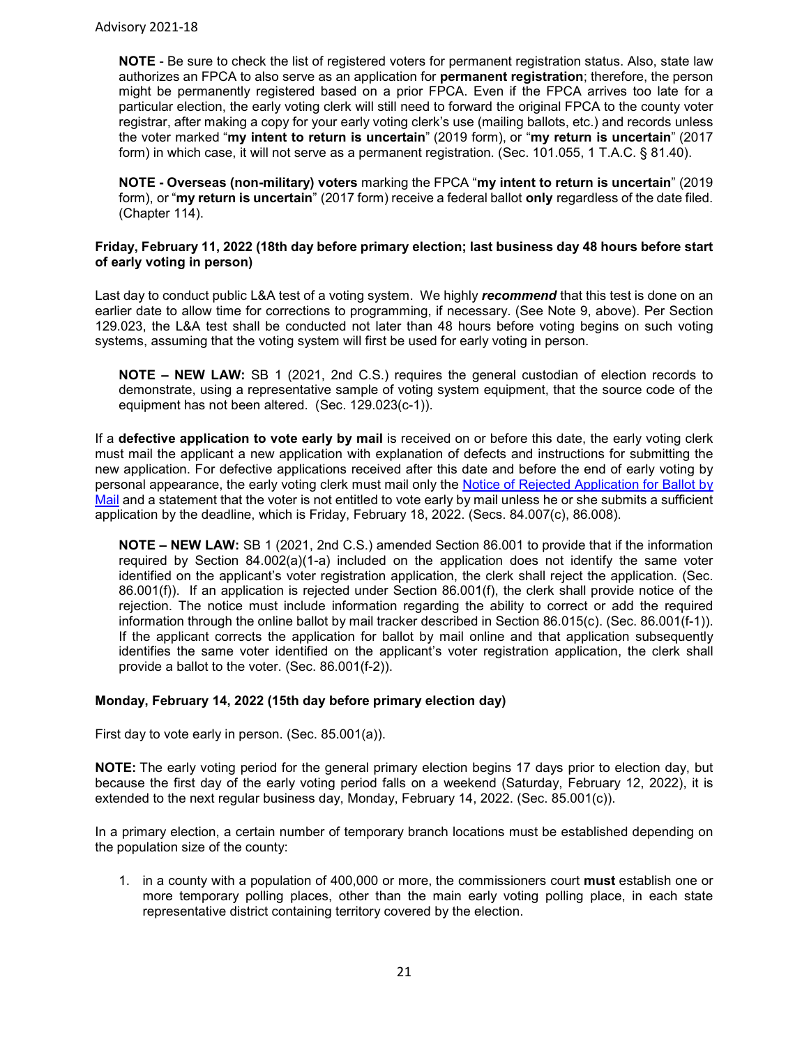**NOTE** - Be sure to check the list of registered voters for permanent registration status. Also, state law authorizes an FPCA to also serve as an application for **permanent registration**; therefore, the person might be permanently registered based on a prior FPCA. Even if the FPCA arrives too late for a particular election, the early voting clerk will still need to forward the original FPCA to the county voter registrar, after making a copy for your early voting clerk's use (mailing ballots, etc.) and records unless the voter marked "**my intent to return is uncertain**" (2019 form), or "**my return is uncertain**" (2017 form) in which case, it will not serve as a permanent registration. (Sec. 101.055, 1 T.A.C. § 81.40).

**NOTE - Overseas (non-military) voters** marking the FPCA "**my intent to return is uncertain**" (2019 form), or "**my return is uncertain**" (2017 form) receive a federal ballot **only** regardless of the date filed. (Chapter 114).

**Friday, February 11, 2022 (18th day before primary election; last business day 48 hours before start of early voting in person)**

Last day to conduct public L&A test of a voting system. We highly ***recommend*** that this test is done on an earlier date to allow time for corrections to programming, if necessary. (See Note 9, above). Per Section 129.023, the L&A test shall be conducted not later than 48 hours before voting begins on such voting systems, assuming that the voting system will first be used for early voting in person.

**NOTE – NEW LAW:** SB 1 (2021, 2nd C.S.) requires the general custodian of election records to demonstrate, using a representative sample of voting system equipment, that the source code of the equipment has not been altered. (Sec. 129.023(c-1)).

If a **defective application to vote early by mail** is received on or before this date, the early voting clerk must mail the applicant a new application with explanation of defects and instructions for submitting the new application. For defective applications received after this date and before the end of early voting by personal appearance, the early voting clerk must mail only the Notice of Rejected Application for Ballot by Mail and a statement that the voter is not entitled to vote early by mail unless he or she submits a sufficient application by the deadline, which is Friday, February 18, 2022. (Secs. 84.007(c), 86.008).

**NOTE – NEW LAW:** SB 1 (2021, 2nd C.S.) amended Section 86.001 to provide that if the information required by Section 84.002(a)(1-a) included on the application does not identify the same voter identified on the applicant's voter registration application, the clerk shall reject the application. (Sec. 86.001(f)). If an application is rejected under Section 86.001(f), the clerk shall provide notice of the rejection. The notice must include information regarding the ability to correct or add the required information through the online ballot by mail tracker described in Section 86.015(c). (Sec. 86.001(f-1)). If the applicant corrects the application for ballot by mail online and that application subsequently identifies the same voter identified on the applicant's voter registration application, the clerk shall provide a ballot to the voter. (Sec. 86.001(f-2)).

**Monday, February 14, 2022 (15th day before primary election day)**

First day to vote early in person. (Sec. 85.001(a)).

**NOTE:** The early voting period for the general primary election begins 17 days prior to election day, but because the first day of the early voting period falls on a weekend (Saturday, February 12, 2022), it is extended to the next regular business day, Monday, February 14, 2022. (Sec. 85.001(c)).

In a primary election, a certain number of temporary branch locations must be established depending on the population size of the county:

1. in a county with a population of 400,000 or more, the commissioners court **must** establish one or more temporary polling places, other than the main early voting polling place, in each state representative district containing territory covered by the election.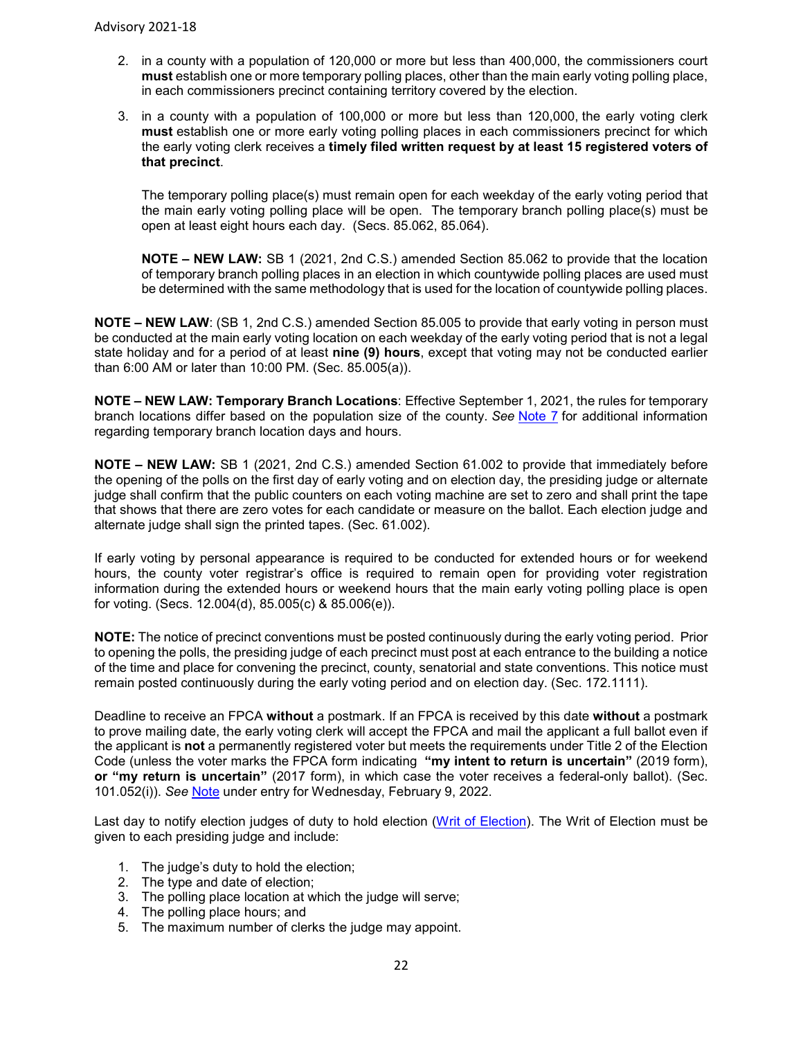2. in a county with a population of 120,000 or more but less than 400,000, the commissioners court **must** establish one or more temporary polling places, other than the main early voting polling place, in each commissioners precinct containing territory covered by the election.

3. in a county with a population of 100,000 or more but less than 120,000, the early voting clerk **must** establish one or more early voting polling places in each commissioners precinct for which the early voting clerk receives a **timely filed written request by at least 15 registered voters of that precinct**.

   The temporary polling place(s) must remain open for each weekday of the early voting period that the main early voting polling place will be open. The temporary branch polling place(s) must be open at least eight hours each day. (Secs. 85.062, 85.064).

   **NOTE – NEW LAW:** SB 1 (2021, 2nd C.S.) amended Section 85.062 to provide that the location of temporary branch polling places in an election in which countywide polling places are used must be determined with the same methodology that is used for the location of countywide polling places.

**NOTE – NEW LAW**: (SB 1, 2nd C.S.) amended Section 85.005 to provide that early voting in person must be conducted at the main early voting location on each weekday of the early voting period that is not a legal state holiday and for a period of at least **nine (9) hours**, except that voting may not be conducted earlier than 6:00 AM or later than 10:00 PM. (Sec. 85.005(a)).

**NOTE – NEW LAW: Temporary Branch Locations**: Effective September 1, 2021, the rules for temporary branch locations differ based on the population size of the county. *See* Note 7 for additional information regarding temporary branch location days and hours.

**NOTE – NEW LAW:** SB 1 (2021, 2nd C.S.) amended Section 61.002 to provide that immediately before the opening of the polls on the first day of early voting and on election day, the presiding judge or alternate judge shall confirm that the public counters on each voting machine are set to zero and shall print the tape that shows that there are zero votes for each candidate or measure on the ballot. Each election judge and alternate judge shall sign the printed tapes. (Sec. 61.002).

If early voting by personal appearance is required to be conducted for extended hours or for weekend hours, the county voter registrar's office is required to remain open for providing voter registration information during the extended hours or weekend hours that the main early voting polling place is open for voting. (Secs. 12.004(d), 85.005(c) & 85.006(e)).

**NOTE:** The notice of precinct conventions must be posted continuously during the early voting period. Prior to opening the polls, the presiding judge of each precinct must post at each entrance to the building a notice of the time and place for convening the precinct, county, senatorial and state conventions. This notice must remain posted continuously during the early voting period and on election day. (Sec. 172.1111).

Deadline to receive an FPCA **without** a postmark. If an FPCA is received by this date **without** a postmark to prove mailing date, the early voting clerk will accept the FPCA and mail the applicant a full ballot even if the applicant is **not** a permanently registered voter but meets the requirements under Title 2 of the Election Code (unless the voter marks the FPCA form indicating **"my intent to return is uncertain"** (2019 form), **or "my return is uncertain"** (2017 form), in which case the voter receives a federal-only ballot). (Sec. 101.052(i)). *See* Note under entry for Wednesday, February 9, 2022.

Last day to notify election judges of duty to hold election (Writ of Election). The Writ of Election must be given to each presiding judge and include:

1. The judge's duty to hold the election;
2. The type and date of election;
3. The polling place location at which the judge will serve;
4. The polling place hours; and
5. The maximum number of clerks the judge may appoint.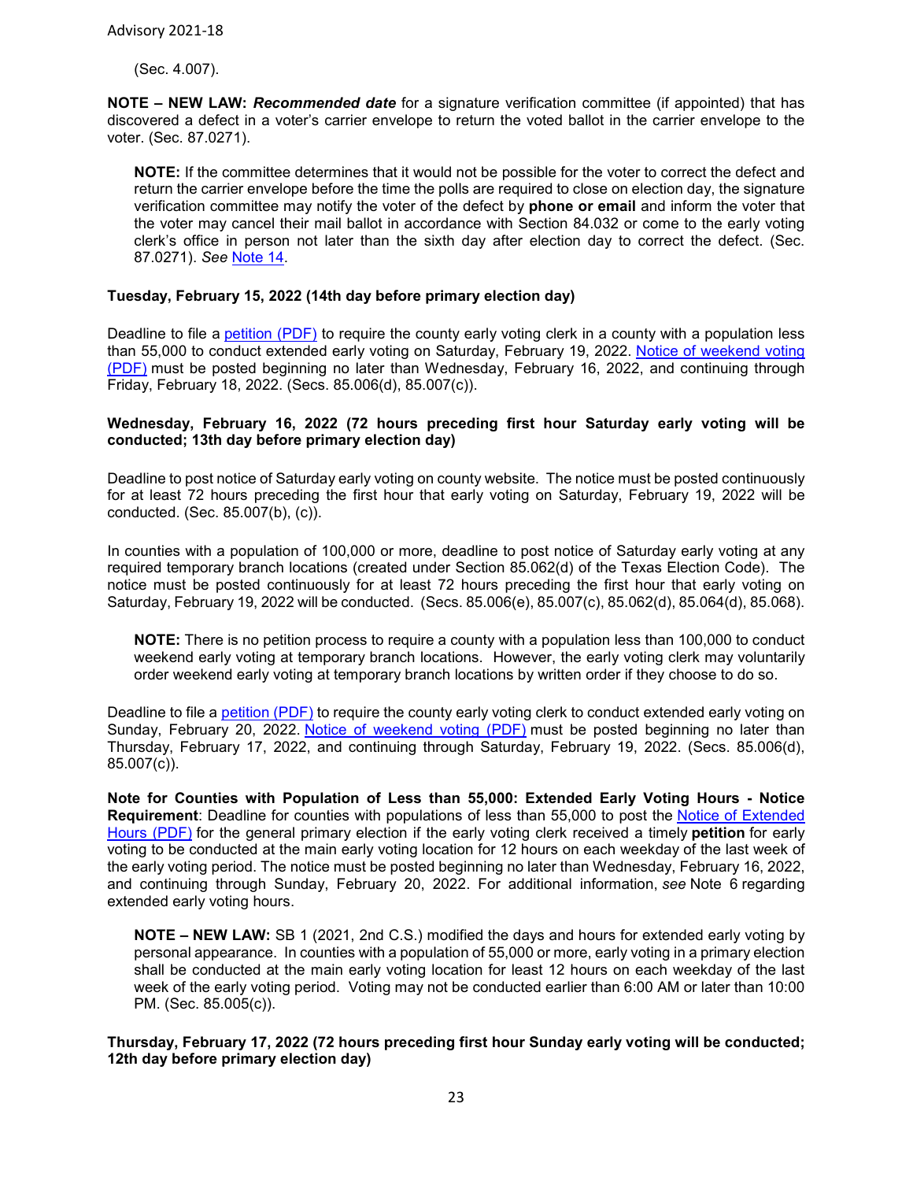(Sec. 4.007).

**NOTE – NEW LAW:** ***Recommended date*** for a signature verification committee (if appointed) that has discovered a defect in a voter's carrier envelope to return the voted ballot in the carrier envelope to the voter. (Sec. 87.0271).

> **NOTE:** If the committee determines that it would not be possible for the voter to correct the defect and return the carrier envelope before the time the polls are required to close on election day, the signature verification committee may notify the voter of the defect by **phone or email** and inform the voter that the voter may cancel their mail ballot in accordance with Section 84.032 or come to the early voting clerk's office in person not later than the sixth day after election day to correct the defect. (Sec. 87.0271). *See* Note 14.

**Tuesday, February 15, 2022 (14th day before primary election day)**

Deadline to file a petition (PDF) to require the county early voting clerk in a county with a population less than 55,000 to conduct extended early voting on Saturday, February 19, 2022. Notice of weekend voting (PDF) must be posted beginning no later than Wednesday, February 16, 2022, and continuing through Friday, February 18, 2022. (Secs. 85.006(d), 85.007(c)).

**Wednesday, February 16, 2022 (72 hours preceding first hour Saturday early voting will be conducted; 13th day before primary election day)**

Deadline to post notice of Saturday early voting on county website. The notice must be posted continuously for at least 72 hours preceding the first hour that early voting on Saturday, February 19, 2022 will be conducted. (Sec. 85.007(b), (c)).

In counties with a population of 100,000 or more, deadline to post notice of Saturday early voting at any required temporary branch locations (created under Section 85.062(d) of the Texas Election Code). The notice must be posted continuously for at least 72 hours preceding the first hour that early voting on Saturday, February 19, 2022 will be conducted. (Secs. 85.006(e), 85.007(c), 85.062(d), 85.064(d), 85.068).

> **NOTE:** There is no petition process to require a county with a population less than 100,000 to conduct weekend early voting at temporary branch locations. However, the early voting clerk may voluntarily order weekend early voting at temporary branch locations by written order if they choose to do so.

Deadline to file a petition (PDF) to require the county early voting clerk to conduct extended early voting on Sunday, February 20, 2022. Notice of weekend voting (PDF) must be posted beginning no later than Thursday, February 17, 2022, and continuing through Saturday, February 19, 2022. (Secs. 85.006(d), 85.007(c)).

**Note for Counties with Population of Less than 55,000: Extended Early Voting Hours - Notice Requirement**: Deadline for counties with populations of less than 55,000 to post the Notice of Extended Hours (PDF) for the general primary election if the early voting clerk received a timely **petition** for early voting to be conducted at the main early voting location for 12 hours on each weekday of the last week of the early voting period. The notice must be posted beginning no later than Wednesday, February 16, 2022, and continuing through Sunday, February 20, 2022. For additional information, *see* Note 6 regarding extended early voting hours.

> **NOTE – NEW LAW:** SB 1 (2021, 2nd C.S.) modified the days and hours for extended early voting by personal appearance. In counties with a population of 55,000 or more, early voting in a primary election shall be conducted at the main early voting location for least 12 hours on each weekday of the last week of the early voting period. Voting may not be conducted earlier than 6:00 AM or later than 10:00 PM. (Sec. 85.005(c)).

**Thursday, February 17, 2022 (72 hours preceding first hour Sunday early voting will be conducted; 12th day before primary election day)**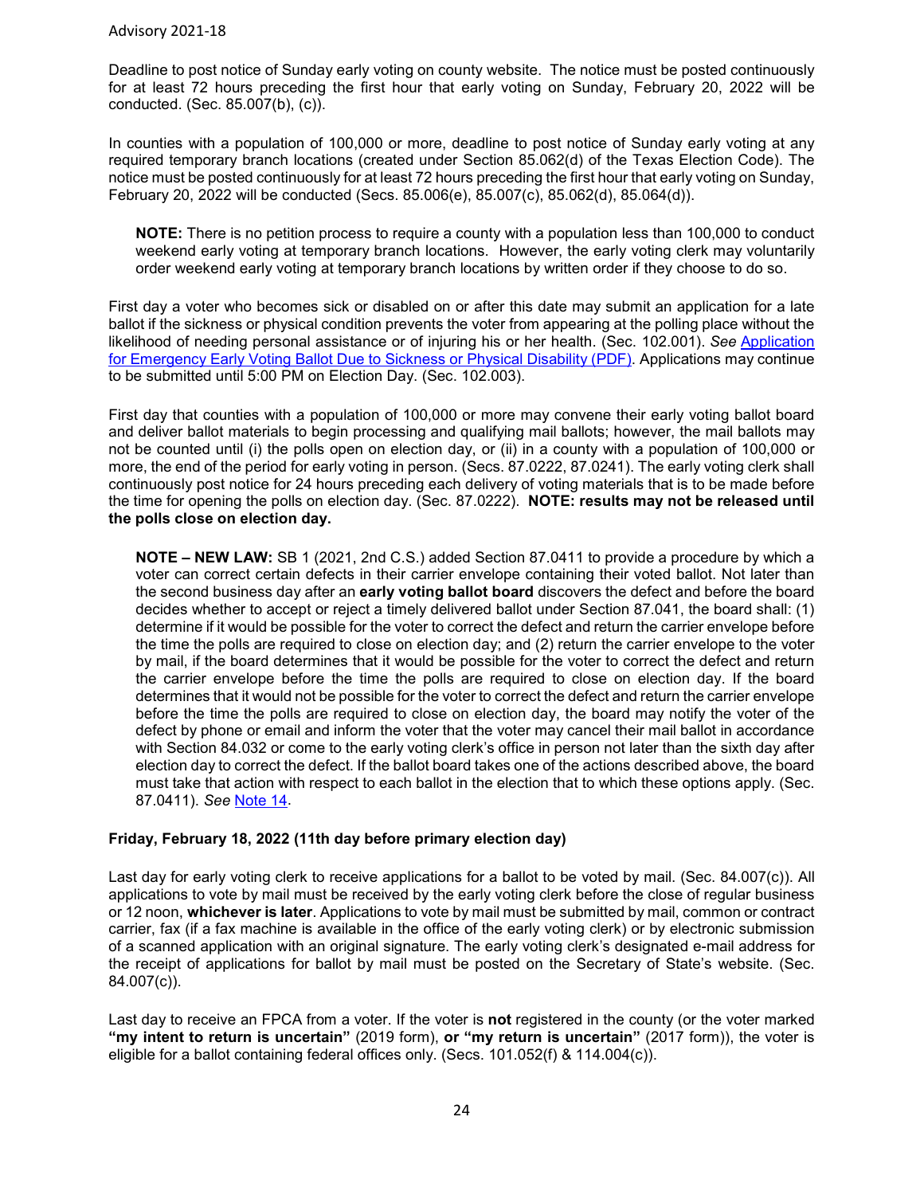Deadline to post notice of Sunday early voting on county website. The notice must be posted continuously for at least 72 hours preceding the first hour that early voting on Sunday, February 20, 2022 will be conducted. (Sec. 85.007(b), (c)).

In counties with a population of 100,000 or more, deadline to post notice of Sunday early voting at any required temporary branch locations (created under Section 85.062(d) of the Texas Election Code). The notice must be posted continuously for at least 72 hours preceding the first hour that early voting on Sunday, February 20, 2022 will be conducted (Secs. 85.006(e), 85.007(c), 85.062(d), 85.064(d)).

> **NOTE:** There is no petition process to require a county with a population less than 100,000 to conduct weekend early voting at temporary branch locations. However, the early voting clerk may voluntarily order weekend early voting at temporary branch locations by written order if they choose to do so.

First day a voter who becomes sick or disabled on or after this date may submit an application for a late ballot if the sickness or physical condition prevents the voter from appearing at the polling place without the likelihood of needing personal assistance or of injuring his or her health. (Sec. 102.001). *See* Application for Emergency Early Voting Ballot Due to Sickness or Physical Disability (PDF). Applications may continue to be submitted until 5:00 PM on Election Day. (Sec. 102.003).

First day that counties with a population of 100,000 or more may convene their early voting ballot board and deliver ballot materials to begin processing and qualifying mail ballots; however, the mail ballots may not be counted until (i) the polls open on election day, or (ii) in a county with a population of 100,000 or more, the end of the period for early voting in person. (Secs. 87.0222, 87.0241). The early voting clerk shall continuously post notice for 24 hours preceding each delivery of voting materials that is to be made before the time for opening the polls on election day. (Sec. 87.0222). **NOTE: results may not be released until the polls close on election day.**

> **NOTE – NEW LAW:** SB 1 (2021, 2nd C.S.) added Section 87.0411 to provide a procedure by which a voter can correct certain defects in their carrier envelope containing their voted ballot. Not later than the second business day after an **early voting ballot board** discovers the defect and before the board decides whether to accept or reject a timely delivered ballot under Section 87.041, the board shall: (1) determine if it would be possible for the voter to correct the defect and return the carrier envelope before the time the polls are required to close on election day; and (2) return the carrier envelope to the voter by mail, if the board determines that it would be possible for the voter to correct the defect and return the carrier envelope before the time the polls are required to close on election day. If the board determines that it would not be possible for the voter to correct the defect and return the carrier envelope before the time the polls are required to close on election day, the board may notify the voter of the defect by phone or email and inform the voter that the voter may cancel their mail ballot in accordance with Section 84.032 or come to the early voting clerk's office in person not later than the sixth day after election day to correct the defect. If the ballot board takes one of the actions described above, the board must take that action with respect to each ballot in the election that to which these options apply. (Sec. 87.0411). *See* Note 14.

**Friday, February 18, 2022 (11th day before primary election day)**

Last day for early voting clerk to receive applications for a ballot to be voted by mail. (Sec. 84.007(c)). All applications to vote by mail must be received by the early voting clerk before the close of regular business or 12 noon, **whichever is later**. Applications to vote by mail must be submitted by mail, common or contract carrier, fax (if a fax machine is available in the office of the early voting clerk) or by electronic submission of a scanned application with an original signature. The early voting clerk's designated e-mail address for the receipt of applications for ballot by mail must be posted on the Secretary of State's website. (Sec. 84.007(c)).

Last day to receive an FPCA from a voter. If the voter is **not** registered in the county (or the voter marked **"my intent to return is uncertain"** (2019 form), **or "my return is uncertain"** (2017 form)), the voter is eligible for a ballot containing federal offices only. (Secs. 101.052(f) & 114.004(c)).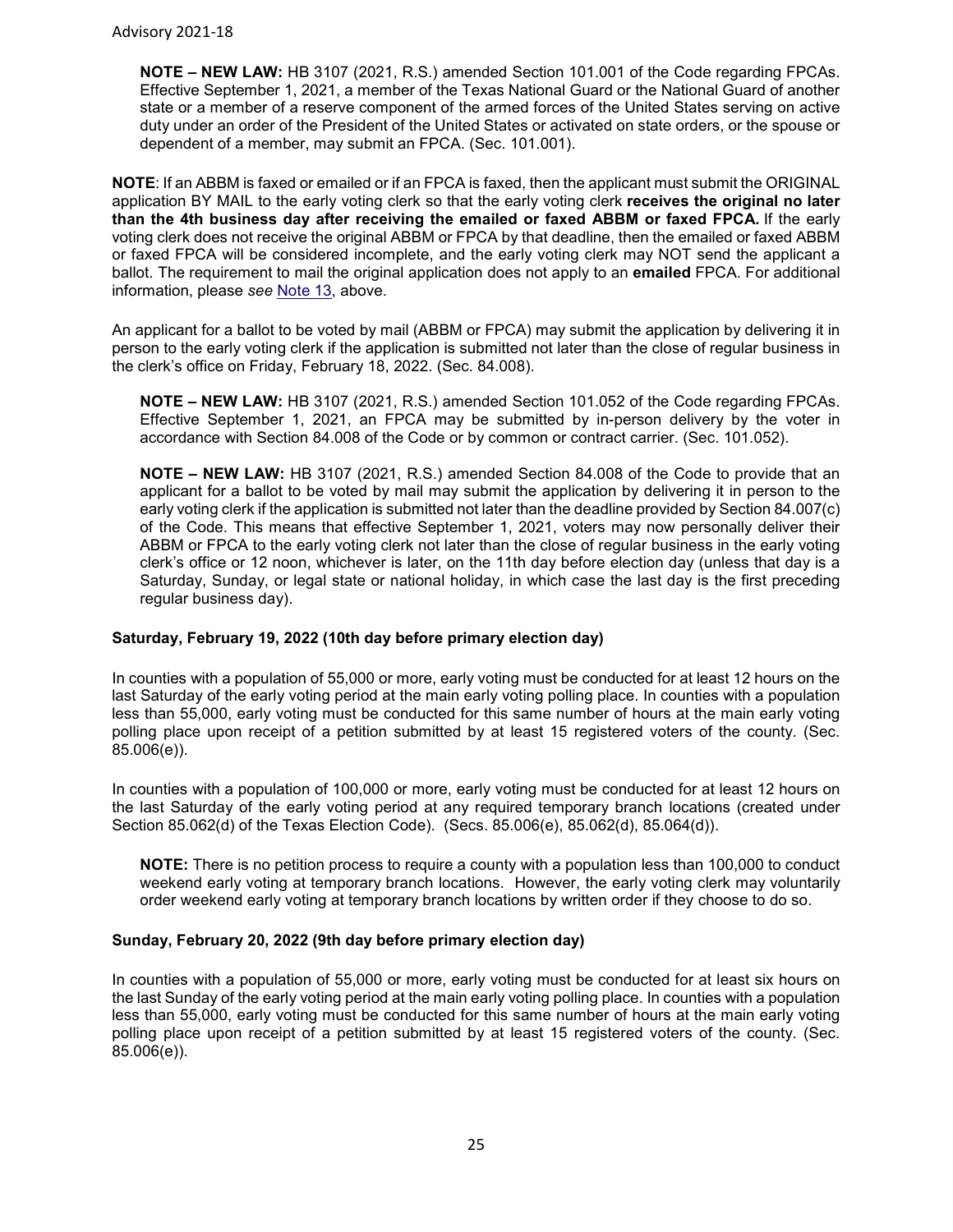> **NOTE – NEW LAW:** HB 3107 (2021, R.S.) amended Section 101.001 of the Code regarding FPCAs. Effective September 1, 2021, a member of the Texas National Guard or the National Guard of another state or a member of a reserve component of the armed forces of the United States serving on active duty under an order of the President of the United States or activated on state orders, or the spouse or dependent of a member, may submit an FPCA. (Sec. 101.001).

**NOTE**: If an ABBM is faxed or emailed or if an FPCA is faxed, then the applicant must submit the ORIGINAL application BY MAIL to the early voting clerk so that the early voting clerk **receives the original no later than the 4th business day after receiving the emailed or faxed ABBM or faxed FPCA.** If the early voting clerk does not receive the original ABBM or FPCA by that deadline, then the emailed or faxed ABBM or faxed FPCA will be considered incomplete, and the early voting clerk may NOT send the applicant a ballot. The requirement to mail the original application does not apply to an **emailed** FPCA. For additional information, please *see* Note 13, above.

An applicant for a ballot to be voted by mail (ABBM or FPCA) may submit the application by delivering it in person to the early voting clerk if the application is submitted not later than the close of regular business in the clerk's office on Friday, February 18, 2022. (Sec. 84.008).

> **NOTE – NEW LAW:** HB 3107 (2021, R.S.) amended Section 101.052 of the Code regarding FPCAs. Effective September 1, 2021, an FPCA may be submitted by in-person delivery by the voter in accordance with Section 84.008 of the Code or by common or contract carrier. (Sec. 101.052).

> **NOTE – NEW LAW:** HB 3107 (2021, R.S.) amended Section 84.008 of the Code to provide that an applicant for a ballot to be voted by mail may submit the application by delivering it in person to the early voting clerk if the application is submitted not later than the deadline provided by Section 84.007(c) of the Code. This means that effective September 1, 2021, voters may now personally deliver their ABBM or FPCA to the early voting clerk not later than the close of regular business in the early voting clerk's office or 12 noon, whichever is later, on the 11th day before election day (unless that day is a Saturday, Sunday, or legal state or national holiday, in which case the last day is the first preceding regular business day).

### Saturday, February 19, 2022 (10th day before primary election day)

In counties with a population of 55,000 or more, early voting must be conducted for at least 12 hours on the last Saturday of the early voting period at the main early voting polling place. In counties with a population less than 55,000, early voting must be conducted for this same number of hours at the main early voting polling place upon receipt of a petition submitted by at least 15 registered voters of the county. (Sec. 85.006(e)).

In counties with a population of 100,000 or more, early voting must be conducted for at least 12 hours on the last Saturday of the early voting period at any required temporary branch locations (created under Section 85.062(d) of the Texas Election Code). (Secs. 85.006(e), 85.062(d), 85.064(d)).

> **NOTE:** There is no petition process to require a county with a population less than 100,000 to conduct weekend early voting at temporary branch locations. However, the early voting clerk may voluntarily order weekend early voting at temporary branch locations by written order if they choose to do so.

### Sunday, February 20, 2022 (9th day before primary election day)

In counties with a population of 55,000 or more, early voting must be conducted for at least six hours on the last Sunday of the early voting period at the main early voting polling place. In counties with a population less than 55,000, early voting must be conducted for this same number of hours at the main early voting polling place upon receipt of a petition submitted by at least 15 registered voters of the county. (Sec. 85.006(e)).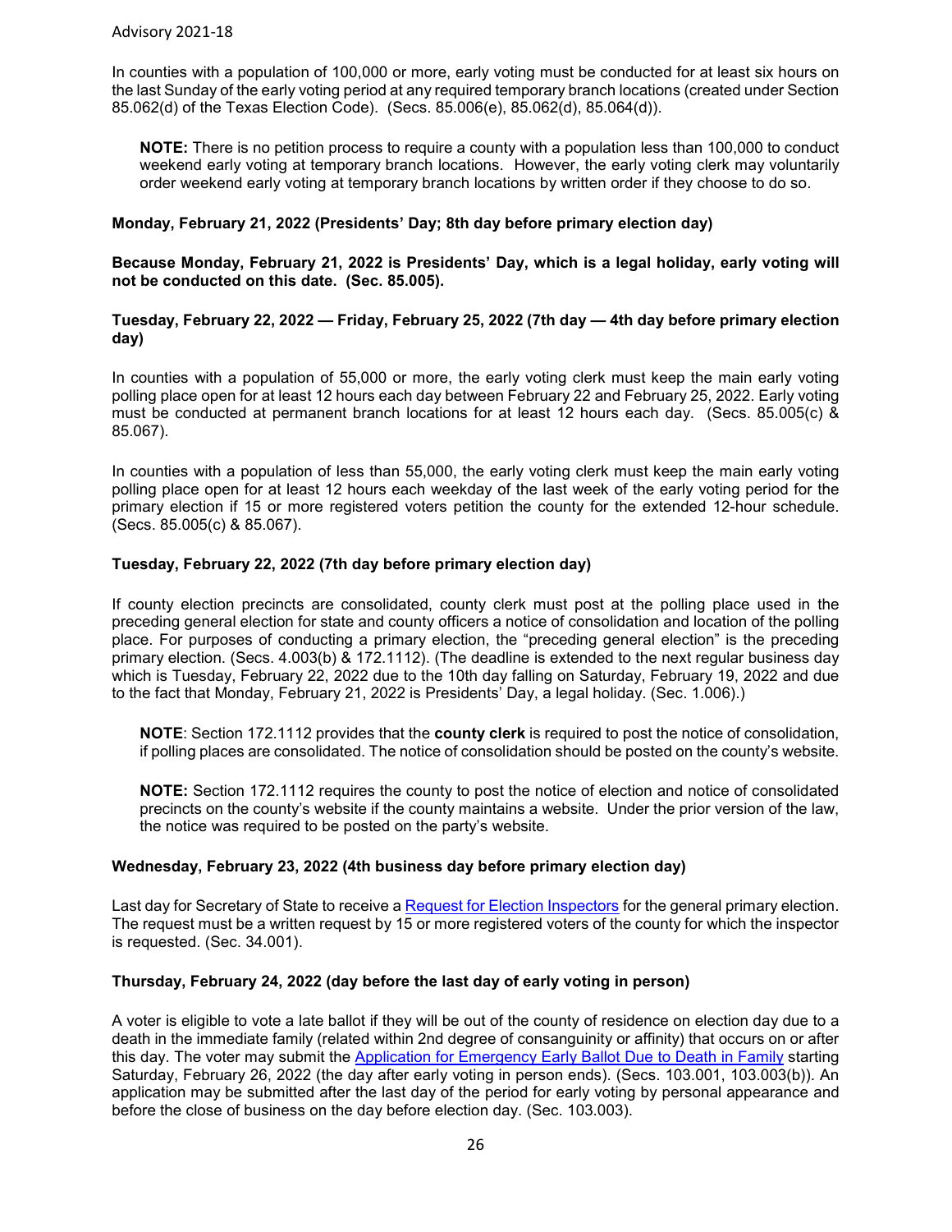In counties with a population of 100,000 or more, early voting must be conducted for at least six hours on the last Sunday of the early voting period at any required temporary branch locations (created under Section 85.062(d) of the Texas Election Code). (Secs. 85.006(e), 85.062(d), 85.064(d)).

> **NOTE:** There is no petition process to require a county with a population less than 100,000 to conduct weekend early voting at temporary branch locations. However, the early voting clerk may voluntarily order weekend early voting at temporary branch locations by written order if they choose to do so.

**Monday, February 21, 2022 (Presidents' Day; 8th day before primary election day)**

**Because Monday, February 21, 2022 is Presidents' Day, which is a legal holiday, early voting will not be conducted on this date. (Sec. 85.005).**

**Tuesday, February 22, 2022 — Friday, February 25, 2022 (7th day — 4th day before primary election day)**

In counties with a population of 55,000 or more, the early voting clerk must keep the main early voting polling place open for at least 12 hours each day between February 22 and February 25, 2022. Early voting must be conducted at permanent branch locations for at least 12 hours each day. (Secs. 85.005(c) & 85.067).

In counties with a population of less than 55,000, the early voting clerk must keep the main early voting polling place open for at least 12 hours each weekday of the last week of the early voting period for the primary election if 15 or more registered voters petition the county for the extended 12-hour schedule. (Secs. 85.005(c) & 85.067).

**Tuesday, February 22, 2022 (7th day before primary election day)**

If county election precincts are consolidated, county clerk must post at the polling place used in the preceding general election for state and county officers a notice of consolidation and location of the polling place. For purposes of conducting a primary election, the "preceding general election" is the preceding primary election. (Secs. 4.003(b) & 172.1112). (The deadline is extended to the next regular business day which is Tuesday, February 22, 2022 due to the 10th day falling on Saturday, February 19, 2022 and due to the fact that Monday, February 21, 2022 is Presidents' Day, a legal holiday. (Sec. 1.006).)

> **NOTE**: Section 172.1112 provides that the **county clerk** is required to post the notice of consolidation, if polling places are consolidated. The notice of consolidation should be posted on the county's website.

> **NOTE:** Section 172.1112 requires the county to post the notice of election and notice of consolidated precincts on the county's website if the county maintains a website. Under the prior version of the law, the notice was required to be posted on the party's website.

**Wednesday, February 23, 2022 (4th business day before primary election day)**

Last day for Secretary of State to receive a Request for Election Inspectors for the general primary election. The request must be a written request by 15 or more registered voters of the county for which the inspector is requested. (Sec. 34.001).

**Thursday, February 24, 2022 (day before the last day of early voting in person)**

A voter is eligible to vote a late ballot if they will be out of the county of residence on election day due to a death in the immediate family (related within 2nd degree of consanguinity or affinity) that occurs on or after this day. The voter may submit the Application for Emergency Early Ballot Due to Death in Family starting Saturday, February 26, 2022 (the day after early voting in person ends). (Secs. 103.001, 103.003(b)). An application may be submitted after the last day of the period for early voting by personal appearance and before the close of business on the day before election day. (Sec. 103.003).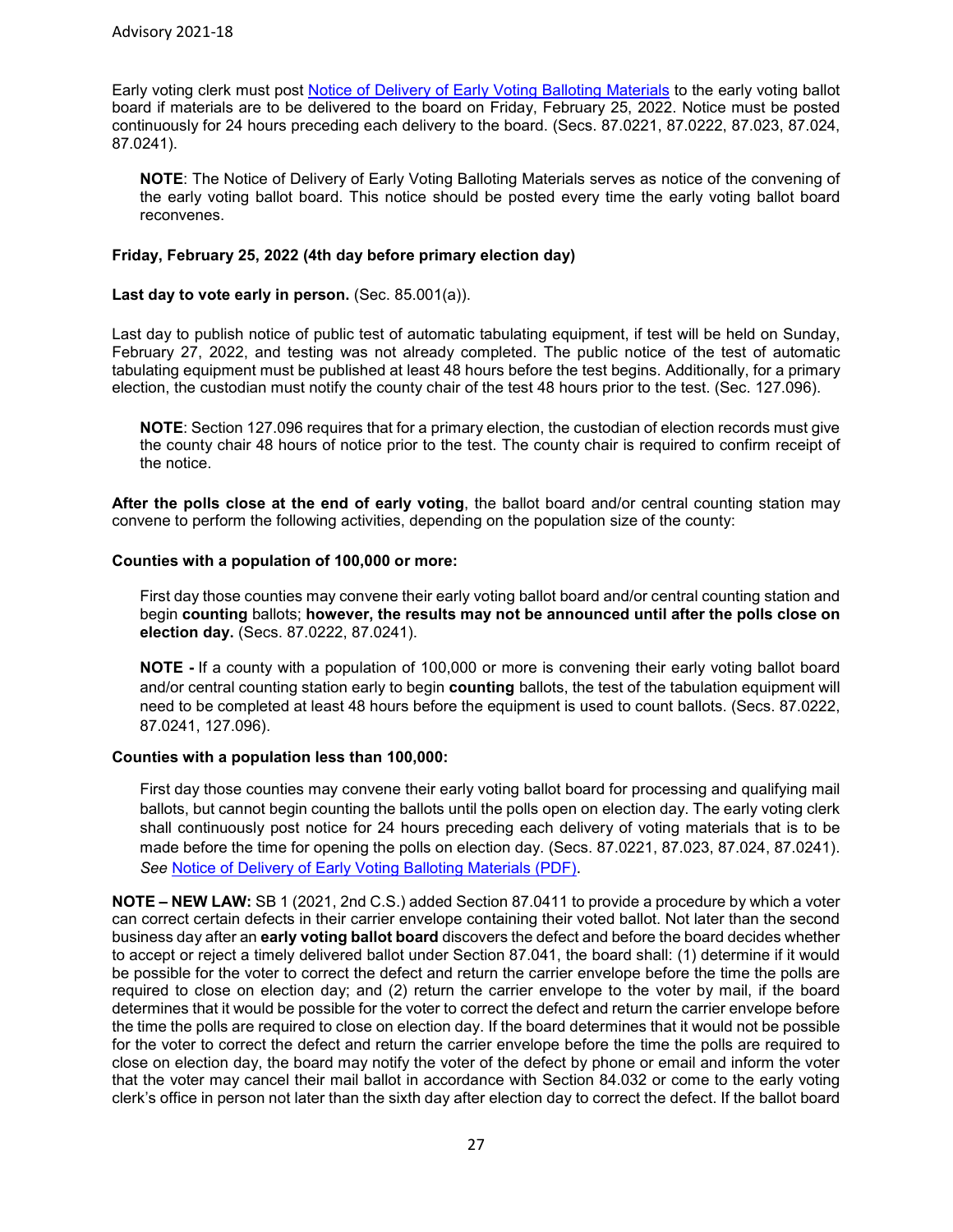Early voting clerk must post [Notice of Delivery of Early Voting Balloting Materials](#) to the early voting ballot board if materials are to be delivered to the board on Friday, February 25, 2022. Notice must be posted continuously for 24 hours preceding each delivery to the board. (Secs. 87.0221, 87.0222, 87.023, 87.024, 87.0241).

> **NOTE**: The Notice of Delivery of Early Voting Balloting Materials serves as notice of the convening of the early voting ballot board. This notice should be posted every time the early voting ballot board reconvenes.

**Friday, February 25, 2022 (4th day before primary election day)**

**Last day to vote early in person.** (Sec. 85.001(a)).

Last day to publish notice of public test of automatic tabulating equipment, if test will be held on Sunday, February 27, 2022, and testing was not already completed. The public notice of the test of automatic tabulating equipment must be published at least 48 hours before the test begins. Additionally, for a primary election, the custodian must notify the county chair of the test 48 hours prior to the test. (Sec. 127.096).

> **NOTE**: Section 127.096 requires that for a primary election, the custodian of election records must give the county chair 48 hours of notice prior to the test. The county chair is required to confirm receipt of the notice.

**After the polls close at the end of early voting**, the ballot board and/or central counting station may convene to perform the following activities, depending on the population size of the county:

**Counties with a population of 100,000 or more:**

> First day those counties may convene their early voting ballot board and/or central counting station and begin **counting** ballots; **however, the results may not be announced until after the polls close on election day.** (Secs. 87.0222, 87.0241).
>
> **NOTE -** If a county with a population of 100,000 or more is convening their early voting ballot board and/or central counting station early to begin **counting** ballots, the test of the tabulation equipment will need to be completed at least 48 hours before the equipment is used to count ballots. (Secs. 87.0222, 87.0241, 127.096).

**Counties with a population less than 100,000:**

> First day those counties may convene their early voting ballot board for processing and qualifying mail ballots, but cannot begin counting the ballots until the polls open on election day. The early voting clerk shall continuously post notice for 24 hours preceding each delivery of voting materials that is to be made before the time for opening the polls on election day. (Secs. 87.0221, 87.023, 87.024, 87.0241). *See* [Notice of Delivery of Early Voting Balloting Materials (PDF)](#).

**NOTE – NEW LAW:** SB 1 (2021, 2nd C.S.) added Section 87.0411 to provide a procedure by which a voter can correct certain defects in their carrier envelope containing their voted ballot. Not later than the second business day after an **early voting ballot board** discovers the defect and before the board decides whether to accept or reject a timely delivered ballot under Section 87.041, the board shall: (1) determine if it would be possible for the voter to correct the defect and return the carrier envelope before the time the polls are required to close on election day; and (2) return the carrier envelope to the voter by mail, if the board determines that it would be possible for the voter to correct the defect and return the carrier envelope before the time the polls are required to close on election day. If the board determines that it would not be possible for the voter to correct the defect and return the carrier envelope before the time the polls are required to close on election day, the board may notify the voter of the defect by phone or email and inform the voter that the voter may cancel their mail ballot in accordance with Section 84.032 or come to the early voting clerk's office in person not later than the sixth day after election day to correct the defect. If the ballot board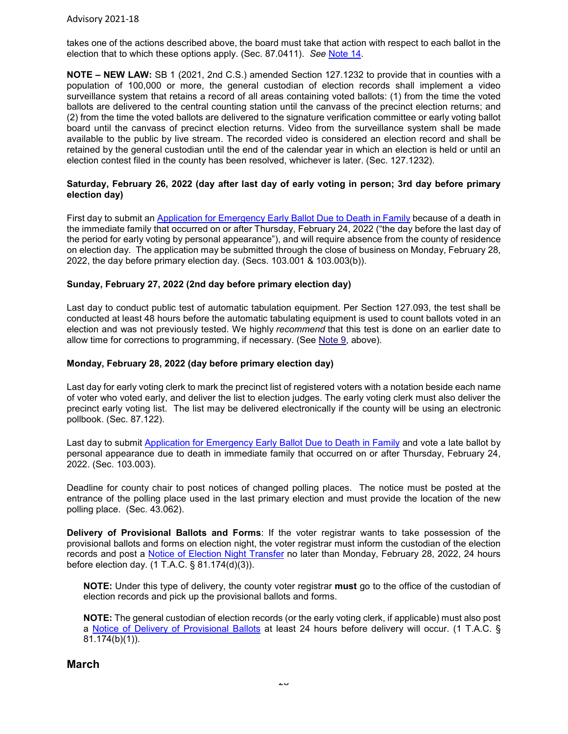takes one of the actions described above, the board must take that action with respect to each ballot in the election that to which these options apply. (Sec. 87.0411). *See* Note 14.

**NOTE – NEW LAW:** SB 1 (2021, 2nd C.S.) amended Section 127.1232 to provide that in counties with a population of 100,000 or more, the general custodian of election records shall implement a video surveillance system that retains a record of all areas containing voted ballots: (1) from the time the voted ballots are delivered to the central counting station until the canvass of the precinct election returns; and (2) from the time the voted ballots are delivered to the signature verification committee or early voting ballot board until the canvass of precinct election returns. Video from the surveillance system shall be made available to the public by live stream. The recorded video is considered an election record and shall be retained by the general custodian until the end of the calendar year in which an election is held or until an election contest filed in the county has been resolved, whichever is later. (Sec. 127.1232).

**Saturday, February 26, 2022 (day after last day of early voting in person; 3rd day before primary election day)**

First day to submit an Application for Emergency Early Ballot Due to Death in Family because of a death in the immediate family that occurred on or after Thursday, February 24, 2022 ("the day before the last day of the period for early voting by personal appearance"), and will require absence from the county of residence on election day. The application may be submitted through the close of business on Monday, February 28, 2022, the day before primary election day. (Secs. 103.001 & 103.003(b)).

**Sunday, February 27, 2022 (2nd day before primary election day)**

Last day to conduct public test of automatic tabulation equipment. Per Section 127.093, the test shall be conducted at least 48 hours before the automatic tabulating equipment is used to count ballots voted in an election and was not previously tested. We highly *recommend* that this test is done on an earlier date to allow time for corrections to programming, if necessary. (See Note 9, above).

**Monday, February 28, 2022 (day before primary election day)**

Last day for early voting clerk to mark the precinct list of registered voters with a notation beside each name of voter who voted early, and deliver the list to election judges. The early voting clerk must also deliver the precinct early voting list. The list may be delivered electronically if the county will be using an electronic pollbook. (Sec. 87.122).

Last day to submit Application for Emergency Early Ballot Due to Death in Family and vote a late ballot by personal appearance due to death in immediate family that occurred on or after Thursday, February 24, 2022. (Sec. 103.003).

Deadline for county chair to post notices of changed polling places. The notice must be posted at the entrance of the polling place used in the last primary election and must provide the location of the new polling place. (Sec. 43.062).

**Delivery of Provisional Ballots and Forms**: If the voter registrar wants to take possession of the provisional ballots and forms on election night, the voter registrar must inform the custodian of the election records and post a Notice of Election Night Transfer no later than Monday, February 28, 2022, 24 hours before election day. (1 T.A.C. § 81.174(d)(3)).

> **NOTE:** Under this type of delivery, the county voter registrar **must** go to the office of the custodian of election records and pick up the provisional ballots and forms.
>
> **NOTE:** The general custodian of election records (or the early voting clerk, if applicable) must also post a Notice of Delivery of Provisional Ballots at least 24 hours before delivery will occur. (1 T.A.C. § 81.174(b)(1)).

## March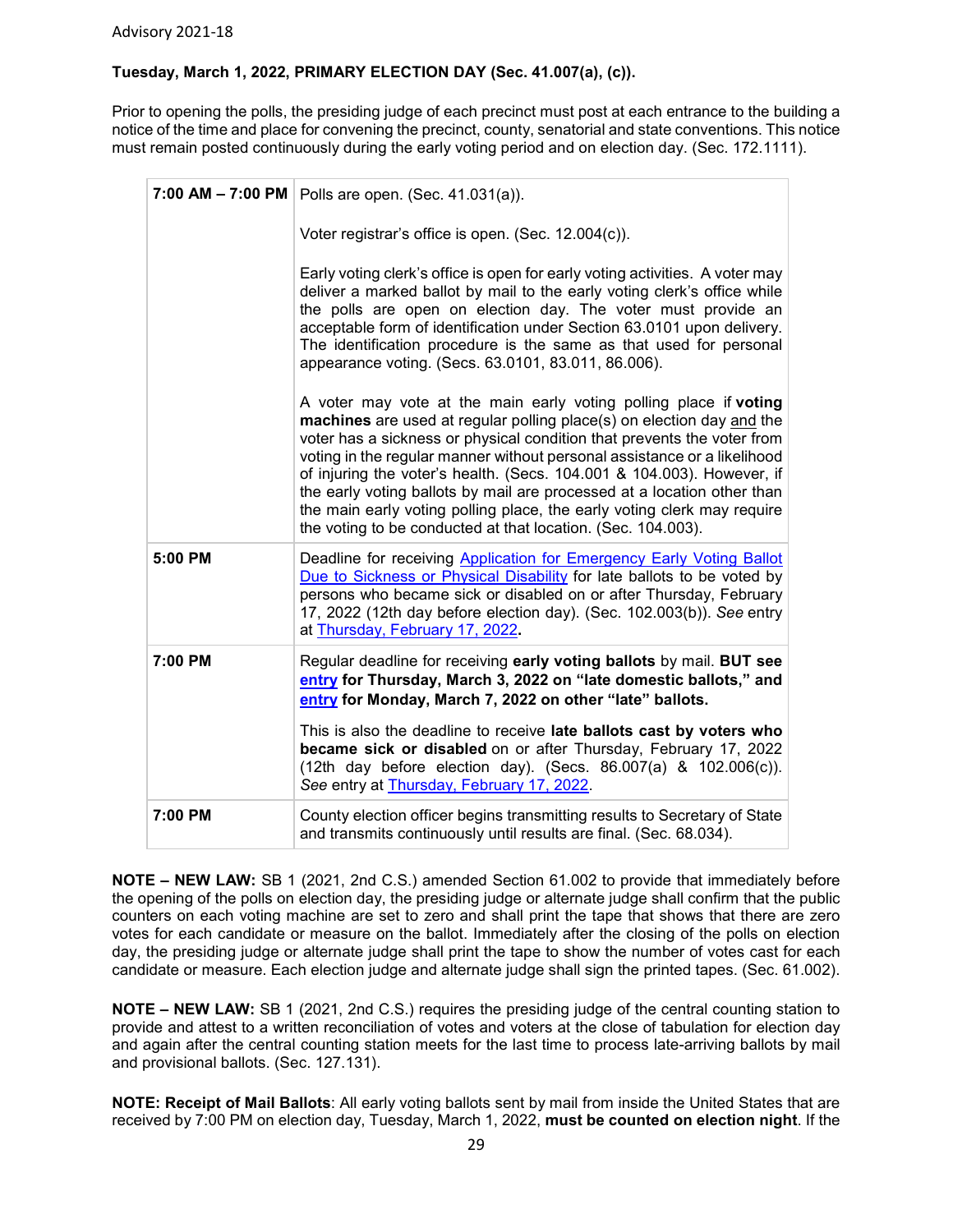**Tuesday, March 1, 2022, PRIMARY ELECTION DAY (Sec. 41.007(a), (c)).**

Prior to opening the polls, the presiding judge of each precinct must post at each entrance to the building a notice of the time and place for convening the precinct, county, senatorial and state conventions. This notice must remain posted continuously during the early voting period and on election day. (Sec. 172.1111).

| | |
|---|---|
| **7:00 AM – 7:00 PM** | Polls are open. (Sec. 41.031(a)).<br><br>Voter registrar's office is open. (Sec. 12.004(c)).<br><br>Early voting clerk's office is open for early voting activities. A voter may deliver a marked ballot by mail to the early voting clerk's office while the polls are open on election day. The voter must provide an acceptable form of identification under Section 63.0101 upon delivery. The identification procedure is the same as that used for personal appearance voting. (Secs. 63.0101, 83.011, 86.006).<br><br>A voter may vote at the main early voting polling place if **voting machines** are used at regular polling place(s) on election day and the voter has a sickness or physical condition that prevents the voter from voting in the regular manner without personal assistance or a likelihood of injuring the voter's health. (Secs. 104.001 & 104.003). However, if the early voting ballots by mail are processed at a location other than the main early voting polling place, the early voting clerk may require the voting to be conducted at that location. (Sec. 104.003). |
| **5:00 PM** | Deadline for receiving Application for Emergency Early Voting Ballot Due to Sickness or Physical Disability for late ballots to be voted by persons who became sick or disabled on or after Thursday, February 17, 2022 (12th day before election day). (Sec. 102.003(b)). *See* entry at Thursday, February 17, 2022**.** |
| **7:00 PM** | Regular deadline for receiving **early voting ballots** by mail. **BUT see entry for Thursday, March 3, 2022 on "late domestic ballots," and entry for Monday, March 7, 2022 on other "late" ballots.**<br><br>This is also the deadline to receive **late ballots cast by voters who became sick or disabled** on or after Thursday, February 17, 2022 (12th day before election day). (Secs. 86.007(a) & 102.006(c)). *See* entry at Thursday, February 17, 2022. |
| **7:00 PM** | County election officer begins transmitting results to Secretary of State and transmits continuously until results are final. (Sec. 68.034). |

**NOTE – NEW LAW:** SB 1 (2021, 2nd C.S.) amended Section 61.002 to provide that immediately before the opening of the polls on election day, the presiding judge or alternate judge shall confirm that the public counters on each voting machine are set to zero and shall print the tape that shows that there are zero votes for each candidate or measure on the ballot. Immediately after the closing of the polls on election day, the presiding judge or alternate judge shall print the tape to show the number of votes cast for each candidate or measure. Each election judge and alternate judge shall sign the printed tapes. (Sec. 61.002).

**NOTE – NEW LAW:** SB 1 (2021, 2nd C.S.) requires the presiding judge of the central counting station to provide and attest to a written reconciliation of votes and voters at the close of tabulation for election day and again after the central counting station meets for the last time to process late-arriving ballots by mail and provisional ballots. (Sec. 127.131).

**NOTE: Receipt of Mail Ballots**: All early voting ballots sent by mail from inside the United States that are received by 7:00 PM on election day, Tuesday, March 1, 2022, **must be counted on election night**. If the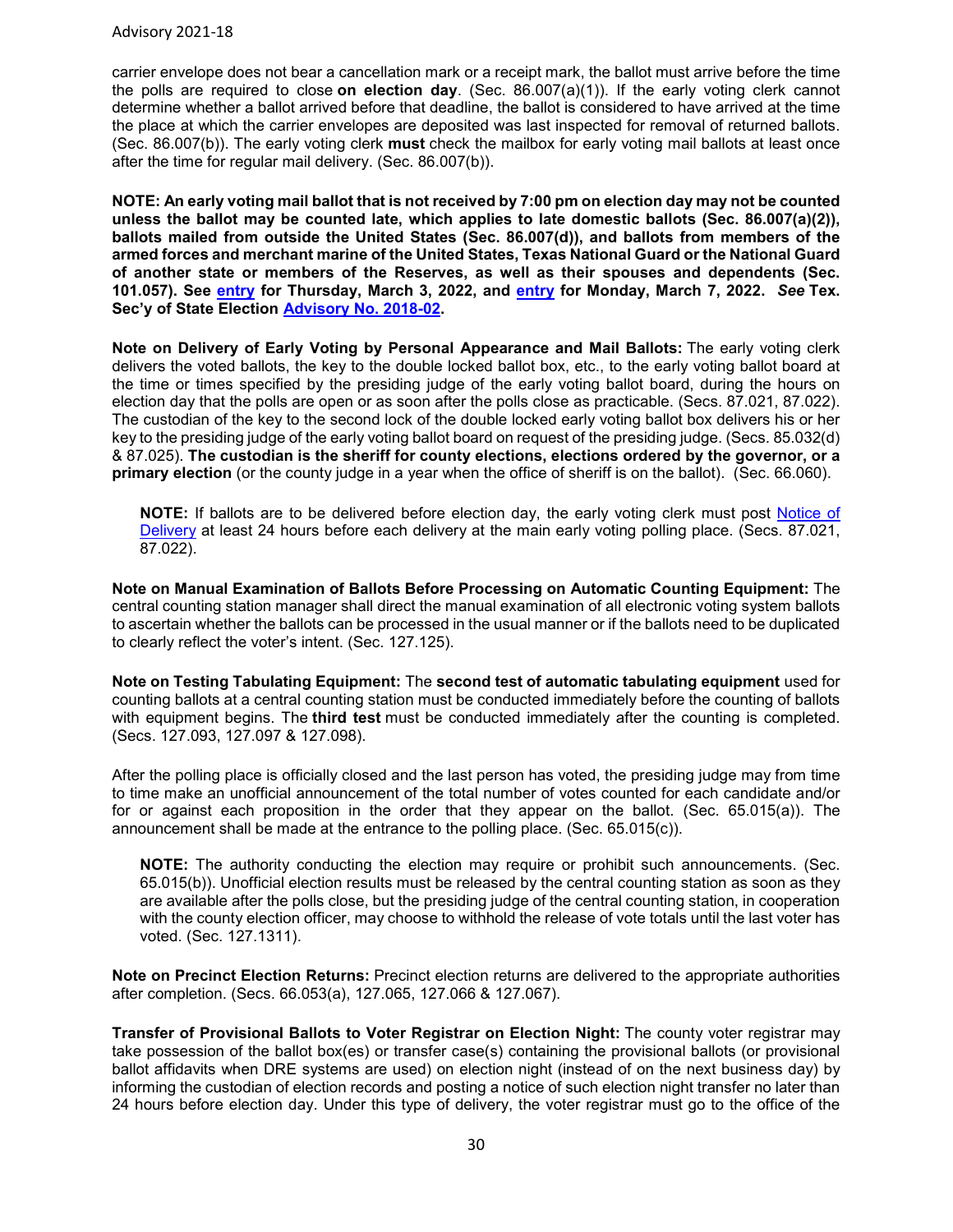carrier envelope does not bear a cancellation mark or a receipt mark, the ballot must arrive before the time the polls are required to close **on election day**. (Sec. 86.007(a)(1)). If the early voting clerk cannot determine whether a ballot arrived before that deadline, the ballot is considered to have arrived at the time the place at which the carrier envelopes are deposited was last inspected for removal of returned ballots. (Sec. 86.007(b)). The early voting clerk **must** check the mailbox for early voting mail ballots at least once after the time for regular mail delivery. (Sec. 86.007(b)).

**NOTE: An early voting mail ballot that is not received by 7:00 pm on election day may not be counted unless the ballot may be counted late, which applies to late domestic ballots (Sec. 86.007(a)(2)), ballots mailed from outside the United States (Sec. 86.007(d)), and ballots from members of the armed forces and merchant marine of the United States, Texas National Guard or the National Guard of another state or members of the Reserves, as well as their spouses and dependents (Sec. 101.057). See entry for Thursday, March 3, 2022, and entry for Monday, March 7, 2022. *See* Tex. Sec'y of State Election Advisory No. 2018-02.**

**Note on Delivery of Early Voting by Personal Appearance and Mail Ballots:** The early voting clerk delivers the voted ballots, the key to the double locked ballot box, etc., to the early voting ballot board at the time or times specified by the presiding judge of the early voting ballot board, during the hours on election day that the polls are open or as soon after the polls close as practicable. (Secs. 87.021, 87.022). The custodian of the key to the second lock of the double locked early voting ballot box delivers his or her key to the presiding judge of the early voting ballot board on request of the presiding judge. (Secs. 85.032(d) & 87.025). **The custodian is the sheriff for county elections, elections ordered by the governor, or a primary election** (or the county judge in a year when the office of sheriff is on the ballot). (Sec. 66.060).

> **NOTE:** If ballots are to be delivered before election day, the early voting clerk must post Notice of Delivery at least 24 hours before each delivery at the main early voting polling place. (Secs. 87.021, 87.022).

**Note on Manual Examination of Ballots Before Processing on Automatic Counting Equipment:** The central counting station manager shall direct the manual examination of all electronic voting system ballots to ascertain whether the ballots can be processed in the usual manner or if the ballots need to be duplicated to clearly reflect the voter's intent. (Sec. 127.125).

**Note on Testing Tabulating Equipment:** The **second test of automatic tabulating equipment** used for counting ballots at a central counting station must be conducted immediately before the counting of ballots with equipment begins. The **third test** must be conducted immediately after the counting is completed. (Secs. 127.093, 127.097 & 127.098).

After the polling place is officially closed and the last person has voted, the presiding judge may from time to time make an unofficial announcement of the total number of votes counted for each candidate and/or for or against each proposition in the order that they appear on the ballot. (Sec. 65.015(a)). The announcement shall be made at the entrance to the polling place. (Sec. 65.015(c)).

> **NOTE:** The authority conducting the election may require or prohibit such announcements. (Sec. 65.015(b)). Unofficial election results must be released by the central counting station as soon as they are available after the polls close, but the presiding judge of the central counting station, in cooperation with the county election officer, may choose to withhold the release of vote totals until the last voter has voted. (Sec. 127.1311).

**Note on Precinct Election Returns:** Precinct election returns are delivered to the appropriate authorities after completion. (Secs. 66.053(a), 127.065, 127.066 & 127.067).

**Transfer of Provisional Ballots to Voter Registrar on Election Night:** The county voter registrar may take possession of the ballot box(es) or transfer case(s) containing the provisional ballots (or provisional ballot affidavits when DRE systems are used) on election night (instead of on the next business day) by informing the custodian of election records and posting a notice of such election night transfer no later than 24 hours before election day. Under this type of delivery, the voter registrar must go to the office of the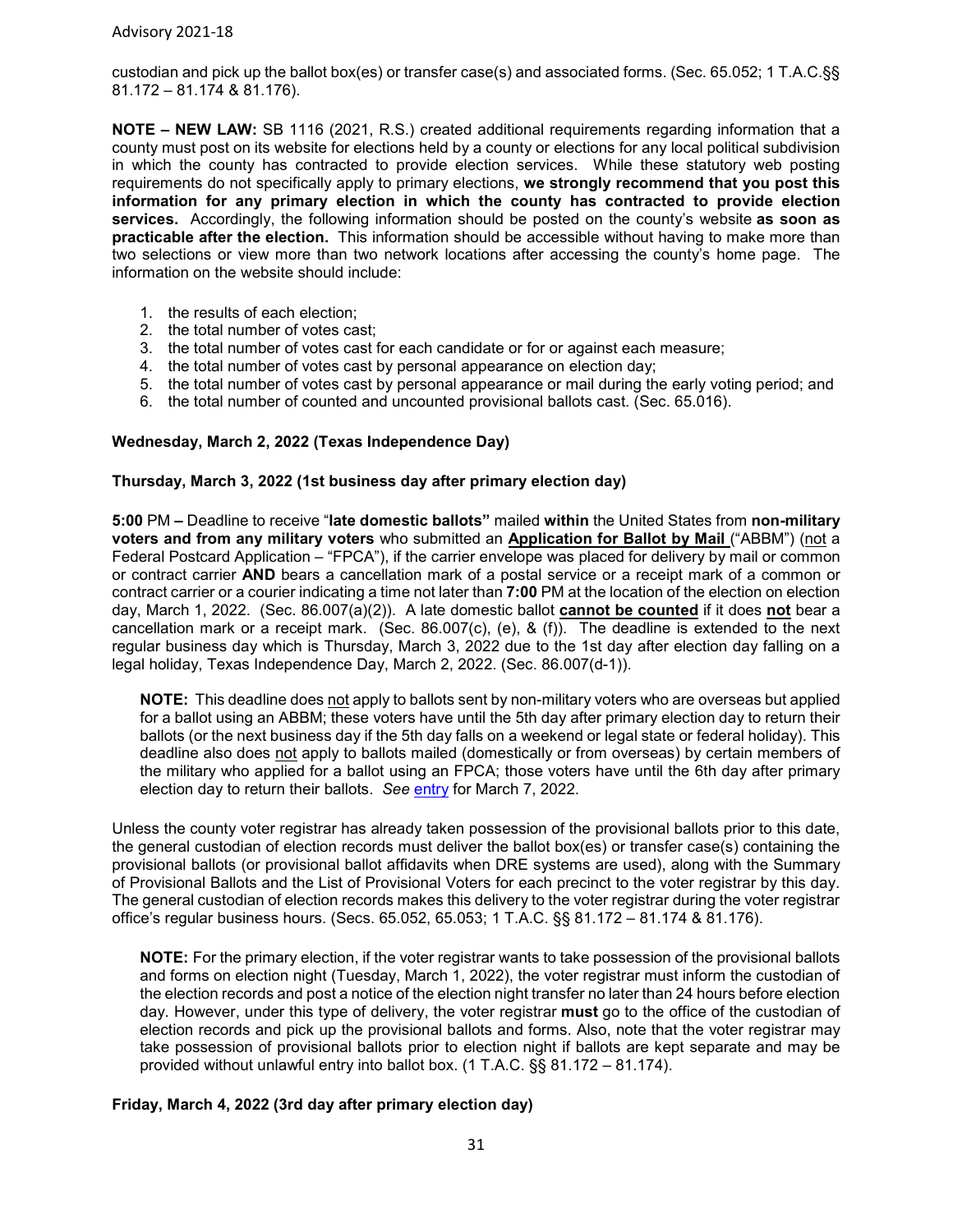custodian and pick up the ballot box(es) or transfer case(s) and associated forms. (Sec. 65.052; 1 T.A.C.§§ 81.172 – 81.174 & 81.176).

**NOTE – NEW LAW:** SB 1116 (2021, R.S.) created additional requirements regarding information that a county must post on its website for elections held by a county or elections for any local political subdivision in which the county has contracted to provide election services. While these statutory web posting requirements do not specifically apply to primary elections, **we strongly recommend that you post this information for any primary election in which the county has contracted to provide election services.** Accordingly, the following information should be posted on the county's website **as soon as practicable after the election.** This information should be accessible without having to make more than two selections or view more than two network locations after accessing the county's home page. The information on the website should include:

1. the results of each election;
2. the total number of votes cast;
3. the total number of votes cast for each candidate or for or against each measure;
4. the total number of votes cast by personal appearance on election day;
5. the total number of votes cast by personal appearance or mail during the early voting period; and
6. the total number of counted and uncounted provisional ballots cast. (Sec. 65.016).

**Wednesday, March 2, 2022 (Texas Independence Day)**

**Thursday, March 3, 2022 (1st business day after primary election day)**

**5:00** PM **–** Deadline to receive "**late domestic ballots"** mailed **within** the United States from **non-military voters and from any military voters** who submitted an **Application for Ballot by Mail** ("ABBM") (not a Federal Postcard Application – "FPCA"), if the carrier envelope was placed for delivery by mail or common or contract carrier **AND** bears a cancellation mark of a postal service or a receipt mark of a common or contract carrier or a courier indicating a time not later than **7:00** PM at the location of the election on election day, March 1, 2022. (Sec. 86.007(a)(2)). A late domestic ballot **cannot be counted** if it does **not** bear a cancellation mark or a receipt mark. (Sec. 86.007(c), (e), & (f)). The deadline is extended to the next regular business day which is Thursday, March 3, 2022 due to the 1st day after election day falling on a legal holiday, Texas Independence Day, March 2, 2022. (Sec. 86.007(d-1)).

> **NOTE:** This deadline does not apply to ballots sent by non-military voters who are overseas but applied for a ballot using an ABBM; these voters have until the 5th day after primary election day to return their ballots (or the next business day if the 5th day falls on a weekend or legal state or federal holiday). This deadline also does not apply to ballots mailed (domestically or from overseas) by certain members of the military who applied for a ballot using an FPCA; those voters have until the 6th day after primary election day to return their ballots. *See* entry for March 7, 2022.

Unless the county voter registrar has already taken possession of the provisional ballots prior to this date, the general custodian of election records must deliver the ballot box(es) or transfer case(s) containing the provisional ballots (or provisional ballot affidavits when DRE systems are used), along with the Summary of Provisional Ballots and the List of Provisional Voters for each precinct to the voter registrar by this day. The general custodian of election records makes this delivery to the voter registrar during the voter registrar office's regular business hours. (Secs. 65.052, 65.053; 1 T.A.C. §§ 81.172 – 81.174 & 81.176).

> **NOTE:** For the primary election, if the voter registrar wants to take possession of the provisional ballots and forms on election night (Tuesday, March 1, 2022), the voter registrar must inform the custodian of the election records and post a notice of the election night transfer no later than 24 hours before election day. However, under this type of delivery, the voter registrar **must** go to the office of the custodian of election records and pick up the provisional ballots and forms. Also, note that the voter registrar may take possession of provisional ballots prior to election night if ballots are kept separate and may be provided without unlawful entry into ballot box. (1 T.A.C. §§ 81.172 – 81.174).

**Friday, March 4, 2022 (3rd day after primary election day)**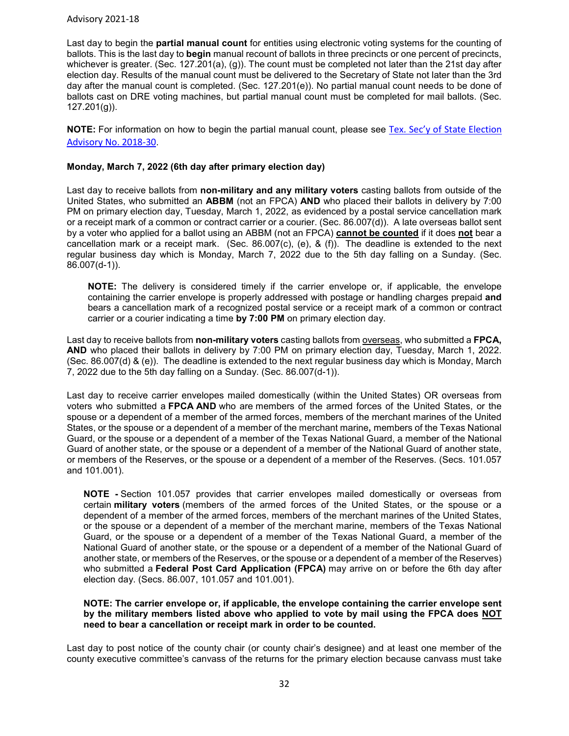Last day to begin the **partial manual count** for entities using electronic voting systems for the counting of ballots. This is the last day to **begin** manual recount of ballots in three precincts or one percent of precincts, whichever is greater. (Sec. 127.201(a), (g)). The count must be completed not later than the 21st day after election day. Results of the manual count must be delivered to the Secretary of State not later than the 3rd day after the manual count is completed. (Sec. 127.201(e)). No partial manual count needs to be done of ballots cast on DRE voting machines, but partial manual count must be completed for mail ballots. (Sec. 127.201(g)).

**NOTE:** For information on how to begin the partial manual count, please see [Tex. Sec'y of State Election Advisory No. 2018-30](#).

**Monday, March 7, 2022 (6th day after primary election day)**

Last day to receive ballots from **non-military and any military voters** casting ballots from outside of the United States, who submitted an **ABBM** (not an FPCA) **AND** who placed their ballots in delivery by 7:00 PM on primary election day, Tuesday, March 1, 2022, as evidenced by a postal service cancellation mark or a receipt mark of a common or contract carrier or a courier. (Sec. 86.007(d)). A late overseas ballot sent by a voter who applied for a ballot using an ABBM (not an FPCA) **cannot be counted** if it does **not** bear a cancellation mark or a receipt mark. (Sec. 86.007(c), (e), & (f)). The deadline is extended to the next regular business day which is Monday, March 7, 2022 due to the 5th day falling on a Sunday. (Sec. 86.007(d-1)).

> **NOTE:** The delivery is considered timely if the carrier envelope or, if applicable, the envelope containing the carrier envelope is properly addressed with postage or handling charges prepaid **and** bears a cancellation mark of a recognized postal service or a receipt mark of a common or contract carrier or a courier indicating a time **by 7:00 PM** on primary election day.

Last day to receive ballots from **non-military voters** casting ballots from overseas, who submitted a **FPCA, AND** who placed their ballots in delivery by 7:00 PM on primary election day, Tuesday, March 1, 2022. (Sec. 86.007(d) & (e)). The deadline is extended to the next regular business day which is Monday, March 7, 2022 due to the 5th day falling on a Sunday. (Sec. 86.007(d-1)).

Last day to receive carrier envelopes mailed domestically (within the United States) OR overseas from voters who submitted a **FPCA AND** who are members of the armed forces of the United States, or the spouse or a dependent of a member of the armed forces, members of the merchant marines of the United States, or the spouse or a dependent of a member of the merchant marine**,** members of the Texas National Guard, or the spouse or a dependent of a member of the Texas National Guard, a member of the National Guard of another state, or the spouse or a dependent of a member of the National Guard of another state, or members of the Reserves, or the spouse or a dependent of a member of the Reserves. (Secs. 101.057 and 101.001).

> **NOTE -** Section 101.057 provides that carrier envelopes mailed domestically or overseas from certain **military voters** (members of the armed forces of the United States, or the spouse or a dependent of a member of the armed forces, members of the merchant marines of the United States, or the spouse or a dependent of a member of the merchant marine, members of the Texas National Guard, or the spouse or a dependent of a member of the Texas National Guard, a member of the National Guard of another state, or the spouse or a dependent of a member of the National Guard of another state, or members of the Reserves, or the spouse or a dependent of a member of the Reserves) who submitted a **Federal Post Card Application (FPCA)** may arrive on or before the 6th day after election day. (Secs. 86.007, 101.057 and 101.001).
>
> **NOTE: The carrier envelope or, if applicable, the envelope containing the carrier envelope sent by the military members listed above who applied to vote by mail using the FPCA does NOT need to bear a cancellation or receipt mark in order to be counted.**

Last day to post notice of the county chair (or county chair's designee) and at least one member of the county executive committee's canvass of the returns for the primary election because canvass must take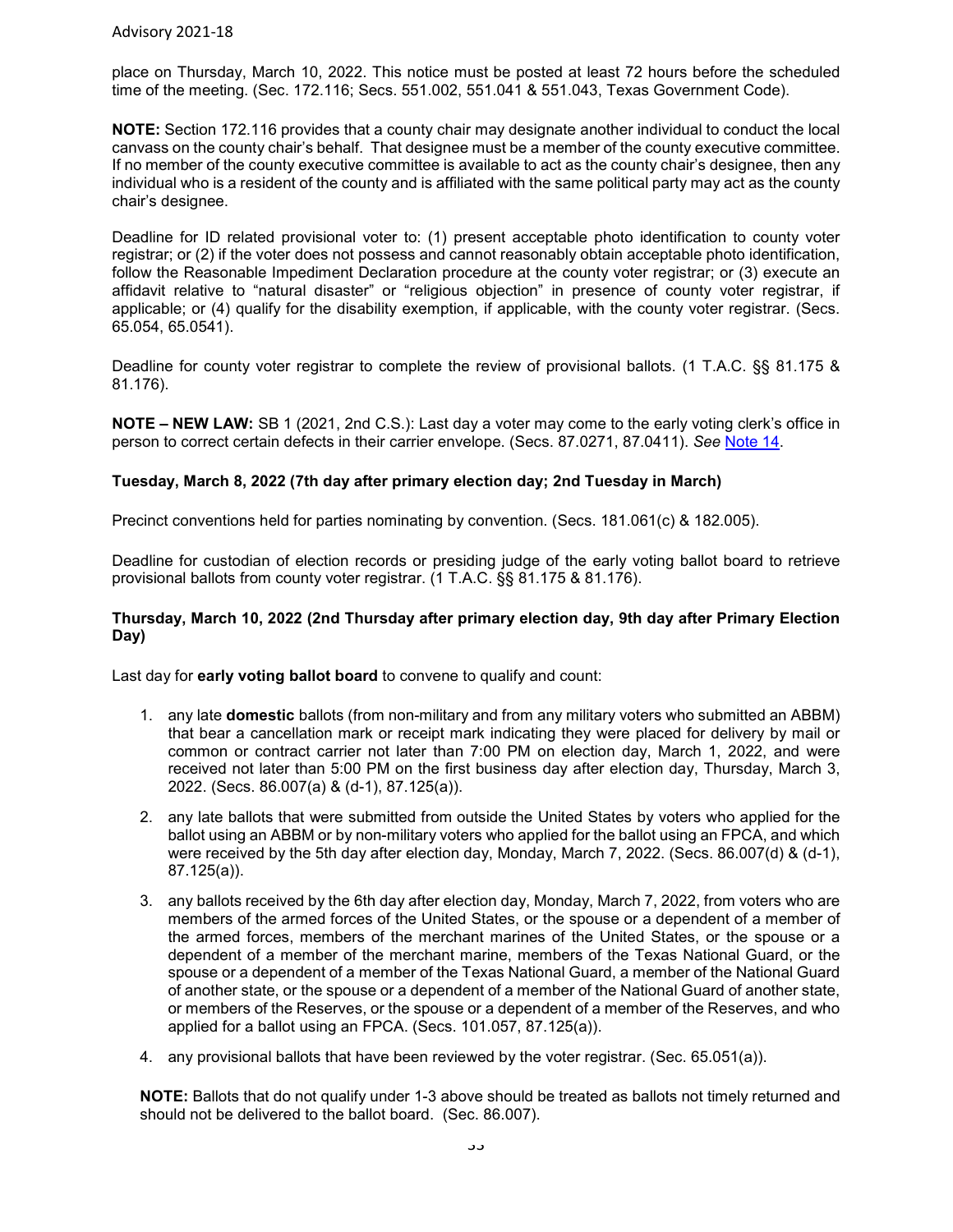place on Thursday, March 10, 2022. This notice must be posted at least 72 hours before the scheduled time of the meeting. (Sec. 172.116; Secs. 551.002, 551.041 & 551.043, Texas Government Code).

**NOTE:** Section 172.116 provides that a county chair may designate another individual to conduct the local canvass on the county chair's behalf. That designee must be a member of the county executive committee. If no member of the county executive committee is available to act as the county chair's designee, then any individual who is a resident of the county and is affiliated with the same political party may act as the county chair's designee.

Deadline for ID related provisional voter to: (1) present acceptable photo identification to county voter registrar; or (2) if the voter does not possess and cannot reasonably obtain acceptable photo identification, follow the Reasonable Impediment Declaration procedure at the county voter registrar; or (3) execute an affidavit relative to "natural disaster" or "religious objection" in presence of county voter registrar, if applicable; or (4) qualify for the disability exemption, if applicable, with the county voter registrar. (Secs. 65.054, 65.0541).

Deadline for county voter registrar to complete the review of provisional ballots. (1 T.A.C. §§ 81.175 & 81.176).

**NOTE – NEW LAW:** SB 1 (2021, 2nd C.S.): Last day a voter may come to the early voting clerk's office in person to correct certain defects in their carrier envelope. (Secs. 87.0271, 87.0411). *See* Note 14.

**Tuesday, March 8, 2022 (7th day after primary election day; 2nd Tuesday in March)**

Precinct conventions held for parties nominating by convention. (Secs. 181.061(c) & 182.005).

Deadline for custodian of election records or presiding judge of the early voting ballot board to retrieve provisional ballots from county voter registrar. (1 T.A.C. §§ 81.175 & 81.176).

**Thursday, March 10, 2022 (2nd Thursday after primary election day, 9th day after Primary Election Day)**

Last day for **early voting ballot board** to convene to qualify and count:

1. any late **domestic** ballots (from non-military and from any military voters who submitted an ABBM) that bear a cancellation mark or receipt mark indicating they were placed for delivery by mail or common or contract carrier not later than 7:00 PM on election day, March 1, 2022, and were received not later than 5:00 PM on the first business day after election day, Thursday, March 3, 2022. (Secs. 86.007(a) & (d-1), 87.125(a)).
2. any late ballots that were submitted from outside the United States by voters who applied for the ballot using an ABBM or by non-military voters who applied for the ballot using an FPCA, and which were received by the 5th day after election day, Monday, March 7, 2022. (Secs. 86.007(d) & (d-1), 87.125(a)).
3. any ballots received by the 6th day after election day, Monday, March 7, 2022, from voters who are members of the armed forces of the United States, or the spouse or a dependent of a member of the armed forces, members of the merchant marines of the United States, or the spouse or a dependent of a member of the merchant marine, members of the Texas National Guard, or the spouse or a dependent of a member of the Texas National Guard, a member of the National Guard of another state, or the spouse or a dependent of a member of the National Guard of another state, or members of the Reserves, or the spouse or a dependent of a member of the Reserves, and who applied for a ballot using an FPCA. (Secs. 101.057, 87.125(a)).
4. any provisional ballots that have been reviewed by the voter registrar. (Sec. 65.051(a)).

**NOTE:** Ballots that do not qualify under 1-3 above should be treated as ballots not timely returned and should not be delivered to the ballot board. (Sec. 86.007).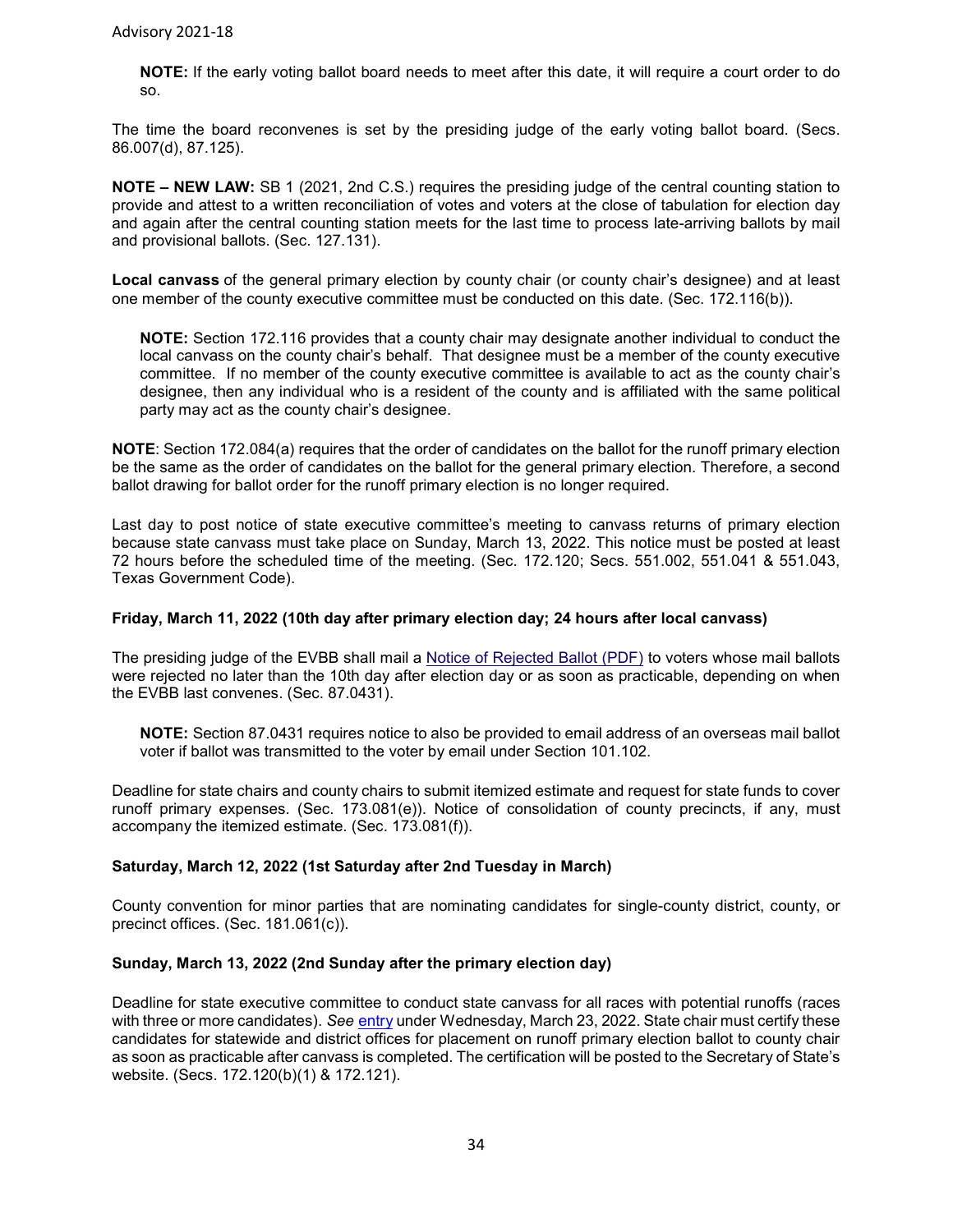**NOTE:** If the early voting ballot board needs to meet after this date, it will require a court order to do so.

The time the board reconvenes is set by the presiding judge of the early voting ballot board. (Secs. 86.007(d), 87.125).

**NOTE – NEW LAW:** SB 1 (2021, 2nd C.S.) requires the presiding judge of the central counting station to provide and attest to a written reconciliation of votes and voters at the close of tabulation for election day and again after the central counting station meets for the last time to process late-arriving ballots by mail and provisional ballots. (Sec. 127.131).

**Local canvass** of the general primary election by county chair (or county chair's designee) and at least one member of the county executive committee must be conducted on this date. (Sec. 172.116(b)).

**NOTE:** Section 172.116 provides that a county chair may designate another individual to conduct the local canvass on the county chair's behalf. That designee must be a member of the county executive committee. If no member of the county executive committee is available to act as the county chair's designee, then any individual who is a resident of the county and is affiliated with the same political party may act as the county chair's designee.

**NOTE**: Section 172.084(a) requires that the order of candidates on the ballot for the runoff primary election be the same as the order of candidates on the ballot for the general primary election. Therefore, a second ballot drawing for ballot order for the runoff primary election is no longer required.

Last day to post notice of state executive committee's meeting to canvass returns of primary election because state canvass must take place on Sunday, March 13, 2022. This notice must be posted at least 72 hours before the scheduled time of the meeting. (Sec. 172.120; Secs. 551.002, 551.041 & 551.043, Texas Government Code).

### Friday, March 11, 2022 (10th day after primary election day; 24 hours after local canvass)

The presiding judge of the EVBB shall mail a Notice of Rejected Ballot (PDF) to voters whose mail ballots were rejected no later than the 10th day after election day or as soon as practicable, depending on when the EVBB last convenes. (Sec. 87.0431).

**NOTE:** Section 87.0431 requires notice to also be provided to email address of an overseas mail ballot voter if ballot was transmitted to the voter by email under Section 101.102.

Deadline for state chairs and county chairs to submit itemized estimate and request for state funds to cover runoff primary expenses. (Sec. 173.081(e)). Notice of consolidation of county precincts, if any, must accompany the itemized estimate. (Sec. 173.081(f)).

### Saturday, March 12, 2022 (1st Saturday after 2nd Tuesday in March)

County convention for minor parties that are nominating candidates for single-county district, county, or precinct offices. (Sec. 181.061(c)).

### Sunday, March 13, 2022 (2nd Sunday after the primary election day)

Deadline for state executive committee to conduct state canvass for all races with potential runoffs (races with three or more candidates). *See* entry under Wednesday, March 23, 2022. State chair must certify these candidates for statewide and district offices for placement on runoff primary election ballot to county chair as soon as practicable after canvass is completed. The certification will be posted to the Secretary of State's website. (Secs. 172.120(b)(1) & 172.121).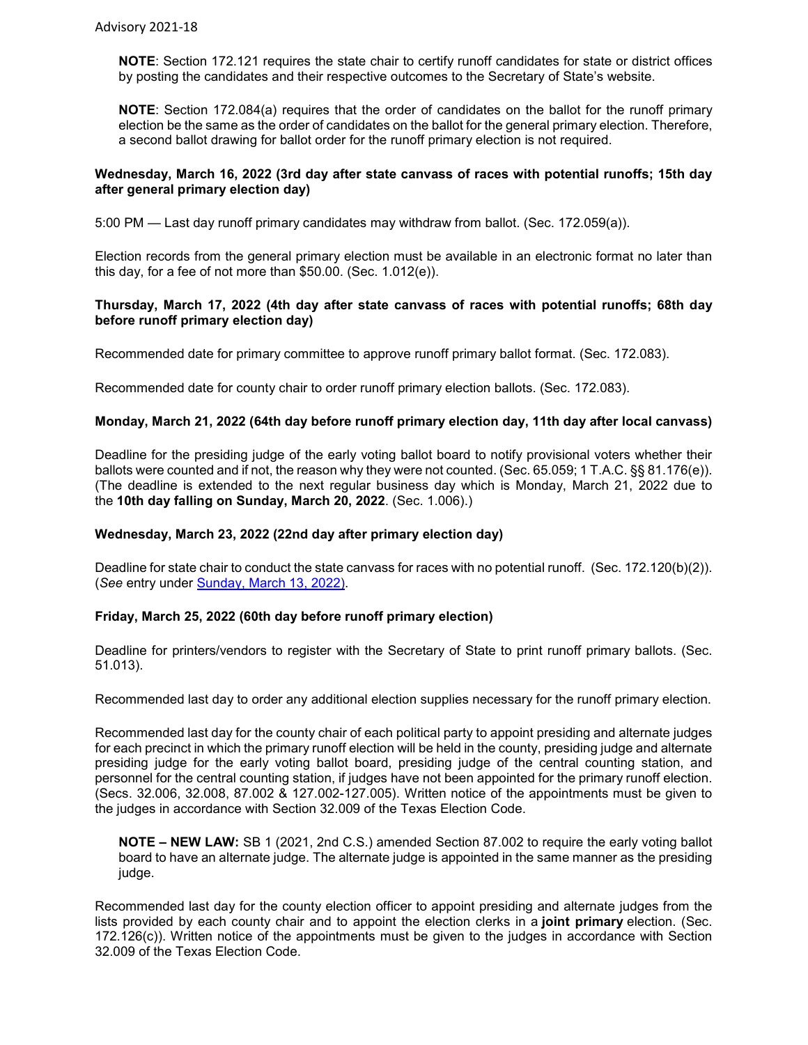**NOTE**: Section 172.121 requires the state chair to certify runoff candidates for state or district offices by posting the candidates and their respective outcomes to the Secretary of State's website.

**NOTE**: Section 172.084(a) requires that the order of candidates on the ballot for the runoff primary election be the same as the order of candidates on the ballot for the general primary election. Therefore, a second ballot drawing for ballot order for the runoff primary election is not required.

**Wednesday, March 16, 2022 (3rd day after state canvass of races with potential runoffs; 15th day after general primary election day)**

5:00 PM — Last day runoff primary candidates may withdraw from ballot. (Sec. 172.059(a)).

Election records from the general primary election must be available in an electronic format no later than this day, for a fee of not more than $50.00. (Sec. 1.012(e)).

**Thursday, March 17, 2022 (4th day after state canvass of races with potential runoffs; 68th day before runoff primary election day)**

Recommended date for primary committee to approve runoff primary ballot format. (Sec. 172.083).

Recommended date for county chair to order runoff primary election ballots. (Sec. 172.083).

**Monday, March 21, 2022 (64th day before runoff primary election day, 11th day after local canvass)**

Deadline for the presiding judge of the early voting ballot board to notify provisional voters whether their ballots were counted and if not, the reason why they were not counted. (Sec. 65.059; 1 T.A.C. §§ 81.176(e)). (The deadline is extended to the next regular business day which is Monday, March 21, 2022 due to the **10th day falling on Sunday, March 20, 2022**. (Sec. 1.006).)

**Wednesday, March 23, 2022 (22nd day after primary election day)**

Deadline for state chair to conduct the state canvass for races with no potential runoff. (Sec. 172.120(b)(2)). (*See* entry under Sunday, March 13, 2022).

**Friday, March 25, 2022 (60th day before runoff primary election)**

Deadline for printers/vendors to register with the Secretary of State to print runoff primary ballots. (Sec. 51.013).

Recommended last day to order any additional election supplies necessary for the runoff primary election.

Recommended last day for the county chair of each political party to appoint presiding and alternate judges for each precinct in which the primary runoff election will be held in the county, presiding judge and alternate presiding judge for the early voting ballot board, presiding judge of the central counting station, and personnel for the central counting station, if judges have not been appointed for the primary runoff election. (Secs. 32.006, 32.008, 87.002 & 127.002-127.005). Written notice of the appointments must be given to the judges in accordance with Section 32.009 of the Texas Election Code.

**NOTE – NEW LAW:** SB 1 (2021, 2nd C.S.) amended Section 87.002 to require the early voting ballot board to have an alternate judge. The alternate judge is appointed in the same manner as the presiding judge.

Recommended last day for the county election officer to appoint presiding and alternate judges from the lists provided by each county chair and to appoint the election clerks in a **joint primary** election. (Sec. 172.126(c)). Written notice of the appointments must be given to the judges in accordance with Section 32.009 of the Texas Election Code.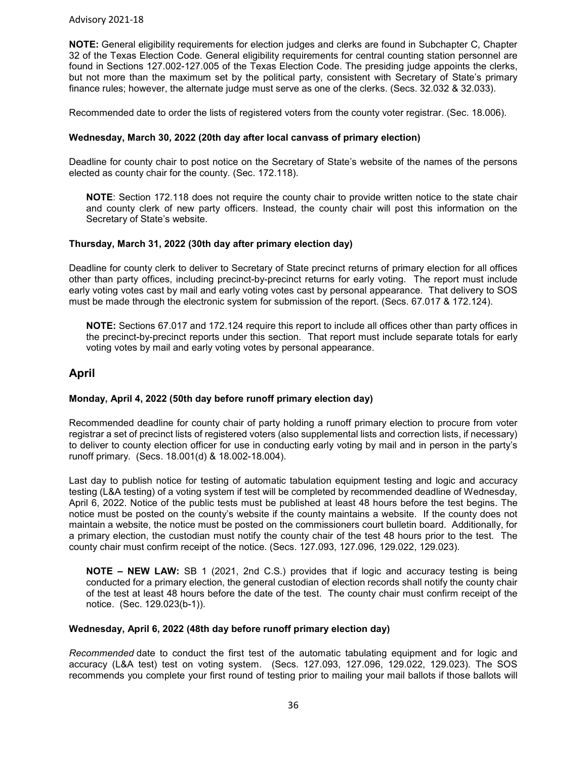**NOTE:** General eligibility requirements for election judges and clerks are found in Subchapter C, Chapter 32 of the Texas Election Code. General eligibility requirements for central counting station personnel are found in Sections 127.002-127.005 of the Texas Election Code. The presiding judge appoints the clerks, but not more than the maximum set by the political party, consistent with Secretary of State's primary finance rules; however, the alternate judge must serve as one of the clerks. (Secs. 32.032 & 32.033).

Recommended date to order the lists of registered voters from the county voter registrar. (Sec. 18.006).

**Wednesday, March 30, 2022 (20th day after local canvass of primary election)**

Deadline for county chair to post notice on the Secretary of State's website of the names of the persons elected as county chair for the county. (Sec. 172.118).

> **NOTE**: Section 172.118 does not require the county chair to provide written notice to the state chair and county clerk of new party officers. Instead, the county chair will post this information on the Secretary of State's website.

**Thursday, March 31, 2022 (30th day after primary election day)**

Deadline for county clerk to deliver to Secretary of State precinct returns of primary election for all offices other than party offices, including precinct-by-precinct returns for early voting. The report must include early voting votes cast by mail and early voting votes cast by personal appearance. That delivery to SOS must be made through the electronic system for submission of the report. (Secs. 67.017 & 172.124).

> **NOTE:** Sections 67.017 and 172.124 require this report to include all offices other than party offices in the precinct-by-precinct reports under this section. That report must include separate totals for early voting votes by mail and early voting votes by personal appearance.

## April

**Monday, April 4, 2022 (50th day before runoff primary election day)**

Recommended deadline for county chair of party holding a runoff primary election to procure from voter registrar a set of precinct lists of registered voters (also supplemental lists and correction lists, if necessary) to deliver to county election officer for use in conducting early voting by mail and in person in the party's runoff primary. (Secs. 18.001(d) & 18.002-18.004).

Last day to publish notice for testing of automatic tabulation equipment testing and logic and accuracy testing (L&A testing) of a voting system if test will be completed by recommended deadline of Wednesday, April 6, 2022. Notice of the public tests must be published at least 48 hours before the test begins. The notice must be posted on the county's website if the county maintains a website. If the county does not maintain a website, the notice must be posted on the commissioners court bulletin board. Additionally, for a primary election, the custodian must notify the county chair of the test 48 hours prior to the test. The county chair must confirm receipt of the notice. (Secs. 127.093, 127.096, 129.022, 129.023).

> **NOTE – NEW LAW:** SB 1 (2021, 2nd C.S.) provides that if logic and accuracy testing is being conducted for a primary election, the general custodian of election records shall notify the county chair of the test at least 48 hours before the date of the test. The county chair must confirm receipt of the notice. (Sec. 129.023(b-1)).

**Wednesday, April 6, 2022 (48th day before runoff primary election day)**

*Recommended* date to conduct the first test of the automatic tabulating equipment and for logic and accuracy (L&A test) test on voting system. (Secs. 127.093, 127.096, 129.022, 129.023). The SOS recommends you complete your first round of testing prior to mailing your mail ballots if those ballots will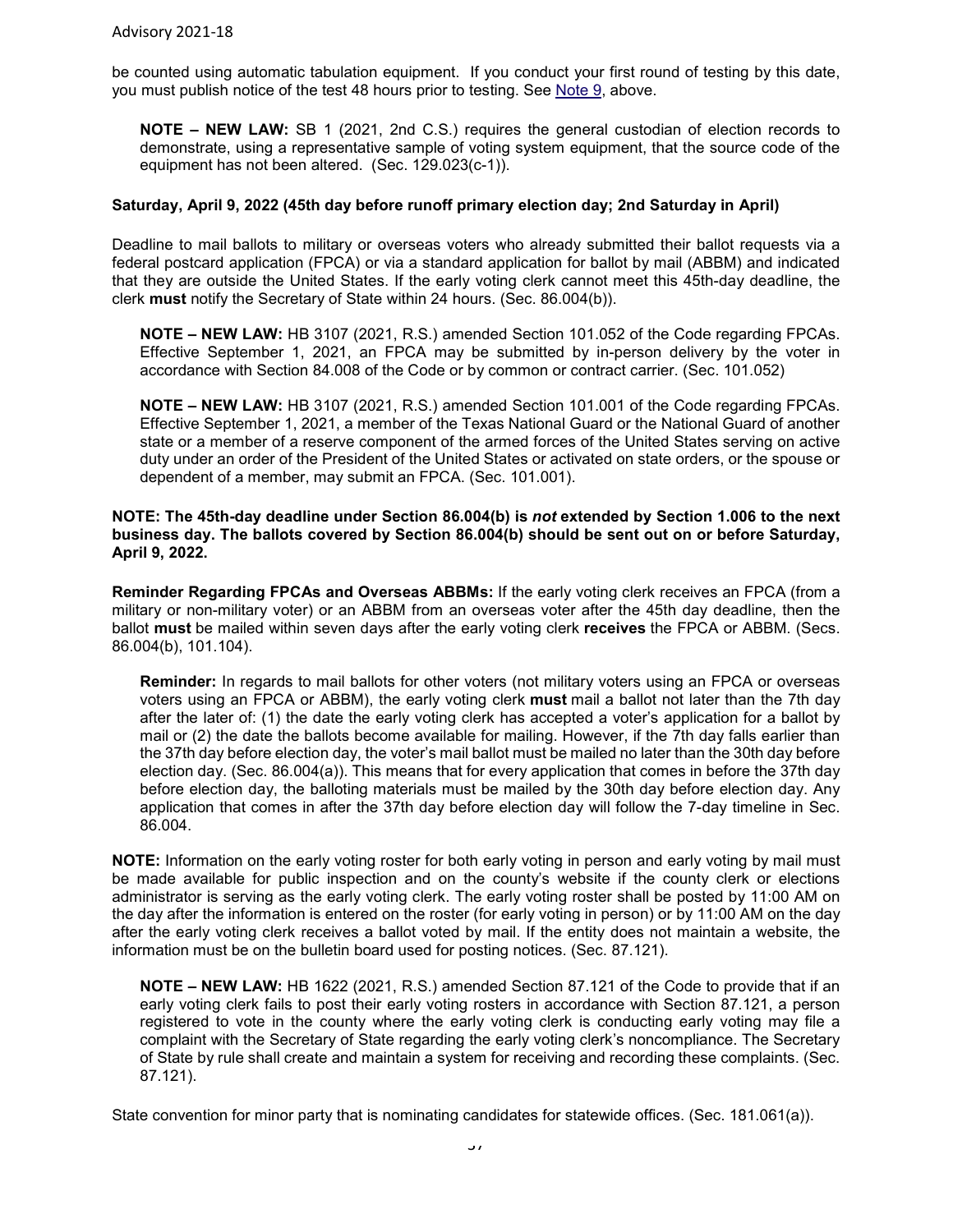be counted using automatic tabulation equipment. If you conduct your first round of testing by this date, you must publish notice of the test 48 hours prior to testing. See Note 9, above.

> **NOTE – NEW LAW:** SB 1 (2021, 2nd C.S.) requires the general custodian of election records to demonstrate, using a representative sample of voting system equipment, that the source code of the equipment has not been altered. (Sec. 129.023(c-1)).

**Saturday, April 9, 2022 (45th day before runoff primary election day; 2nd Saturday in April)**

Deadline to mail ballots to military or overseas voters who already submitted their ballot requests via a federal postcard application (FPCA) or via a standard application for ballot by mail (ABBM) and indicated that they are outside the United States. If the early voting clerk cannot meet this 45th-day deadline, the clerk **must** notify the Secretary of State within 24 hours. (Sec. 86.004(b)).

> **NOTE – NEW LAW:** HB 3107 (2021, R.S.) amended Section 101.052 of the Code regarding FPCAs. Effective September 1, 2021, an FPCA may be submitted by in-person delivery by the voter in accordance with Section 84.008 of the Code or by common or contract carrier. (Sec. 101.052)

> **NOTE – NEW LAW:** HB 3107 (2021, R.S.) amended Section 101.001 of the Code regarding FPCAs. Effective September 1, 2021, a member of the Texas National Guard or the National Guard of another state or a member of a reserve component of the armed forces of the United States serving on active duty under an order of the President of the United States or activated on state orders, or the spouse or dependent of a member, may submit an FPCA. (Sec. 101.001).

**NOTE: The 45th-day deadline under Section 86.004(b) is *not* extended by Section 1.006 to the next business day. The ballots covered by Section 86.004(b) should be sent out on or before Saturday, April 9, 2022.**

**Reminder Regarding FPCAs and Overseas ABBMs:** If the early voting clerk receives an FPCA (from a military or non-military voter) or an ABBM from an overseas voter after the 45th day deadline, then the ballot **must** be mailed within seven days after the early voting clerk **receives** the FPCA or ABBM. (Secs. 86.004(b), 101.104).

> **Reminder:** In regards to mail ballots for other voters (not military voters using an FPCA or overseas voters using an FPCA or ABBM), the early voting clerk **must** mail a ballot not later than the 7th day after the later of: (1) the date the early voting clerk has accepted a voter's application for a ballot by mail or (2) the date the ballots become available for mailing. However, if the 7th day falls earlier than the 37th day before election day, the voter's mail ballot must be mailed no later than the 30th day before election day. (Sec. 86.004(a)). This means that for every application that comes in before the 37th day before election day, the balloting materials must be mailed by the 30th day before election day. Any application that comes in after the 37th day before election day will follow the 7-day timeline in Sec. 86.004.

**NOTE:** Information on the early voting roster for both early voting in person and early voting by mail must be made available for public inspection and on the county's website if the county clerk or elections administrator is serving as the early voting clerk. The early voting roster shall be posted by 11:00 AM on the day after the information is entered on the roster (for early voting in person) or by 11:00 AM on the day after the early voting clerk receives a ballot voted by mail. If the entity does not maintain a website, the information must be on the bulletin board used for posting notices. (Sec. 87.121).

> **NOTE – NEW LAW:** HB 1622 (2021, R.S.) amended Section 87.121 of the Code to provide that if an early voting clerk fails to post their early voting rosters in accordance with Section 87.121, a person registered to vote in the county where the early voting clerk is conducting early voting may file a complaint with the Secretary of State regarding the early voting clerk's noncompliance. The Secretary of State by rule shall create and maintain a system for receiving and recording these complaints. (Sec. 87.121).

State convention for minor party that is nominating candidates for statewide offices. (Sec. 181.061(a)).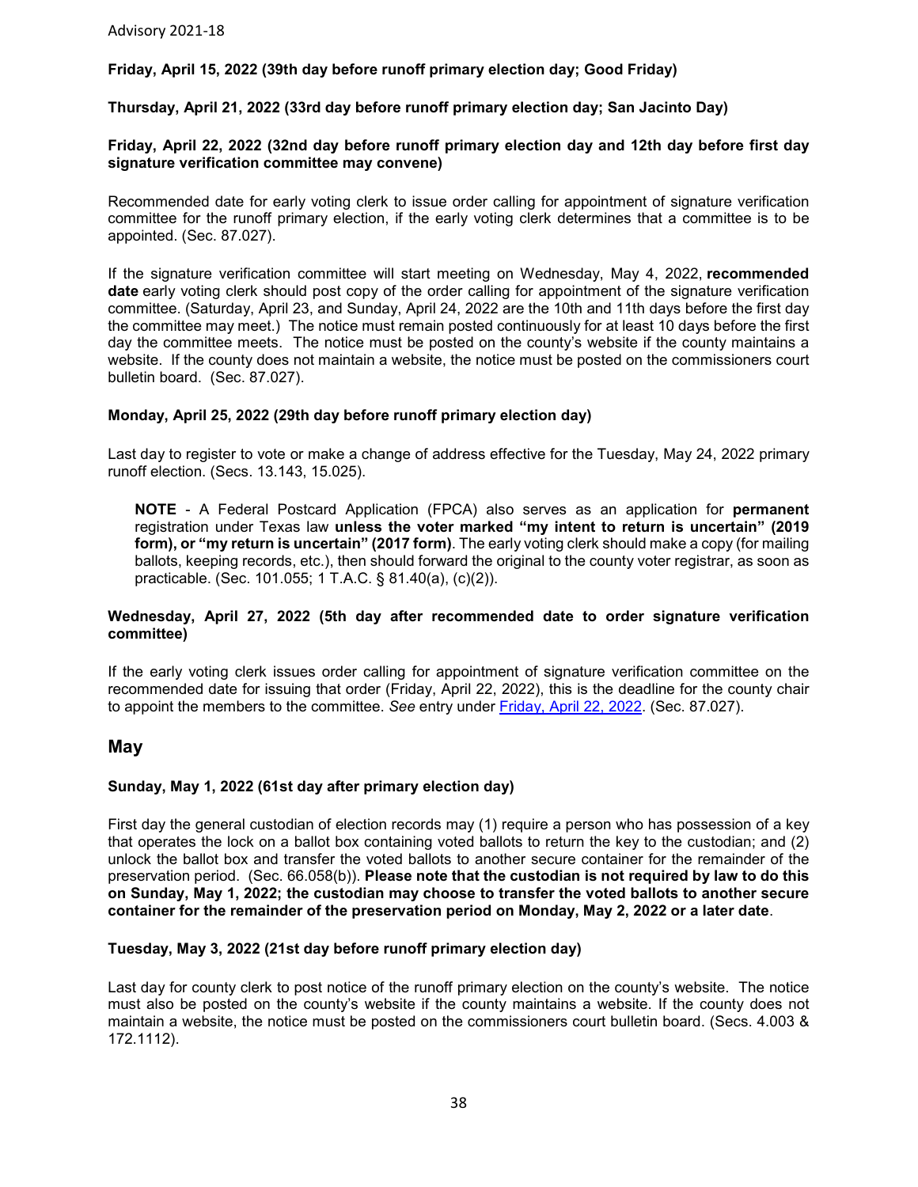**Friday, April 15, 2022 (39th day before runoff primary election day; Good Friday)**

**Thursday, April 21, 2022 (33rd day before runoff primary election day; San Jacinto Day)**

**Friday, April 22, 2022 (32nd day before runoff primary election day and 12th day before first day signature verification committee may convene)**

Recommended date for early voting clerk to issue order calling for appointment of signature verification committee for the runoff primary election, if the early voting clerk determines that a committee is to be appointed. (Sec. 87.027).

If the signature verification committee will start meeting on Wednesday, May 4, 2022, **recommended date** early voting clerk should post copy of the order calling for appointment of the signature verification committee. (Saturday, April 23, and Sunday, April 24, 2022 are the 10th and 11th days before the first day the committee may meet.) The notice must remain posted continuously for at least 10 days before the first day the committee meets. The notice must be posted on the county's website if the county maintains a website. If the county does not maintain a website, the notice must be posted on the commissioners court bulletin board. (Sec. 87.027).

**Monday, April 25, 2022 (29th day before runoff primary election day)**

Last day to register to vote or make a change of address effective for the Tuesday, May 24, 2022 primary runoff election. (Secs. 13.143, 15.025).

> **NOTE** - A Federal Postcard Application (FPCA) also serves as an application for **permanent** registration under Texas law **unless the voter marked "my intent to return is uncertain" (2019 form), or "my return is uncertain" (2017 form)**. The early voting clerk should make a copy (for mailing ballots, keeping records, etc.), then should forward the original to the county voter registrar, as soon as practicable. (Sec. 101.055; 1 T.A.C. § 81.40(a), (c)(2)).

**Wednesday, April 27, 2022 (5th day after recommended date to order signature verification committee)**

If the early voting clerk issues order calling for appointment of signature verification committee on the recommended date for issuing that order (Friday, April 22, 2022), this is the deadline for the county chair to appoint the members to the committee. *See* entry under Friday, April 22, 2022. (Sec. 87.027).

## May

**Sunday, May 1, 2022 (61st day after primary election day)**

First day the general custodian of election records may (1) require a person who has possession of a key that operates the lock on a ballot box containing voted ballots to return the key to the custodian; and (2) unlock the ballot box and transfer the voted ballots to another secure container for the remainder of the preservation period. (Sec. 66.058(b)). **Please note that the custodian is not required by law to do this on Sunday, May 1, 2022; the custodian may choose to transfer the voted ballots to another secure container for the remainder of the preservation period on Monday, May 2, 2022 or a later date**.

**Tuesday, May 3, 2022 (21st day before runoff primary election day)**

Last day for county clerk to post notice of the runoff primary election on the county's website. The notice must also be posted on the county's website if the county maintains a website. If the county does not maintain a website, the notice must be posted on the commissioners court bulletin board. (Secs. 4.003 & 172.1112).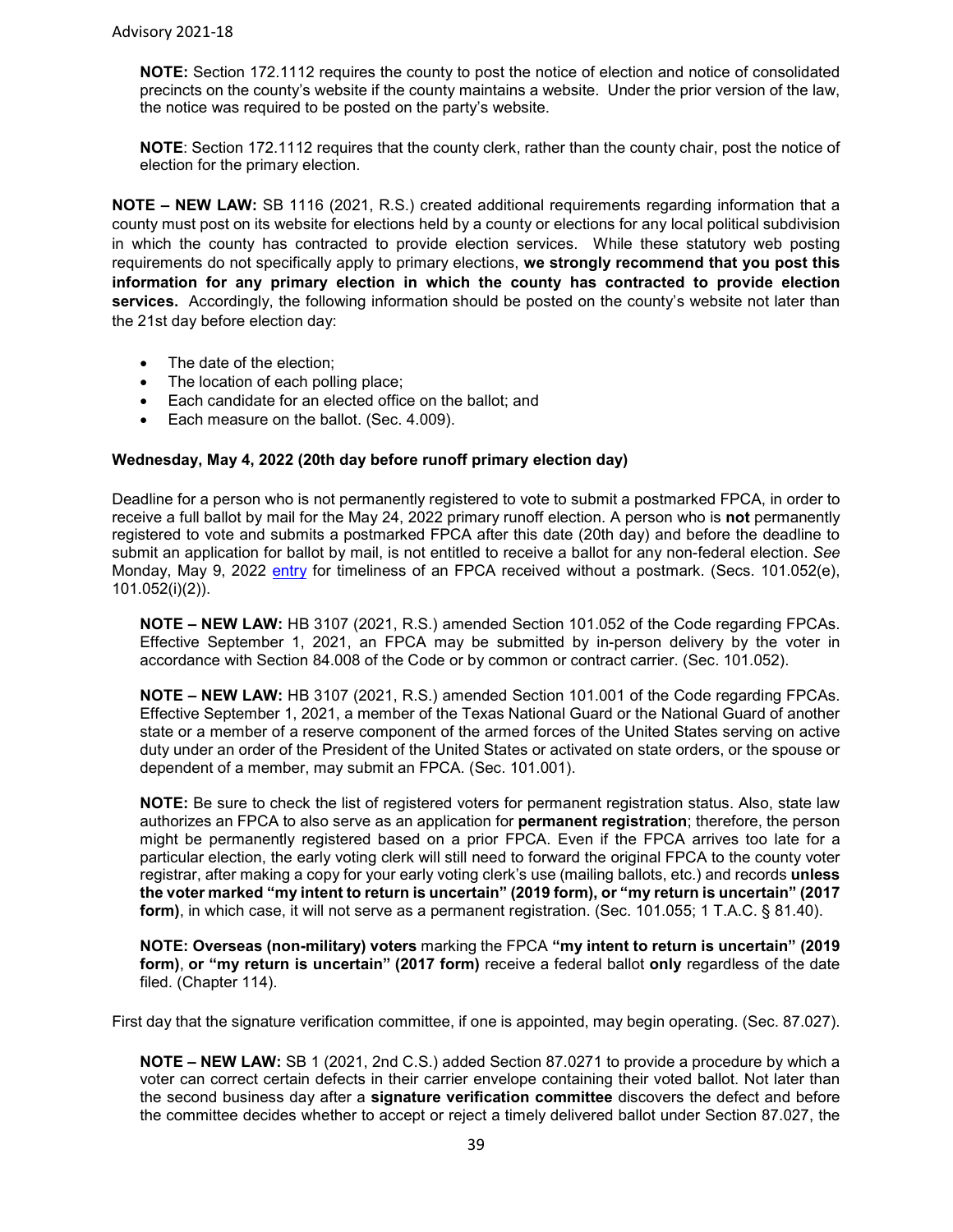> **NOTE:** Section 172.1112 requires the county to post the notice of election and notice of consolidated precincts on the county's website if the county maintains a website. Under the prior version of the law, the notice was required to be posted on the party's website.

> **NOTE**: Section 172.1112 requires that the county clerk, rather than the county chair, post the notice of election for the primary election.

**NOTE – NEW LAW:** SB 1116 (2021, R.S.) created additional requirements regarding information that a county must post on its website for elections held by a county or elections for any local political subdivision in which the county has contracted to provide election services. While these statutory web posting requirements do not specifically apply to primary elections, **we strongly recommend that you post this information for any primary election in which the county has contracted to provide election services.** Accordingly, the following information should be posted on the county's website not later than the 21st day before election day:

- The date of the election;
- The location of each polling place;
- Each candidate for an elected office on the ballot; and
- Each measure on the ballot. (Sec. 4.009).

### Wednesday, May 4, 2022 (20th day before runoff primary election day)

Deadline for a person who is not permanently registered to vote to submit a postmarked FPCA, in order to receive a full ballot by mail for the May 24, 2022 primary runoff election. A person who is **not** permanently registered to vote and submits a postmarked FPCA after this date (20th day) and before the deadline to submit an application for ballot by mail, is not entitled to receive a ballot for any non-federal election. *See* Monday, May 9, 2022 entry for timeliness of an FPCA received without a postmark. (Secs. 101.052(e), 101.052(i)(2)).

> **NOTE – NEW LAW:** HB 3107 (2021, R.S.) amended Section 101.052 of the Code regarding FPCAs. Effective September 1, 2021, an FPCA may be submitted by in-person delivery by the voter in accordance with Section 84.008 of the Code or by common or contract carrier. (Sec. 101.052).

> **NOTE – NEW LAW:** HB 3107 (2021, R.S.) amended Section 101.001 of the Code regarding FPCAs. Effective September 1, 2021, a member of the Texas National Guard or the National Guard of another state or a member of a reserve component of the armed forces of the United States serving on active duty under an order of the President of the United States or activated on state orders, or the spouse or dependent of a member, may submit an FPCA. (Sec. 101.001).

> **NOTE:** Be sure to check the list of registered voters for permanent registration status. Also, state law authorizes an FPCA to also serve as an application for **permanent registration**; therefore, the person might be permanently registered based on a prior FPCA. Even if the FPCA arrives too late for a particular election, the early voting clerk will still need to forward the original FPCA to the county voter registrar, after making a copy for your early voting clerk's use (mailing ballots, etc.) and records **unless the voter marked "my intent to return is uncertain" (2019 form), or "my return is uncertain" (2017 form)**, in which case, it will not serve as a permanent registration. (Sec. 101.055; 1 T.A.C. § 81.40).

> **NOTE: Overseas (non-military) voters** marking the FPCA **"my intent to return is uncertain" (2019 form)**, **or "my return is uncertain" (2017 form)** receive a federal ballot **only** regardless of the date filed. (Chapter 114).

First day that the signature verification committee, if one is appointed, may begin operating. (Sec. 87.027).

> **NOTE – NEW LAW:** SB 1 (2021, 2nd C.S.) added Section 87.0271 to provide a procedure by which a voter can correct certain defects in their carrier envelope containing their voted ballot. Not later than the second business day after a **signature verification committee** discovers the defect and before the committee decides whether to accept or reject a timely delivered ballot under Section 87.027, the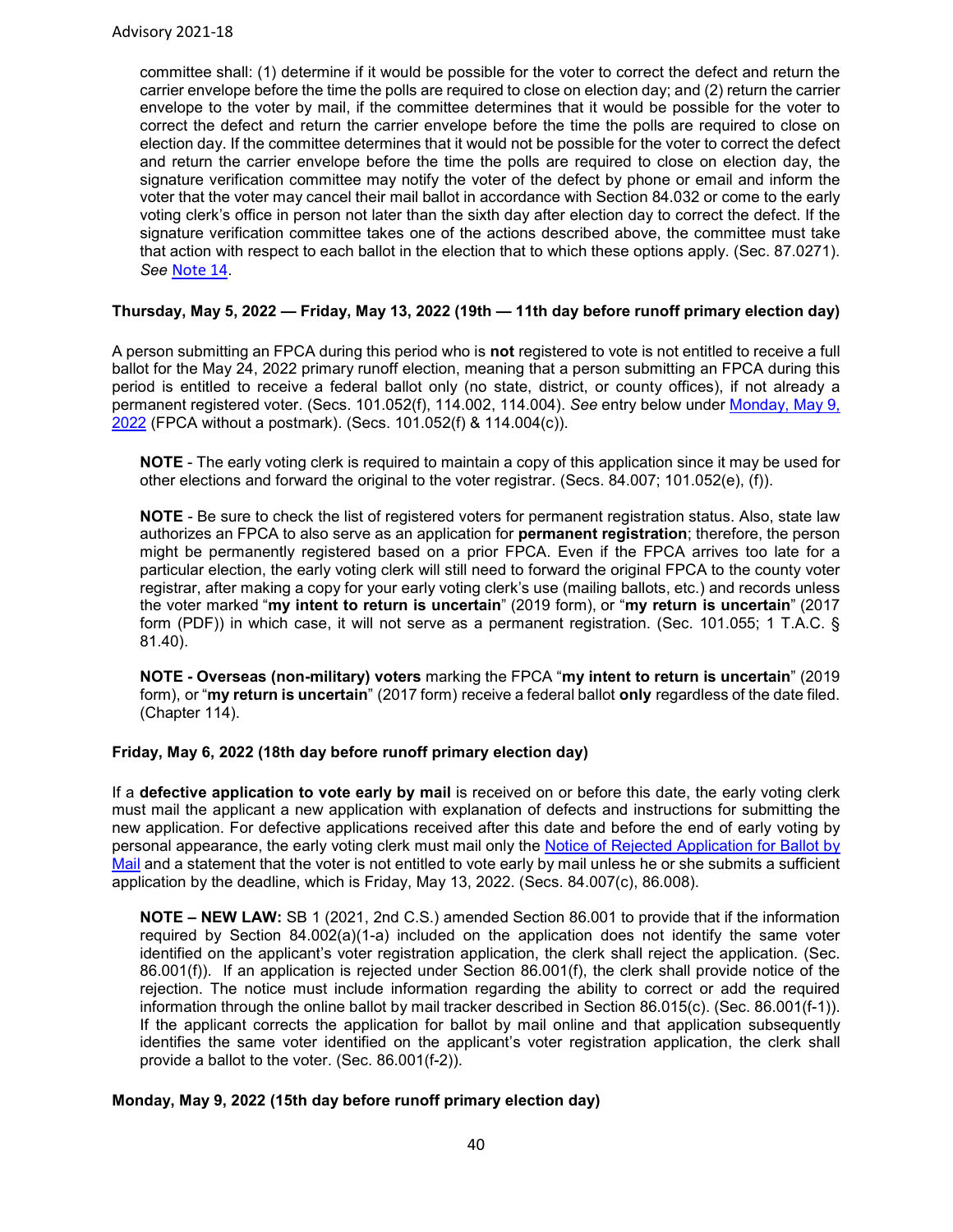committee shall: (1) determine if it would be possible for the voter to correct the defect and return the carrier envelope before the time the polls are required to close on election day; and (2) return the carrier envelope to the voter by mail, if the committee determines that it would be possible for the voter to correct the defect and return the carrier envelope before the time the polls are required to close on election day. If the committee determines that it would not be possible for the voter to correct the defect and return the carrier envelope before the time the polls are required to close on election day, the signature verification committee may notify the voter of the defect by phone or email and inform the voter that the voter may cancel their mail ballot in accordance with Section 84.032 or come to the early voting clerk's office in person not later than the sixth day after election day to correct the defect. If the signature verification committee takes one of the actions described above, the committee must take that action with respect to each ballot in the election that to which these options apply. (Sec. 87.0271). *See* Note 14.

**Thursday, May 5, 2022 — Friday, May 13, 2022 (19th — 11th day before runoff primary election day)**

A person submitting an FPCA during this period who is **not** registered to vote is not entitled to receive a full ballot for the May 24, 2022 primary runoff election, meaning that a person submitting an FPCA during this period is entitled to receive a federal ballot only (no state, district, or county offices), if not already a permanent registered voter. (Secs. 101.052(f), 114.002, 114.004). *See* entry below under Monday, May 9, 2022 (FPCA without a postmark). (Secs. 101.052(f) & 114.004(c)).

**NOTE** - The early voting clerk is required to maintain a copy of this application since it may be used for other elections and forward the original to the voter registrar. (Secs. 84.007; 101.052(e), (f)).

**NOTE** - Be sure to check the list of registered voters for permanent registration status. Also, state law authorizes an FPCA to also serve as an application for **permanent registration**; therefore, the person might be permanently registered based on a prior FPCA. Even if the FPCA arrives too late for a particular election, the early voting clerk will still need to forward the original FPCA to the county voter registrar, after making a copy for your early voting clerk's use (mailing ballots, etc.) and records unless the voter marked "**my intent to return is uncertain**" (2019 form), or "**my return is uncertain**" (2017 form (PDF)) in which case, it will not serve as a permanent registration. (Sec. 101.055; 1 T.A.C. § 81.40).

**NOTE - Overseas (non-military) voters** marking the FPCA "**my intent to return is uncertain**" (2019 form), or "**my return is uncertain**" (2017 form) receive a federal ballot **only** regardless of the date filed. (Chapter 114).

**Friday, May 6, 2022 (18th day before runoff primary election day)**

If a **defective application to vote early by mail** is received on or before this date, the early voting clerk must mail the applicant a new application with explanation of defects and instructions for submitting the new application. For defective applications received after this date and before the end of early voting by personal appearance, the early voting clerk must mail only the Notice of Rejected Application for Ballot by Mail and a statement that the voter is not entitled to vote early by mail unless he or she submits a sufficient application by the deadline, which is Friday, May 13, 2022. (Secs. 84.007(c), 86.008).

**NOTE – NEW LAW:** SB 1 (2021, 2nd C.S.) amended Section 86.001 to provide that if the information required by Section 84.002(a)(1-a) included on the application does not identify the same voter identified on the applicant's voter registration application, the clerk shall reject the application. (Sec. 86.001(f)). If an application is rejected under Section 86.001(f), the clerk shall provide notice of the rejection. The notice must include information regarding the ability to correct or add the required information through the online ballot by mail tracker described in Section 86.015(c). (Sec. 86.001(f-1)). If the applicant corrects the application for ballot by mail online and that application subsequently identifies the same voter identified on the applicant's voter registration application, the clerk shall provide a ballot to the voter. (Sec. 86.001(f-2)).

**Monday, May 9, 2022 (15th day before runoff primary election day)**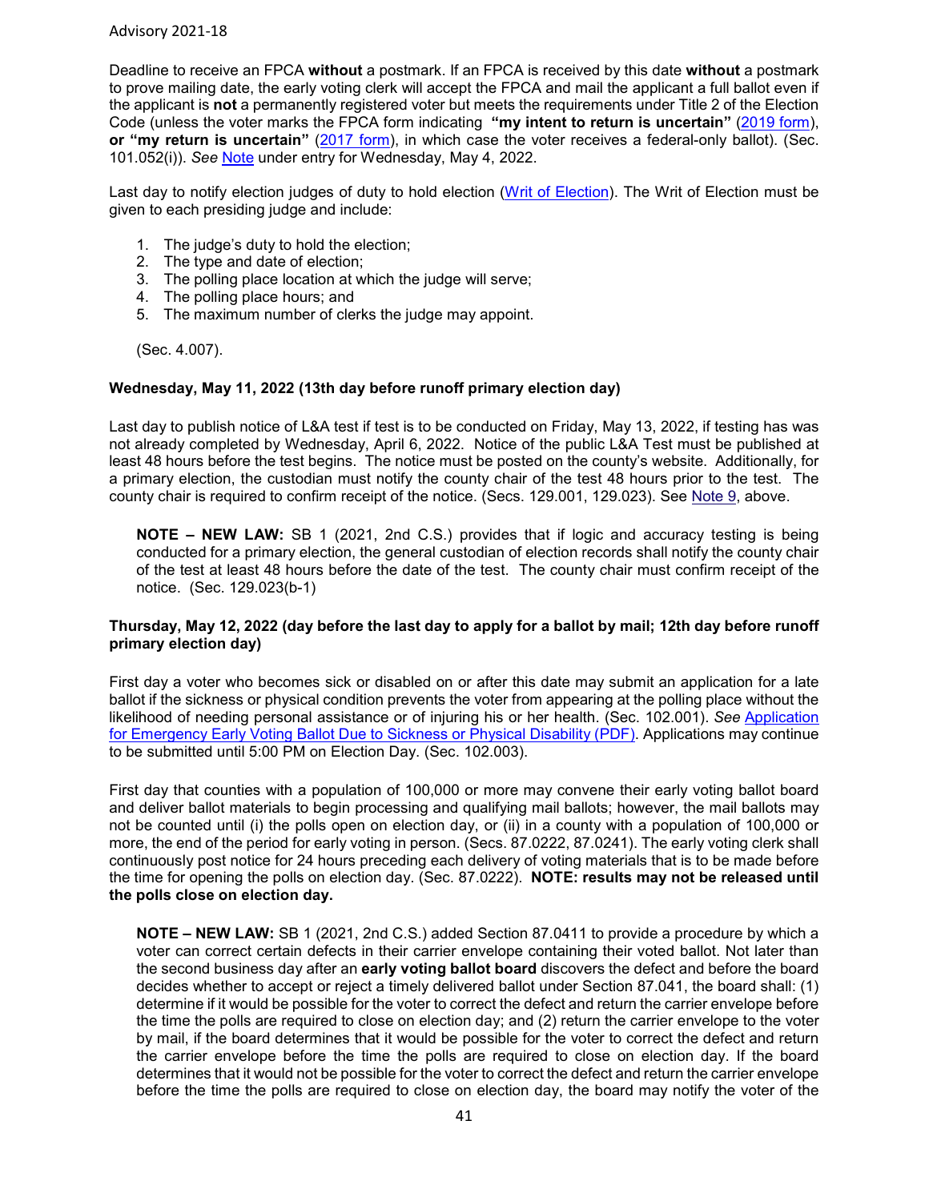Deadline to receive an FPCA **without** a postmark. If an FPCA is received by this date **without** a postmark to prove mailing date, the early voting clerk will accept the FPCA and mail the applicant a full ballot even if the applicant is **not** a permanently registered voter but meets the requirements under Title 2 of the Election Code (unless the voter marks the FPCA form indicating **"my intent to return is uncertain"** (2019 form), **or "my return is uncertain"** (2017 form), in which case the voter receives a federal-only ballot). (Sec. 101.052(i)). *See* Note under entry for Wednesday, May 4, 2022.

Last day to notify election judges of duty to hold election (Writ of Election). The Writ of Election must be given to each presiding judge and include:

1. The judge's duty to hold the election;
2. The type and date of election;
3. The polling place location at which the judge will serve;
4. The polling place hours; and
5. The maximum number of clerks the judge may appoint.

(Sec. 4.007).

**Wednesday, May 11, 2022 (13th day before runoff primary election day)**

Last day to publish notice of L&A test if test is to be conducted on Friday, May 13, 2022, if testing has was not already completed by Wednesday, April 6, 2022. Notice of the public L&A Test must be published at least 48 hours before the test begins. The notice must be posted on the county's website. Additionally, for a primary election, the custodian must notify the county chair of the test 48 hours prior to the test. The county chair is required to confirm receipt of the notice. (Secs. 129.001, 129.023). See Note 9, above.

> **NOTE – NEW LAW:** SB 1 (2021, 2nd C.S.) provides that if logic and accuracy testing is being conducted for a primary election, the general custodian of election records shall notify the county chair of the test at least 48 hours before the date of the test. The county chair must confirm receipt of the notice. (Sec. 129.023(b-1)

**Thursday, May 12, 2022 (day before the last day to apply for a ballot by mail; 12th day before runoff primary election day)**

First day a voter who becomes sick or disabled on or after this date may submit an application for a late ballot if the sickness or physical condition prevents the voter from appearing at the polling place without the likelihood of needing personal assistance or of injuring his or her health. (Sec. 102.001). *See* Application for Emergency Early Voting Ballot Due to Sickness or Physical Disability (PDF). Applications may continue to be submitted until 5:00 PM on Election Day. (Sec. 102.003).

First day that counties with a population of 100,000 or more may convene their early voting ballot board and deliver ballot materials to begin processing and qualifying mail ballots; however, the mail ballots may not be counted until (i) the polls open on election day, or (ii) in a county with a population of 100,000 or more, the end of the period for early voting in person. (Secs. 87.0222, 87.0241). The early voting clerk shall continuously post notice for 24 hours preceding each delivery of voting materials that is to be made before the time for opening the polls on election day. (Sec. 87.0222). **NOTE: results may not be released until the polls close on election day.**

> **NOTE – NEW LAW:** SB 1 (2021, 2nd C.S.) added Section 87.0411 to provide a procedure by which a voter can correct certain defects in their carrier envelope containing their voted ballot. Not later than the second business day after an **early voting ballot board** discovers the defect and before the board decides whether to accept or reject a timely delivered ballot under Section 87.041, the board shall: (1) determine if it would be possible for the voter to correct the defect and return the carrier envelope before the time the polls are required to close on election day; and (2) return the carrier envelope to the voter by mail, if the board determines that it would be possible for the voter to correct the defect and return the carrier envelope before the time the polls are required to close on election day. If the board determines that it would not be possible for the voter to correct the defect and return the carrier envelope before the time the polls are required to close on election day, the board may notify the voter of the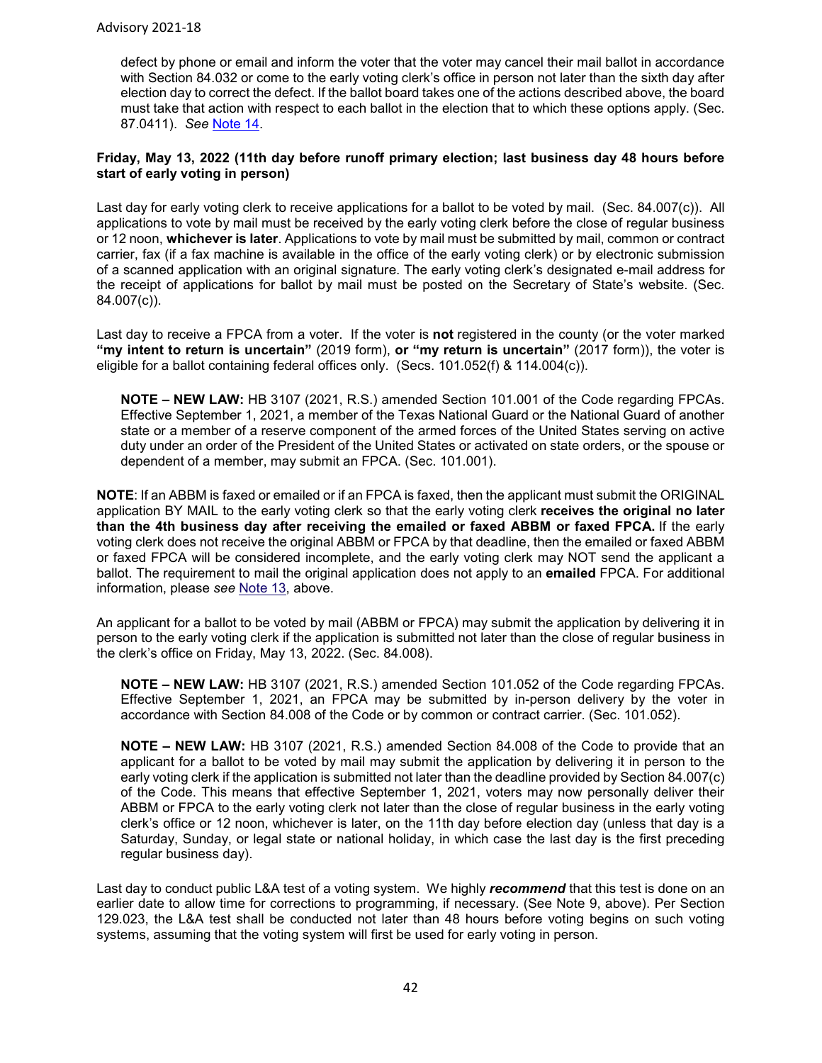defect by phone or email and inform the voter that the voter may cancel their mail ballot in accordance with Section 84.032 or come to the early voting clerk's office in person not later than the sixth day after election day to correct the defect. If the ballot board takes one of the actions described above, the board must take that action with respect to each ballot in the election that to which these options apply. (Sec. 87.0411). *See* Note 14.

**Friday, May 13, 2022 (11th day before runoff primary election; last business day 48 hours before start of early voting in person)**

Last day for early voting clerk to receive applications for a ballot to be voted by mail. (Sec. 84.007(c)). All applications to vote by mail must be received by the early voting clerk before the close of regular business or 12 noon, **whichever is later**. Applications to vote by mail must be submitted by mail, common or contract carrier, fax (if a fax machine is available in the office of the early voting clerk) or by electronic submission of a scanned application with an original signature. The early voting clerk's designated e-mail address for the receipt of applications for ballot by mail must be posted on the Secretary of State's website. (Sec. 84.007(c)).

Last day to receive a FPCA from a voter. If the voter is **not** registered in the county (or the voter marked **"my intent to return is uncertain"** (2019 form), **or "my return is uncertain"** (2017 form)), the voter is eligible for a ballot containing federal offices only. (Secs. 101.052(f) & 114.004(c)).

> **NOTE – NEW LAW:** HB 3107 (2021, R.S.) amended Section 101.001 of the Code regarding FPCAs. Effective September 1, 2021, a member of the Texas National Guard or the National Guard of another state or a member of a reserve component of the armed forces of the United States serving on active duty under an order of the President of the United States or activated on state orders, or the spouse or dependent of a member, may submit an FPCA. (Sec. 101.001).

**NOTE**: If an ABBM is faxed or emailed or if an FPCA is faxed, then the applicant must submit the ORIGINAL application BY MAIL to the early voting clerk so that the early voting clerk **receives the original no later than the 4th business day after receiving the emailed or faxed ABBM or faxed FPCA.** If the early voting clerk does not receive the original ABBM or FPCA by that deadline, then the emailed or faxed ABBM or faxed FPCA will be considered incomplete, and the early voting clerk may NOT send the applicant a ballot. The requirement to mail the original application does not apply to an **emailed** FPCA. For additional information, please *see* Note 13, above.

An applicant for a ballot to be voted by mail (ABBM or FPCA) may submit the application by delivering it in person to the early voting clerk if the application is submitted not later than the close of regular business in the clerk's office on Friday, May 13, 2022. (Sec. 84.008).

> **NOTE – NEW LAW:** HB 3107 (2021, R.S.) amended Section 101.052 of the Code regarding FPCAs. Effective September 1, 2021, an FPCA may be submitted by in-person delivery by the voter in accordance with Section 84.008 of the Code or by common or contract carrier. (Sec. 101.052).
>
> **NOTE – NEW LAW:** HB 3107 (2021, R.S.) amended Section 84.008 of the Code to provide that an applicant for a ballot to be voted by mail may submit the application by delivering it in person to the early voting clerk if the application is submitted not later than the deadline provided by Section 84.007(c) of the Code. This means that effective September 1, 2021, voters may now personally deliver their ABBM or FPCA to the early voting clerk not later than the close of regular business in the early voting clerk's office or 12 noon, whichever is later, on the 11th day before election day (unless that day is a Saturday, Sunday, or legal state or national holiday, in which case the last day is the first preceding regular business day).

Last day to conduct public L&A test of a voting system. We highly ***recommend*** that this test is done on an earlier date to allow time for corrections to programming, if necessary. (See Note 9, above). Per Section 129.023, the L&A test shall be conducted not later than 48 hours before voting begins on such voting systems, assuming that the voting system will first be used for early voting in person.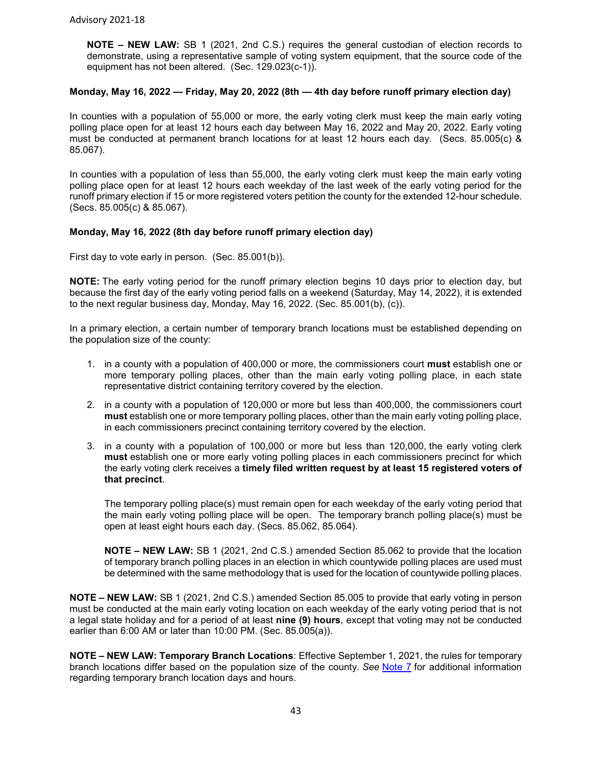**NOTE – NEW LAW:** SB 1 (2021, 2nd C.S.) requires the general custodian of election records to demonstrate, using a representative sample of voting system equipment, that the source code of the equipment has not been altered. (Sec. 129.023(c-1)).

**Monday, May 16, 2022 — Friday, May 20, 2022 (8th — 4th day before runoff primary election day)**

In counties with a population of 55,000 or more, the early voting clerk must keep the main early voting polling place open for at least 12 hours each day between May 16, 2022 and May 20, 2022. Early voting must be conducted at permanent branch locations for at least 12 hours each day. (Secs. 85.005(c) & 85.067).

In counties with a population of less than 55,000, the early voting clerk must keep the main early voting polling place open for at least 12 hours each weekday of the last week of the early voting period for the runoff primary election if 15 or more registered voters petition the county for the extended 12-hour schedule. (Secs. 85.005(c) & 85.067).

**Monday, May 16, 2022 (8th day before runoff primary election day)**

First day to vote early in person. (Sec. 85.001(b)).

**NOTE:** The early voting period for the runoff primary election begins 10 days prior to election day, but because the first day of the early voting period falls on a weekend (Saturday, May 14, 2022), it is extended to the next regular business day, Monday, May 16, 2022. (Sec. 85.001(b), (c)).

In a primary election, a certain number of temporary branch locations must be established depending on the population size of the county:

1. in a county with a population of 400,000 or more, the commissioners court **must** establish one or more temporary polling places, other than the main early voting polling place, in each state representative district containing territory covered by the election.
2. in a county with a population of 120,000 or more but less than 400,000, the commissioners court **must** establish one or more temporary polling places, other than the main early voting polling place, in each commissioners precinct containing territory covered by the election.
3. in a county with a population of 100,000 or more but less than 120,000, the early voting clerk **must** establish one or more early voting polling places in each commissioners precinct for which the early voting clerk receives a **timely filed written request by at least 15 registered voters of that precinct**.

   The temporary polling place(s) must remain open for each weekday of the early voting period that the main early voting polling place will be open. The temporary branch polling place(s) must be open at least eight hours each day. (Secs. 85.062, 85.064).

   **NOTE – NEW LAW:** SB 1 (2021, 2nd C.S.) amended Section 85.062 to provide that the location of temporary branch polling places in an election in which countywide polling places are used must be determined with the same methodology that is used for the location of countywide polling places.

**NOTE – NEW LAW:** SB 1 (2021, 2nd C.S.) amended Section 85.005 to provide that early voting in person must be conducted at the main early voting location on each weekday of the early voting period that is not a legal state holiday and for a period of at least **nine (9) hours**, except that voting may not be conducted earlier than 6:00 AM or later than 10:00 PM. (Sec. 85.005(a)).

**NOTE – NEW LAW: Temporary Branch Locations**: Effective September 1, 2021, the rules for temporary branch locations differ based on the population size of the county. *See* Note 7 for additional information regarding temporary branch location days and hours.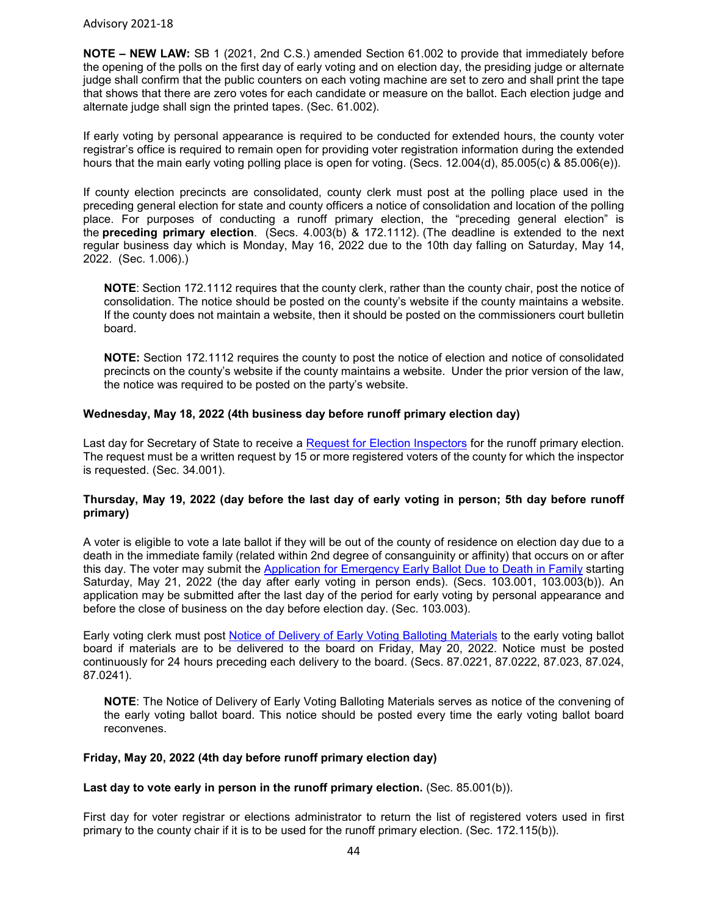**NOTE – NEW LAW:** SB 1 (2021, 2nd C.S.) amended Section 61.002 to provide that immediately before the opening of the polls on the first day of early voting and on election day, the presiding judge or alternate judge shall confirm that the public counters on each voting machine are set to zero and shall print the tape that shows that there are zero votes for each candidate or measure on the ballot. Each election judge and alternate judge shall sign the printed tapes. (Sec. 61.002).

If early voting by personal appearance is required to be conducted for extended hours, the county voter registrar's office is required to remain open for providing voter registration information during the extended hours that the main early voting polling place is open for voting. (Secs. 12.004(d), 85.005(c) & 85.006(e)).

If county election precincts are consolidated, county clerk must post at the polling place used in the preceding general election for state and county officers a notice of consolidation and location of the polling place. For purposes of conducting a runoff primary election, the "preceding general election" is the **preceding primary election**. (Secs. 4.003(b) & 172.1112). (The deadline is extended to the next regular business day which is Monday, May 16, 2022 due to the 10th day falling on Saturday, May 14, 2022. (Sec. 1.006).)

> **NOTE**: Section 172.1112 requires that the county clerk, rather than the county chair, post the notice of consolidation. The notice should be posted on the county's website if the county maintains a website. If the county does not maintain a website, then it should be posted on the commissioners court bulletin board.
>
> **NOTE:** Section 172.1112 requires the county to post the notice of election and notice of consolidated precincts on the county's website if the county maintains a website. Under the prior version of the law, the notice was required to be posted on the party's website.

**Wednesday, May 18, 2022 (4th business day before runoff primary election day)**

Last day for Secretary of State to receive a Request for Election Inspectors for the runoff primary election. The request must be a written request by 15 or more registered voters of the county for which the inspector is requested. (Sec. 34.001).

**Thursday, May 19, 2022 (day before the last day of early voting in person; 5th day before runoff primary)**

A voter is eligible to vote a late ballot if they will be out of the county of residence on election day due to a death in the immediate family (related within 2nd degree of consanguinity or affinity) that occurs on or after this day. The voter may submit the Application for Emergency Early Ballot Due to Death in Family starting Saturday, May 21, 2022 (the day after early voting in person ends). (Secs. 103.001, 103.003(b)). An application may be submitted after the last day of the period for early voting by personal appearance and before the close of business on the day before election day. (Sec. 103.003).

Early voting clerk must post Notice of Delivery of Early Voting Balloting Materials to the early voting ballot board if materials are to be delivered to the board on Friday, May 20, 2022. Notice must be posted continuously for 24 hours preceding each delivery to the board. (Secs. 87.0221, 87.0222, 87.023, 87.024, 87.0241).

> **NOTE**: The Notice of Delivery of Early Voting Balloting Materials serves as notice of the convening of the early voting ballot board. This notice should be posted every time the early voting ballot board reconvenes.

**Friday, May 20, 2022 (4th day before runoff primary election day)**

**Last day to vote early in person in the runoff primary election.** (Sec. 85.001(b)).

First day for voter registrar or elections administrator to return the list of registered voters used in first primary to the county chair if it is to be used for the runoff primary election. (Sec. 172.115(b)).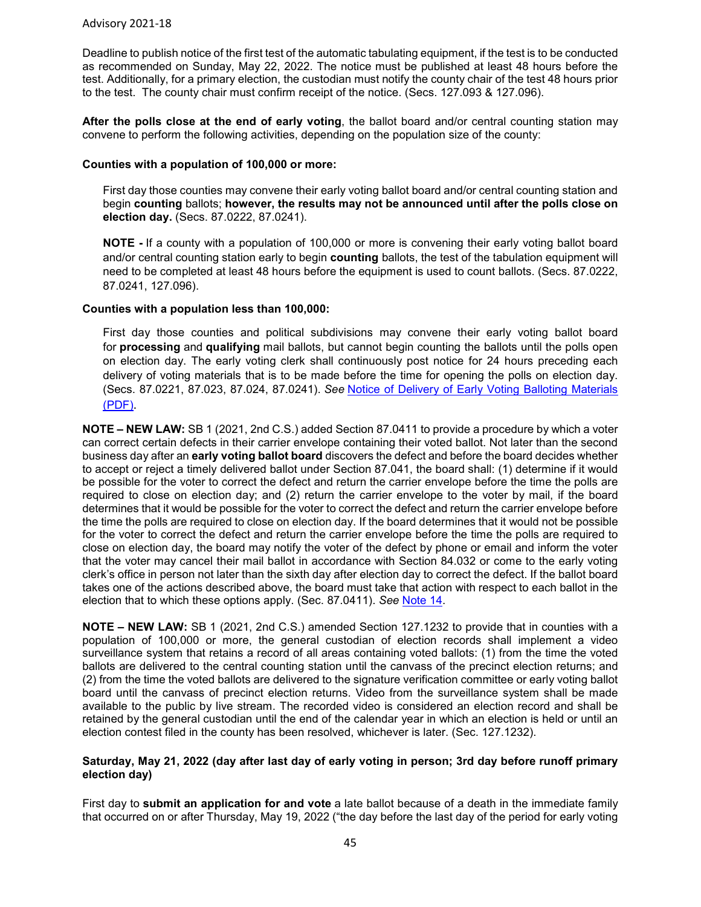Deadline to publish notice of the first test of the automatic tabulating equipment, if the test is to be conducted as recommended on Sunday, May 22, 2022. The notice must be published at least 48 hours before the test. Additionally, for a primary election, the custodian must notify the county chair of the test 48 hours prior to the test. The county chair must confirm receipt of the notice. (Secs. 127.093 & 127.096).

**After the polls close at the end of early voting**, the ballot board and/or central counting station may convene to perform the following activities, depending on the population size of the county:

**Counties with a population of 100,000 or more:**

First day those counties may convene their early voting ballot board and/or central counting station and begin **counting** ballots; **however, the results may not be announced until after the polls close on election day.** (Secs. 87.0222, 87.0241).

**NOTE -** If a county with a population of 100,000 or more is convening their early voting ballot board and/or central counting station early to begin **counting** ballots, the test of the tabulation equipment will need to be completed at least 48 hours before the equipment is used to count ballots. (Secs. 87.0222, 87.0241, 127.096).

**Counties with a population less than 100,000:**

First day those counties and political subdivisions may convene their early voting ballot board for **processing** and **qualifying** mail ballots, but cannot begin counting the ballots until the polls open on election day. The early voting clerk shall continuously post notice for 24 hours preceding each delivery of voting materials that is to be made before the time for opening the polls on election day. (Secs. 87.0221, 87.023, 87.024, 87.0241). *See* Notice of Delivery of Early Voting Balloting Materials (PDF).

**NOTE – NEW LAW:** SB 1 (2021, 2nd C.S.) added Section 87.0411 to provide a procedure by which a voter can correct certain defects in their carrier envelope containing their voted ballot. Not later than the second business day after an **early voting ballot board** discovers the defect and before the board decides whether to accept or reject a timely delivered ballot under Section 87.041, the board shall: (1) determine if it would be possible for the voter to correct the defect and return the carrier envelope before the time the polls are required to close on election day; and (2) return the carrier envelope to the voter by mail, if the board determines that it would be possible for the voter to correct the defect and return the carrier envelope before the time the polls are required to close on election day. If the board determines that it would not be possible for the voter to correct the defect and return the carrier envelope before the time the polls are required to close on election day, the board may notify the voter of the defect by phone or email and inform the voter that the voter may cancel their mail ballot in accordance with Section 84.032 or come to the early voting clerk's office in person not later than the sixth day after election day to correct the defect. If the ballot board takes one of the actions described above, the board must take that action with respect to each ballot in the election that to which these options apply. (Sec. 87.0411). *See* Note 14.

**NOTE – NEW LAW:** SB 1 (2021, 2nd C.S.) amended Section 127.1232 to provide that in counties with a population of 100,000 or more, the general custodian of election records shall implement a video surveillance system that retains a record of all areas containing voted ballots: (1) from the time the voted ballots are delivered to the central counting station until the canvass of the precinct election returns; and (2) from the time the voted ballots are delivered to the signature verification committee or early voting ballot board until the canvass of precinct election returns. Video from the surveillance system shall be made available to the public by live stream. The recorded video is considered an election record and shall be retained by the general custodian until the end of the calendar year in which an election is held or until an election contest filed in the county has been resolved, whichever is later. (Sec. 127.1232).

**Saturday, May 21, 2022 (day after last day of early voting in person; 3rd day before runoff primary election day)**

First day to **submit an application for and vote** a late ballot because of a death in the immediate family that occurred on or after Thursday, May 19, 2022 ("the day before the last day of the period for early voting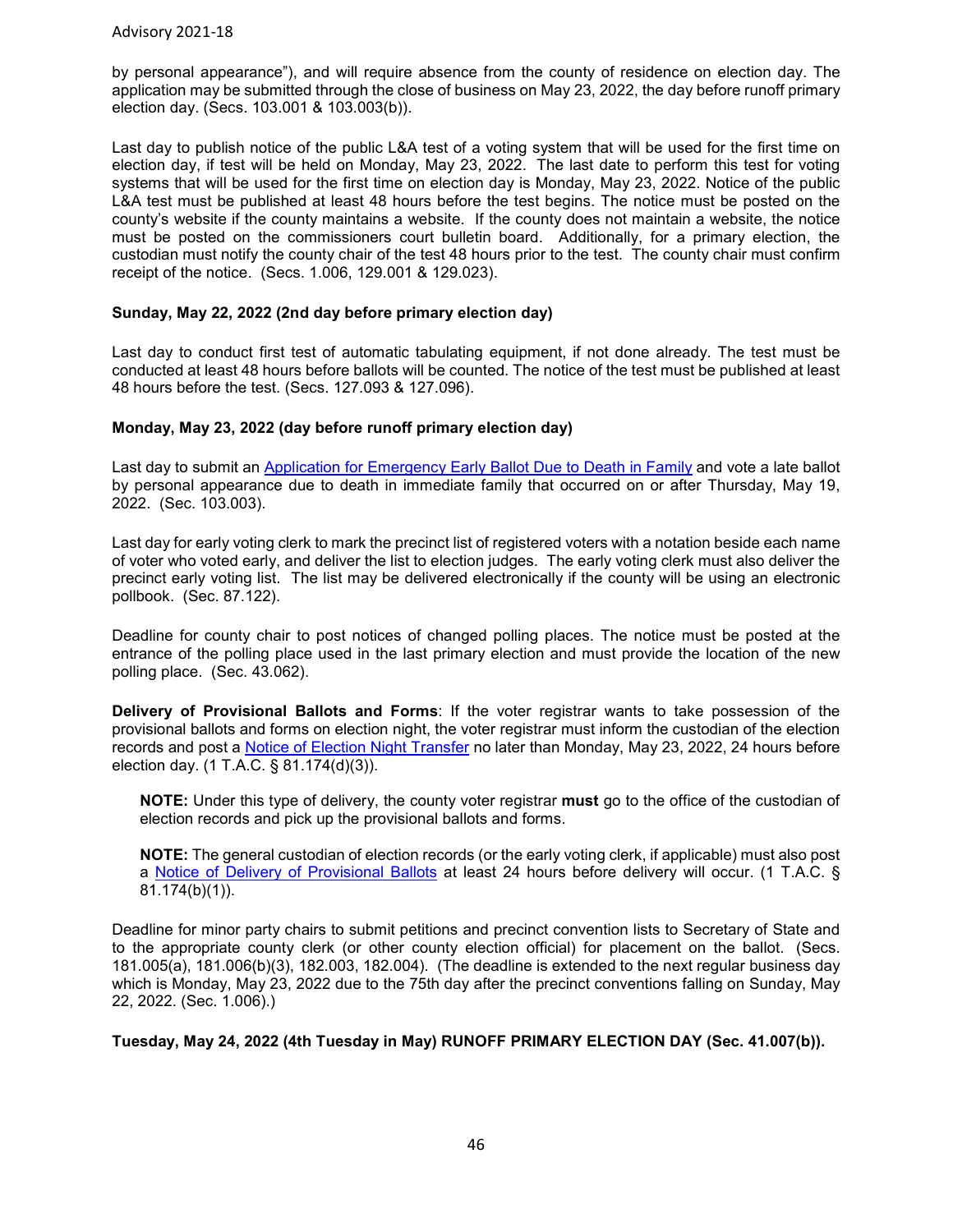by personal appearance"), and will require absence from the county of residence on election day. The application may be submitted through the close of business on May 23, 2022, the day before runoff primary election day. (Secs. 103.001 & 103.003(b)).

Last day to publish notice of the public L&A test of a voting system that will be used for the first time on election day, if test will be held on Monday, May 23, 2022. The last date to perform this test for voting systems that will be used for the first time on election day is Monday, May 23, 2022. Notice of the public L&A test must be published at least 48 hours before the test begins. The notice must be posted on the county's website if the county maintains a website. If the county does not maintain a website, the notice must be posted on the commissioners court bulletin board. Additionally, for a primary election, the custodian must notify the county chair of the test 48 hours prior to the test. The county chair must confirm receipt of the notice. (Secs. 1.006, 129.001 & 129.023).

**Sunday, May 22, 2022 (2nd day before primary election day)**

Last day to conduct first test of automatic tabulating equipment, if not done already. The test must be conducted at least 48 hours before ballots will be counted. The notice of the test must be published at least 48 hours before the test. (Secs. 127.093 & 127.096).

**Monday, May 23, 2022 (day before runoff primary election day)**

Last day to submit an Application for Emergency Early Ballot Due to Death in Family and vote a late ballot by personal appearance due to death in immediate family that occurred on or after Thursday, May 19, 2022. (Sec. 103.003).

Last day for early voting clerk to mark the precinct list of registered voters with a notation beside each name of voter who voted early, and deliver the list to election judges. The early voting clerk must also deliver the precinct early voting list. The list may be delivered electronically if the county will be using an electronic pollbook. (Sec. 87.122).

Deadline for county chair to post notices of changed polling places. The notice must be posted at the entrance of the polling place used in the last primary election and must provide the location of the new polling place. (Sec. 43.062).

**Delivery of Provisional Ballots and Forms**: If the voter registrar wants to take possession of the provisional ballots and forms on election night, the voter registrar must inform the custodian of the election records and post a Notice of Election Night Transfer no later than Monday, May 23, 2022, 24 hours before election day. (1 T.A.C. § 81.174(d)(3)).

> **NOTE:** Under this type of delivery, the county voter registrar **must** go to the office of the custodian of election records and pick up the provisional ballots and forms.
>
> **NOTE:** The general custodian of election records (or the early voting clerk, if applicable) must also post a Notice of Delivery of Provisional Ballots at least 24 hours before delivery will occur. (1 T.A.C. § 81.174(b)(1)).

Deadline for minor party chairs to submit petitions and precinct convention lists to Secretary of State and to the appropriate county clerk (or other county election official) for placement on the ballot. (Secs. 181.005(a), 181.006(b)(3), 182.003, 182.004). (The deadline is extended to the next regular business day which is Monday, May 23, 2022 due to the 75th day after the precinct conventions falling on Sunday, May 22, 2022. (Sec. 1.006).)

**Tuesday, May 24, 2022 (4th Tuesday in May) RUNOFF PRIMARY ELECTION DAY (Sec. 41.007(b)).**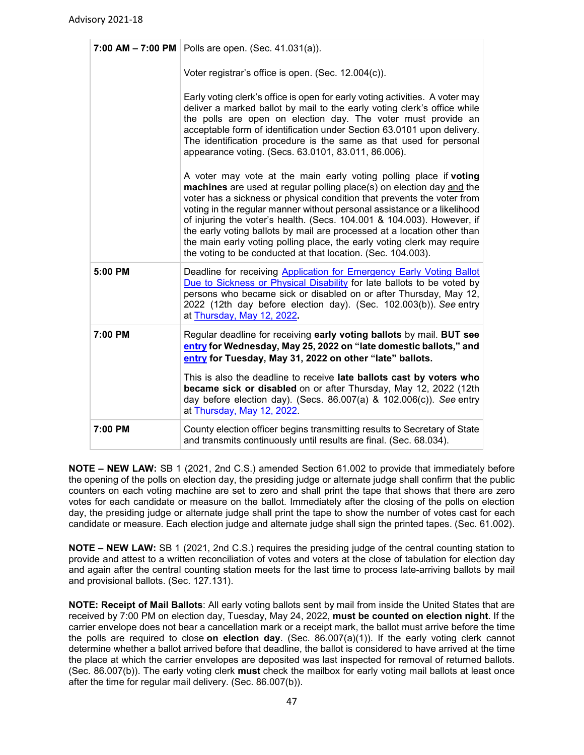| | |
|---|---|
| **7:00 AM – 7:00 PM** | Polls are open. (Sec. 41.031(a)).<br><br>Voter registrar's office is open. (Sec. 12.004(c)).<br><br>Early voting clerk's office is open for early voting activities. A voter may deliver a marked ballot by mail to the early voting clerk's office while the polls are open on election day. The voter must provide an acceptable form of identification under Section 63.0101 upon delivery. The identification procedure is the same as that used for personal appearance voting. (Secs. 63.0101, 83.011, 86.006).<br><br>A voter may vote at the main early voting polling place if **voting machines** are used at regular polling place(s) on election day and the voter has a sickness or physical condition that prevents the voter from voting in the regular manner without personal assistance or a likelihood of injuring the voter's health. (Secs. 104.001 & 104.003). However, if the early voting ballots by mail are processed at a location other than the main early voting polling place, the early voting clerk may require the voting to be conducted at that location. (Sec. 104.003). |
| **5:00 PM** | Deadline for receiving Application for Emergency Early Voting Ballot Due to Sickness or Physical Disability for late ballots to be voted by persons who became sick or disabled on or after Thursday, May 12, 2022 (12th day before election day). (Sec. 102.003(b)). *See* entry at Thursday, May 12, 2022**.** |
| **7:00 PM** | Regular deadline for receiving **early voting ballots** by mail. **BUT see entry for Wednesday, May 25, 2022 on "late domestic ballots," and entry for Tuesday, May 31, 2022 on other "late" ballots.**<br><br>This is also the deadline to receive **late ballots cast by voters who became sick or disabled** on or after Thursday, May 12, 2022 (12th day before election day). (Secs. 86.007(a) & 102.006(c)). *See* entry at Thursday, May 12, 2022. |
| **7:00 PM** | County election officer begins transmitting results to Secretary of State and transmits continuously until results are final. (Sec. 68.034). |

**NOTE – NEW LAW:** SB 1 (2021, 2nd C.S.) amended Section 61.002 to provide that immediately before the opening of the polls on election day, the presiding judge or alternate judge shall confirm that the public counters on each voting machine are set to zero and shall print the tape that shows that there are zero votes for each candidate or measure on the ballot. Immediately after the closing of the polls on election day, the presiding judge or alternate judge shall print the tape to show the number of votes cast for each candidate or measure. Each election judge and alternate judge shall sign the printed tapes. (Sec. 61.002).

**NOTE – NEW LAW:** SB 1 (2021, 2nd C.S.) requires the presiding judge of the central counting station to provide and attest to a written reconciliation of votes and voters at the close of tabulation for election day and again after the central counting station meets for the last time to process late-arriving ballots by mail and provisional ballots. (Sec. 127.131).

**NOTE: Receipt of Mail Ballots**: All early voting ballots sent by mail from inside the United States that are received by 7:00 PM on election day, Tuesday, May 24, 2022, **must be counted on election night**. If the carrier envelope does not bear a cancellation mark or a receipt mark, the ballot must arrive before the time the polls are required to close **on election day**. (Sec. 86.007(a)(1)). If the early voting clerk cannot determine whether a ballot arrived before that deadline, the ballot is considered to have arrived at the time the place at which the carrier envelopes are deposited was last inspected for removal of returned ballots. (Sec. 86.007(b)). The early voting clerk **must** check the mailbox for early voting mail ballots at least once after the time for regular mail delivery. (Sec. 86.007(b)).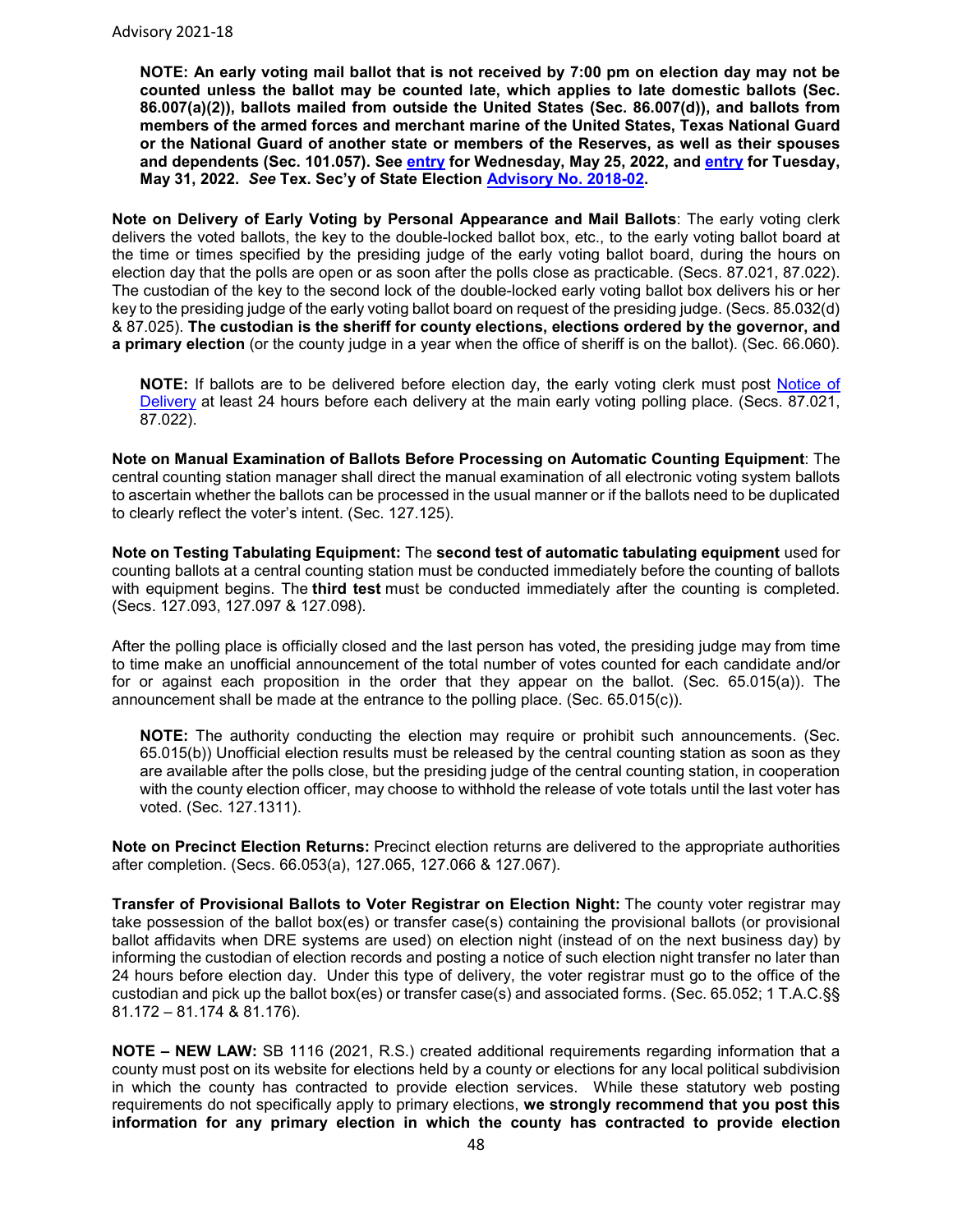**NOTE: An early voting mail ballot that is not received by 7:00 pm on election day may not be counted unless the ballot may be counted late, which applies to late domestic ballots (Sec. 86.007(a)(2)), ballots mailed from outside the United States (Sec. 86.007(d)), and ballots from members of the armed forces and merchant marine of the United States, Texas National Guard or the National Guard of another state or members of the Reserves, as well as their spouses and dependents (Sec. 101.057). See entry for Wednesday, May 25, 2022, and entry for Tuesday, May 31, 2022.** ***See*** **Tex. Sec'y of State Election Advisory No. 2018-02.**

**Note on Delivery of Early Voting by Personal Appearance and Mail Ballots**: The early voting clerk delivers the voted ballots, the key to the double-locked ballot box, etc., to the early voting ballot board at the time or times specified by the presiding judge of the early voting ballot board, during the hours on election day that the polls are open or as soon after the polls close as practicable. (Secs. 87.021, 87.022). The custodian of the key to the second lock of the double-locked early voting ballot box delivers his or her key to the presiding judge of the early voting ballot board on request of the presiding judge. (Secs. 85.032(d) & 87.025). **The custodian is the sheriff for county elections, elections ordered by the governor, and a primary election** (or the county judge in a year when the office of sheriff is on the ballot). (Sec. 66.060).

> **NOTE:** If ballots are to be delivered before election day, the early voting clerk must post Notice of Delivery at least 24 hours before each delivery at the main early voting polling place. (Secs. 87.021, 87.022).

**Note on Manual Examination of Ballots Before Processing on Automatic Counting Equipment**: The central counting station manager shall direct the manual examination of all electronic voting system ballots to ascertain whether the ballots can be processed in the usual manner or if the ballots need to be duplicated to clearly reflect the voter's intent. (Sec. 127.125).

**Note on Testing Tabulating Equipment:** The **second test of automatic tabulating equipment** used for counting ballots at a central counting station must be conducted immediately before the counting of ballots with equipment begins. The **third test** must be conducted immediately after the counting is completed. (Secs. 127.093, 127.097 & 127.098).

After the polling place is officially closed and the last person has voted, the presiding judge may from time to time make an unofficial announcement of the total number of votes counted for each candidate and/or for or against each proposition in the order that they appear on the ballot. (Sec. 65.015(a)). The announcement shall be made at the entrance to the polling place. (Sec. 65.015(c)).

> **NOTE:** The authority conducting the election may require or prohibit such announcements. (Sec. 65.015(b)) Unofficial election results must be released by the central counting station as soon as they are available after the polls close, but the presiding judge of the central counting station, in cooperation with the county election officer, may choose to withhold the release of vote totals until the last voter has voted. (Sec. 127.1311).

**Note on Precinct Election Returns:** Precinct election returns are delivered to the appropriate authorities after completion. (Secs. 66.053(a), 127.065, 127.066 & 127.067).

**Transfer of Provisional Ballots to Voter Registrar on Election Night:** The county voter registrar may take possession of the ballot box(es) or transfer case(s) containing the provisional ballots (or provisional ballot affidavits when DRE systems are used) on election night (instead of on the next business day) by informing the custodian of election records and posting a notice of such election night transfer no later than 24 hours before election day. Under this type of delivery, the voter registrar must go to the office of the custodian and pick up the ballot box(es) or transfer case(s) and associated forms. (Sec. 65.052; 1 T.A.C.§§ 81.172 – 81.174 & 81.176).

**NOTE – NEW LAW:** SB 1116 (2021, R.S.) created additional requirements regarding information that a county must post on its website for elections held by a county or elections for any local political subdivision in which the county has contracted to provide election services. While these statutory web posting requirements do not specifically apply to primary elections, **we strongly recommend that you post this information for any primary election in which the county has contracted to provide election**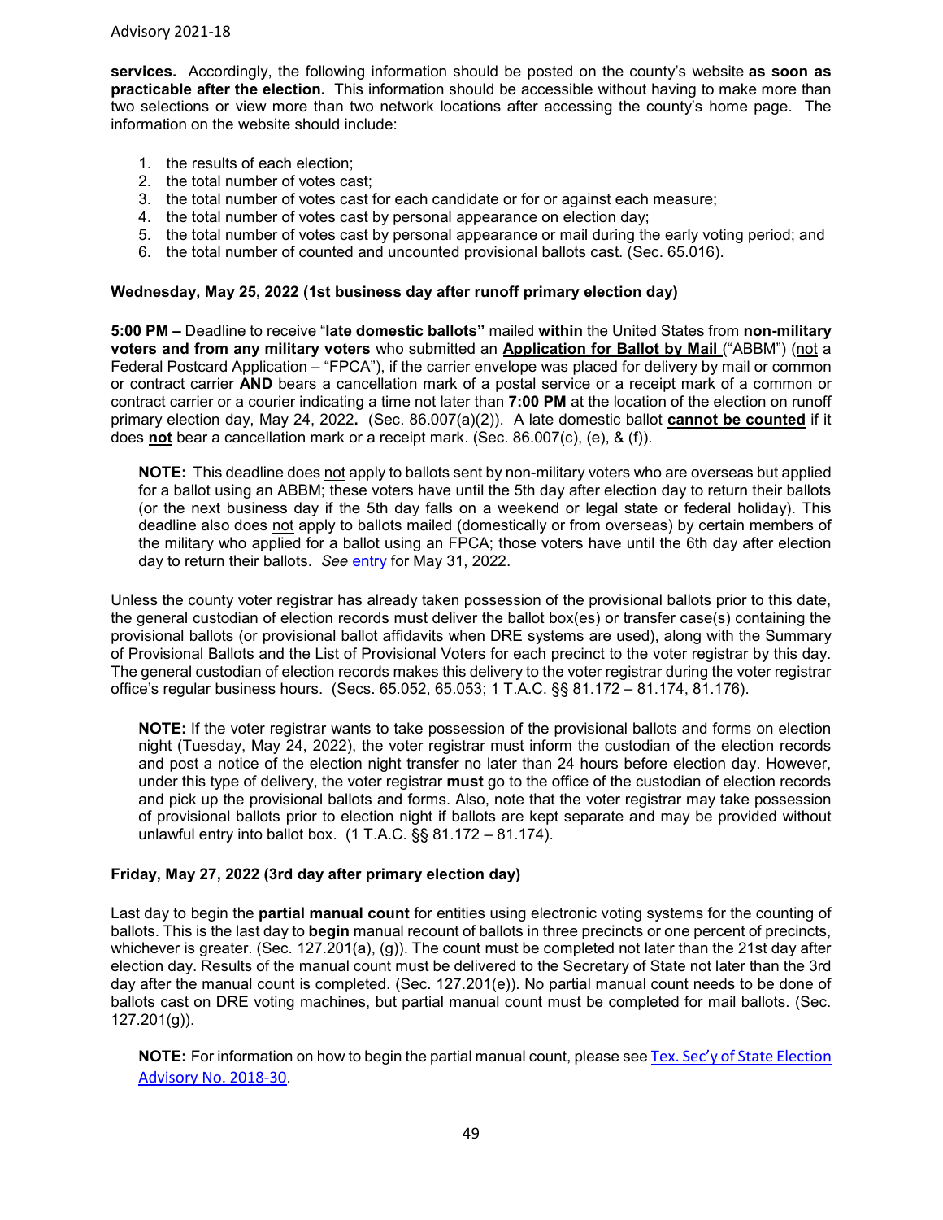**services.** Accordingly, the following information should be posted on the county's website **as soon as practicable after the election.** This information should be accessible without having to make more than two selections or view more than two network locations after accessing the county's home page. The information on the website should include:

1. the results of each election;
2. the total number of votes cast;
3. the total number of votes cast for each candidate or for or against each measure;
4. the total number of votes cast by personal appearance on election day;
5. the total number of votes cast by personal appearance or mail during the early voting period; and
6. the total number of counted and uncounted provisional ballots cast. (Sec. 65.016).

**Wednesday, May 25, 2022 (1st business day after runoff primary election day)**

**5:00 PM –** Deadline to receive "**late domestic ballots"** mailed **within** the United States from **non-military voters and from any military voters** who submitted an **Application for Ballot by Mail** ("ABBM") (not a Federal Postcard Application – "FPCA"), if the carrier envelope was placed for delivery by mail or common or contract carrier **AND** bears a cancellation mark of a postal service or a receipt mark of a common or contract carrier or a courier indicating a time not later than **7:00 PM** at the location of the election on runoff primary election day, May 24, 2022**.** (Sec. 86.007(a)(2)). A late domestic ballot **cannot be counted** if it does **not** bear a cancellation mark or a receipt mark. (Sec. 86.007(c), (e), & (f)).

> **NOTE:** This deadline does not apply to ballots sent by non-military voters who are overseas but applied for a ballot using an ABBM; these voters have until the 5th day after election day to return their ballots (or the next business day if the 5th day falls on a weekend or legal state or federal holiday). This deadline also does not apply to ballots mailed (domestically or from overseas) by certain members of the military who applied for a ballot using an FPCA; those voters have until the 6th day after election day to return their ballots. *See* entry for May 31, 2022.

Unless the county voter registrar has already taken possession of the provisional ballots prior to this date, the general custodian of election records must deliver the ballot box(es) or transfer case(s) containing the provisional ballots (or provisional ballot affidavits when DRE systems are used), along with the Summary of Provisional Ballots and the List of Provisional Voters for each precinct to the voter registrar by this day. The general custodian of election records makes this delivery to the voter registrar during the voter registrar office's regular business hours. (Secs. 65.052, 65.053; 1 T.A.C. §§ 81.172 – 81.174, 81.176).

> **NOTE:** If the voter registrar wants to take possession of the provisional ballots and forms on election night (Tuesday, May 24, 2022), the voter registrar must inform the custodian of the election records and post a notice of the election night transfer no later than 24 hours before election day. However, under this type of delivery, the voter registrar **must** go to the office of the custodian of election records and pick up the provisional ballots and forms. Also, note that the voter registrar may take possession of provisional ballots prior to election night if ballots are kept separate and may be provided without unlawful entry into ballot box. (1 T.A.C. §§ 81.172 – 81.174).

**Friday, May 27, 2022 (3rd day after primary election day)**

Last day to begin the **partial manual count** for entities using electronic voting systems for the counting of ballots. This is the last day to **begin** manual recount of ballots in three precincts or one percent of precincts, whichever is greater. (Sec. 127.201(a), (g)). The count must be completed not later than the 21st day after election day. Results of the manual count must be delivered to the Secretary of State not later than the 3rd day after the manual count is completed. (Sec. 127.201(e)). No partial manual count needs to be done of ballots cast on DRE voting machines, but partial manual count must be completed for mail ballots. (Sec. 127.201(g)).

> **NOTE:** For information on how to begin the partial manual count, please see Tex. Sec'y of State Election Advisory No. 2018-30.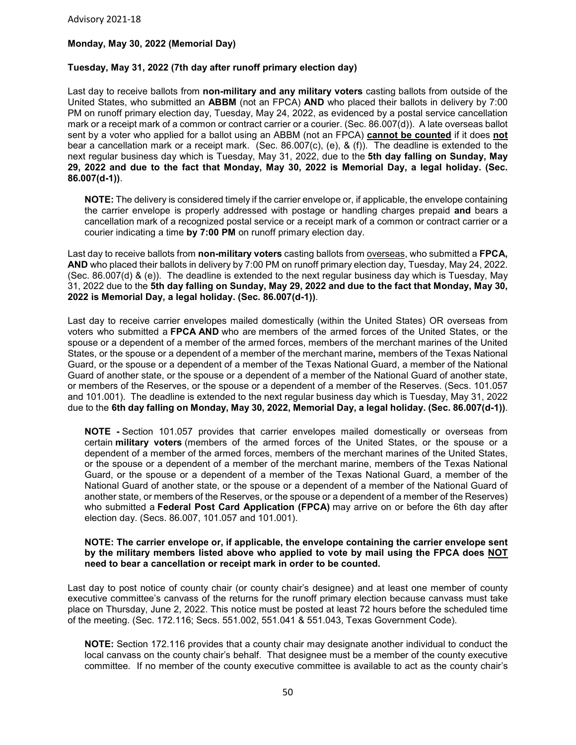**Monday, May 30, 2022 (Memorial Day)**

**Tuesday, May 31, 2022 (7th day after runoff primary election day)**

Last day to receive ballots from **non-military and any military voters** casting ballots from outside of the United States, who submitted an **ABBM** (not an FPCA) **AND** who placed their ballots in delivery by 7:00 PM on runoff primary election day, Tuesday, May 24, 2022, as evidenced by a postal service cancellation mark or a receipt mark of a common or contract carrier or a courier. (Sec. 86.007(d)). A late overseas ballot sent by a voter who applied for a ballot using an ABBM (not an FPCA) **cannot be counted** if it does **not** bear a cancellation mark or a receipt mark. (Sec. 86.007(c), (e), & (f)). The deadline is extended to the next regular business day which is Tuesday, May 31, 2022, due to the **5th day falling on Sunday, May 29, 2022 and due to the fact that Monday, May 30, 2022 is Memorial Day, a legal holiday. (Sec. 86.007(d-1))**.

> **NOTE:** The delivery is considered timely if the carrier envelope or, if applicable, the envelope containing the carrier envelope is properly addressed with postage or handling charges prepaid **and** bears a cancellation mark of a recognized postal service or a receipt mark of a common or contract carrier or a courier indicating a time **by 7:00 PM** on runoff primary election day.

Last day to receive ballots from **non-military voters** casting ballots from overseas, who submitted a **FPCA, AND** who placed their ballots in delivery by 7:00 PM on runoff primary election day, Tuesday, May 24, 2022. (Sec. 86.007(d) & (e)). The deadline is extended to the next regular business day which is Tuesday, May 31, 2022 due to the **5th day falling on Sunday, May 29, 2022 and due to the fact that Monday, May 30, 2022 is Memorial Day, a legal holiday. (Sec. 86.007(d-1))**.

Last day to receive carrier envelopes mailed domestically (within the United States) OR overseas from voters who submitted a **FPCA AND** who are members of the armed forces of the United States, or the spouse or a dependent of a member of the armed forces, members of the merchant marines of the United States, or the spouse or a dependent of a member of the merchant marine**,** members of the Texas National Guard, or the spouse or a dependent of a member of the Texas National Guard, a member of the National Guard of another state, or the spouse or a dependent of a member of the National Guard of another state, or members of the Reserves, or the spouse or a dependent of a member of the Reserves. (Secs. 101.057 and 101.001). The deadline is extended to the next regular business day which is Tuesday, May 31, 2022 due to the **6th day falling on Monday, May 30, 2022, Memorial Day, a legal holiday. (Sec. 86.007(d-1))**.

> **NOTE -** Section 101.057 provides that carrier envelopes mailed domestically or overseas from certain **military voters** (members of the armed forces of the United States, or the spouse or a dependent of a member of the armed forces, members of the merchant marines of the United States, or the spouse or a dependent of a member of the merchant marine, members of the Texas National Guard, or the spouse or a dependent of a member of the Texas National Guard, a member of the National Guard of another state, or the spouse or a dependent of a member of the National Guard of another state, or members of the Reserves, or the spouse or a dependent of a member of the Reserves) who submitted a **Federal Post Card Application (FPCA)** may arrive on or before the 6th day after election day. (Secs. 86.007, 101.057 and 101.001).
>
> **NOTE: The carrier envelope or, if applicable, the envelope containing the carrier envelope sent by the military members listed above who applied to vote by mail using the FPCA does NOT need to bear a cancellation or receipt mark in order to be counted.**

Last day to post notice of county chair (or county chair's designee) and at least one member of county executive committee's canvass of the returns for the runoff primary election because canvass must take place on Thursday, June 2, 2022. This notice must be posted at least 72 hours before the scheduled time of the meeting. (Sec. 172.116; Secs. 551.002, 551.041 & 551.043, Texas Government Code).

> **NOTE:** Section 172.116 provides that a county chair may designate another individual to conduct the local canvass on the county chair's behalf. That designee must be a member of the county executive committee. If no member of the county executive committee is available to act as the county chair's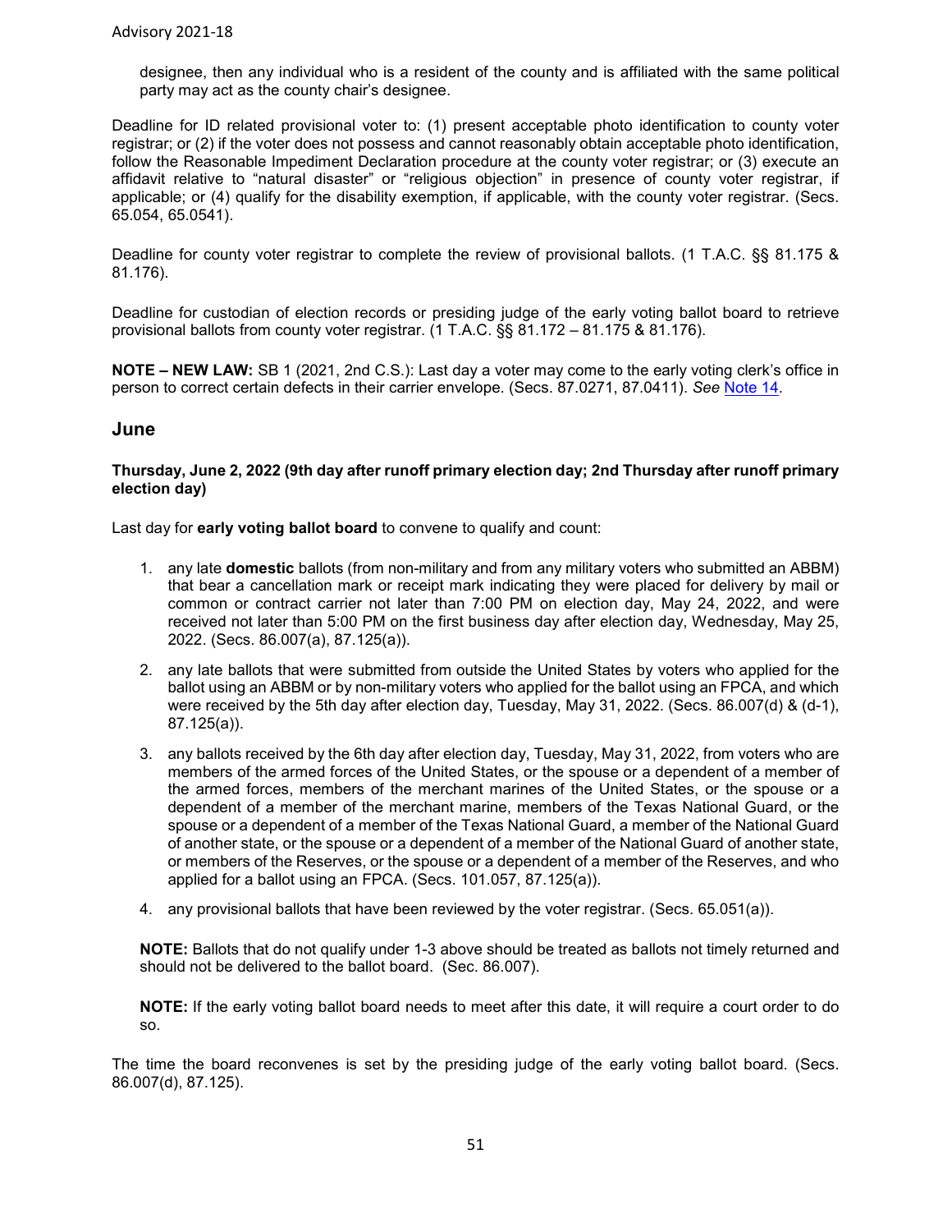designee, then any individual who is a resident of the county and is affiliated with the same political party may act as the county chair's designee.

Deadline for ID related provisional voter to: (1) present acceptable photo identification to county voter registrar; or (2) if the voter does not possess and cannot reasonably obtain acceptable photo identification, follow the Reasonable Impediment Declaration procedure at the county voter registrar; or (3) execute an affidavit relative to "natural disaster" or "religious objection" in presence of county voter registrar, if applicable; or (4) qualify for the disability exemption, if applicable, with the county voter registrar. (Secs. 65.054, 65.0541).

Deadline for county voter registrar to complete the review of provisional ballots. (1 T.A.C. §§ 81.175 & 81.176).

Deadline for custodian of election records or presiding judge of the early voting ballot board to retrieve provisional ballots from county voter registrar. (1 T.A.C. §§ 81.172 – 81.175 & 81.176).

**NOTE – NEW LAW:** SB 1 (2021, 2nd C.S.): Last day a voter may come to the early voting clerk's office in person to correct certain defects in their carrier envelope. (Secs. 87.0271, 87.0411). *See* Note 14.

## June

**Thursday, June 2, 2022 (9th day after runoff primary election day; 2nd Thursday after runoff primary election day)**

Last day for **early voting ballot board** to convene to qualify and count:

1. any late **domestic** ballots (from non-military and from any military voters who submitted an ABBM) that bear a cancellation mark or receipt mark indicating they were placed for delivery by mail or common or contract carrier not later than 7:00 PM on election day, May 24, 2022, and were received not later than 5:00 PM on the first business day after election day, Wednesday, May 25, 2022. (Secs. 86.007(a), 87.125(a)).
2. any late ballots that were submitted from outside the United States by voters who applied for the ballot using an ABBM or by non-military voters who applied for the ballot using an FPCA, and which were received by the 5th day after election day, Tuesday, May 31, 2022. (Secs. 86.007(d) & (d-1), 87.125(a)).
3. any ballots received by the 6th day after election day, Tuesday, May 31, 2022, from voters who are members of the armed forces of the United States, or the spouse or a dependent of a member of the armed forces, members of the merchant marines of the United States, or the spouse or a dependent of a member of the merchant marine, members of the Texas National Guard, or the spouse or a dependent of a member of the Texas National Guard, a member of the National Guard of another state, or the spouse or a dependent of a member of the National Guard of another state, or members of the Reserves, or the spouse or a dependent of a member of the Reserves, and who applied for a ballot using an FPCA. (Secs. 101.057, 87.125(a)).
4. any provisional ballots that have been reviewed by the voter registrar. (Secs. 65.051(a)).

**NOTE:** Ballots that do not qualify under 1-3 above should be treated as ballots not timely returned and should not be delivered to the ballot board. (Sec. 86.007).

**NOTE:** If the early voting ballot board needs to meet after this date, it will require a court order to do so.

The time the board reconvenes is set by the presiding judge of the early voting ballot board. (Secs. 86.007(d), 87.125).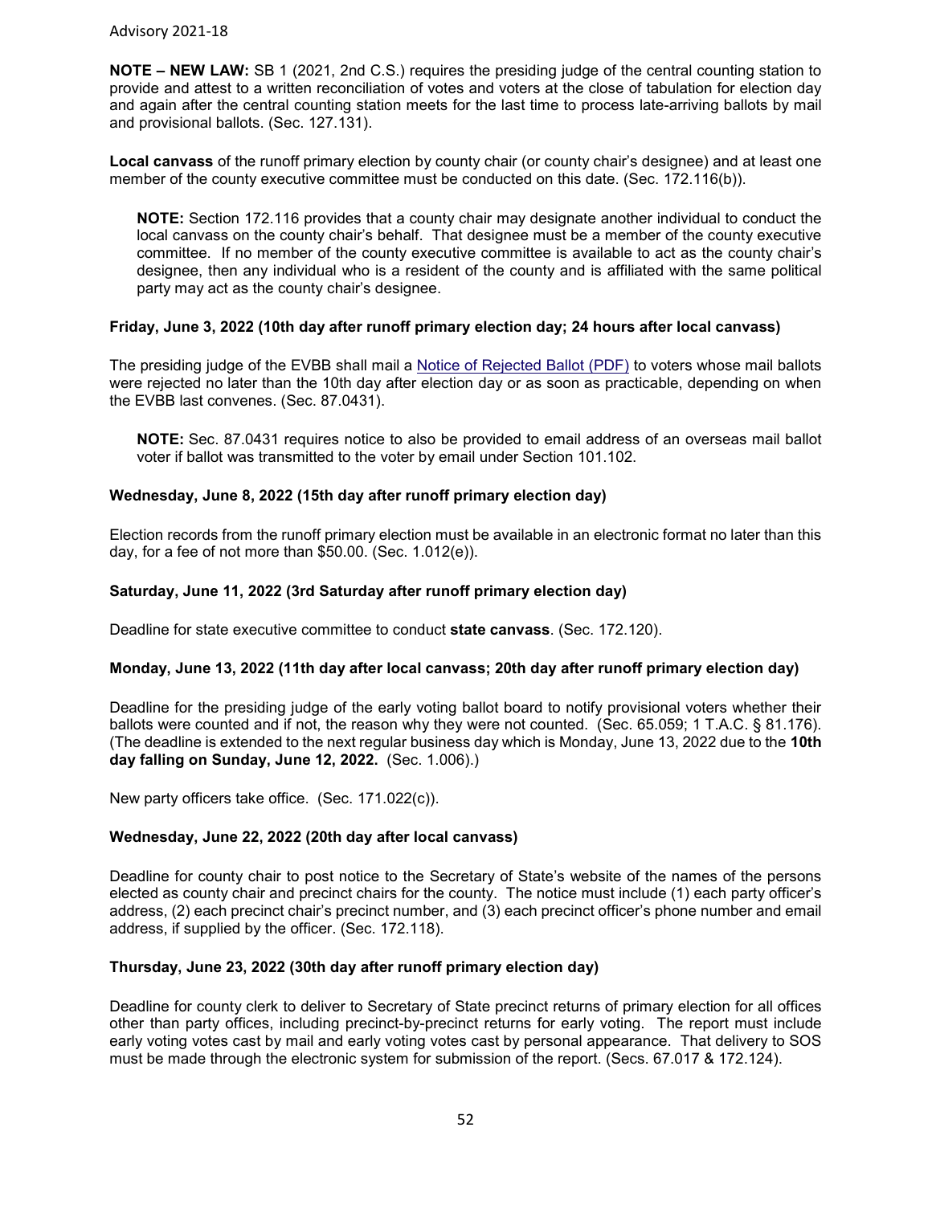**NOTE – NEW LAW:** SB 1 (2021, 2nd C.S.) requires the presiding judge of the central counting station to provide and attest to a written reconciliation of votes and voters at the close of tabulation for election day and again after the central counting station meets for the last time to process late-arriving ballots by mail and provisional ballots. (Sec. 127.131).

**Local canvass** of the runoff primary election by county chair (or county chair's designee) and at least one member of the county executive committee must be conducted on this date. (Sec. 172.116(b)).

> **NOTE:** Section 172.116 provides that a county chair may designate another individual to conduct the local canvass on the county chair's behalf. That designee must be a member of the county executive committee. If no member of the county executive committee is available to act as the county chair's designee, then any individual who is a resident of the county and is affiliated with the same political party may act as the county chair's designee.

**Friday, June 3, 2022 (10th day after runoff primary election day; 24 hours after local canvass)**

The presiding judge of the EVBB shall mail a Notice of Rejected Ballot (PDF) to voters whose mail ballots were rejected no later than the 10th day after election day or as soon as practicable, depending on when the EVBB last convenes. (Sec. 87.0431).

> **NOTE:** Sec. 87.0431 requires notice to also be provided to email address of an overseas mail ballot voter if ballot was transmitted to the voter by email under Section 101.102.

**Wednesday, June 8, 2022 (15th day after runoff primary election day)**

Election records from the runoff primary election must be available in an electronic format no later than this day, for a fee of not more than $50.00. (Sec. 1.012(e)).

**Saturday, June 11, 2022 (3rd Saturday after runoff primary election day)**

Deadline for state executive committee to conduct **state canvass**. (Sec. 172.120).

**Monday, June 13, 2022 (11th day after local canvass; 20th day after runoff primary election day)**

Deadline for the presiding judge of the early voting ballot board to notify provisional voters whether their ballots were counted and if not, the reason why they were not counted. (Sec. 65.059; 1 T.A.C. § 81.176). (The deadline is extended to the next regular business day which is Monday, June 13, 2022 due to the **10th day falling on Sunday, June 12, 2022.** (Sec. 1.006).)

New party officers take office. (Sec. 171.022(c)).

**Wednesday, June 22, 2022 (20th day after local canvass)**

Deadline for county chair to post notice to the Secretary of State's website of the names of the persons elected as county chair and precinct chairs for the county. The notice must include (1) each party officer's address, (2) each precinct chair's precinct number, and (3) each precinct officer's phone number and email address, if supplied by the officer. (Sec. 172.118).

**Thursday, June 23, 2022 (30th day after runoff primary election day)**

Deadline for county clerk to deliver to Secretary of State precinct returns of primary election for all offices other than party offices, including precinct-by-precinct returns for early voting. The report must include early voting votes cast by mail and early voting votes cast by personal appearance. That delivery to SOS must be made through the electronic system for submission of the report. (Secs. 67.017 & 172.124).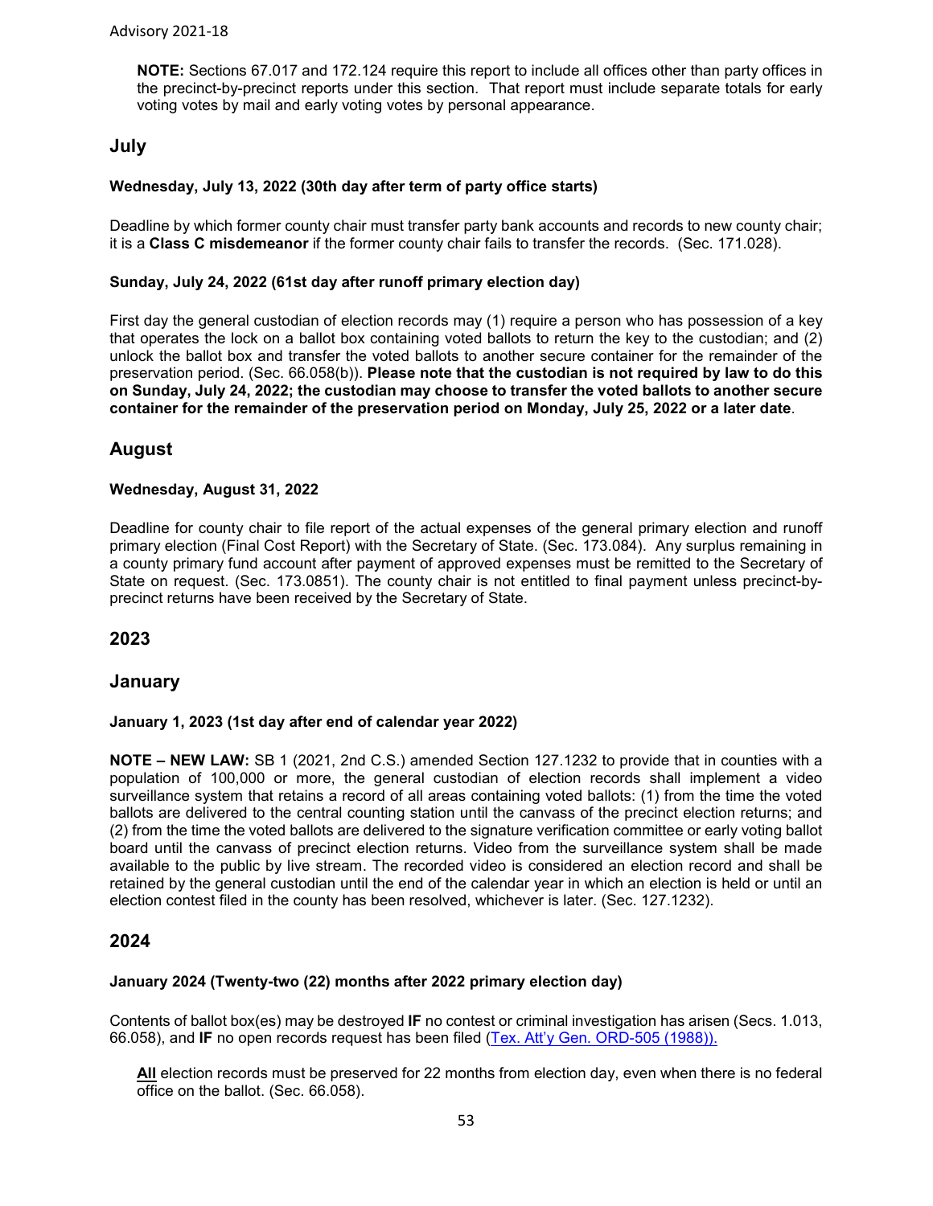**NOTE:** Sections 67.017 and 172.124 require this report to include all offices other than party offices in the precinct-by-precinct reports under this section. That report must include separate totals for early voting votes by mail and early voting votes by personal appearance.

## July

#### Wednesday, July 13, 2022 (30th day after term of party office starts)

Deadline by which former county chair must transfer party bank accounts and records to new county chair; it is a **Class C misdemeanor** if the former county chair fails to transfer the records. (Sec. 171.028).

#### Sunday, July 24, 2022 (61st day after runoff primary election day)

First day the general custodian of election records may (1) require a person who has possession of a key that operates the lock on a ballot box containing voted ballots to return the key to the custodian; and (2) unlock the ballot box and transfer the voted ballots to another secure container for the remainder of the preservation period. (Sec. 66.058(b)). **Please note that the custodian is not required by law to do this on Sunday, July 24, 2022; the custodian may choose to transfer the voted ballots to another secure container for the remainder of the preservation period on Monday, July 25, 2022 or a later date**.

## August

#### Wednesday, August 31, 2022

Deadline for county chair to file report of the actual expenses of the general primary election and runoff primary election (Final Cost Report) with the Secretary of State. (Sec. 173.084). Any surplus remaining in a county primary fund account after payment of approved expenses must be remitted to the Secretary of State on request. (Sec. 173.0851). The county chair is not entitled to final payment unless precinct-by-precinct returns have been received by the Secretary of State.

## 2023

## January

#### January 1, 2023 (1st day after end of calendar year 2022)

**NOTE – NEW LAW:** SB 1 (2021, 2nd C.S.) amended Section 127.1232 to provide that in counties with a population of 100,000 or more, the general custodian of election records shall implement a video surveillance system that retains a record of all areas containing voted ballots: (1) from the time the voted ballots are delivered to the central counting station until the canvass of the precinct election returns; and (2) from the time the voted ballots are delivered to the signature verification committee or early voting ballot board until the canvass of precinct election returns. Video from the surveillance system shall be made available to the public by live stream. The recorded video is considered an election record and shall be retained by the general custodian until the end of the calendar year in which an election is held or until an election contest filed in the county has been resolved, whichever is later. (Sec. 127.1232).

## 2024

#### January 2024 (Twenty-two (22) months after 2022 primary election day)

Contents of ballot box(es) may be destroyed **IF** no contest or criminal investigation has arisen (Secs. 1.013, 66.058), and **IF** no open records request has been filed (Tex. Att'y Gen. ORD-505 (1988)).

**All** election records must be preserved for 22 months from election day, even when there is no federal office on the ballot. (Sec. 66.058).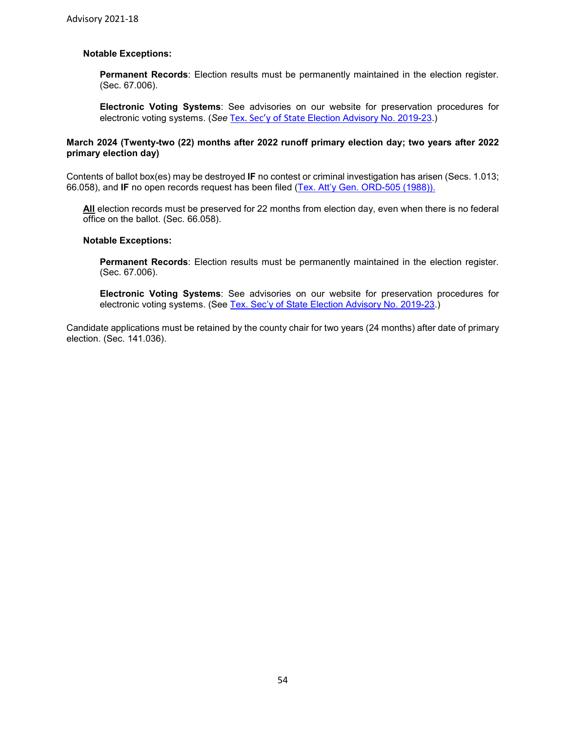**Notable Exceptions:**

**Permanent Records**: Election results must be permanently maintained in the election register. (Sec. 67.006).

**Electronic Voting Systems**: See advisories on our website for preservation procedures for electronic voting systems. (*See* Tex. Sec'y of State Election Advisory No. 2019-23.)

**March 2024 (Twenty-two (22) months after 2022 runoff primary election day; two years after 2022 primary election day)**

Contents of ballot box(es) may be destroyed **IF** no contest or criminal investigation has arisen (Secs. 1.013; 66.058), and **IF** no open records request has been filed (Tex. Att'y Gen. ORD-505 (1988)).

**All** election records must be preserved for 22 months from election day, even when there is no federal office on the ballot. (Sec. 66.058).

**Notable Exceptions:**

**Permanent Records**: Election results must be permanently maintained in the election register. (Sec. 67.006).

**Electronic Voting Systems**: See advisories on our website for preservation procedures for electronic voting systems. (See Tex. Sec'y of State Election Advisory No. 2019-23.)

Candidate applications must be retained by the county chair for two years (24 months) after date of primary election. (Sec. 141.036).